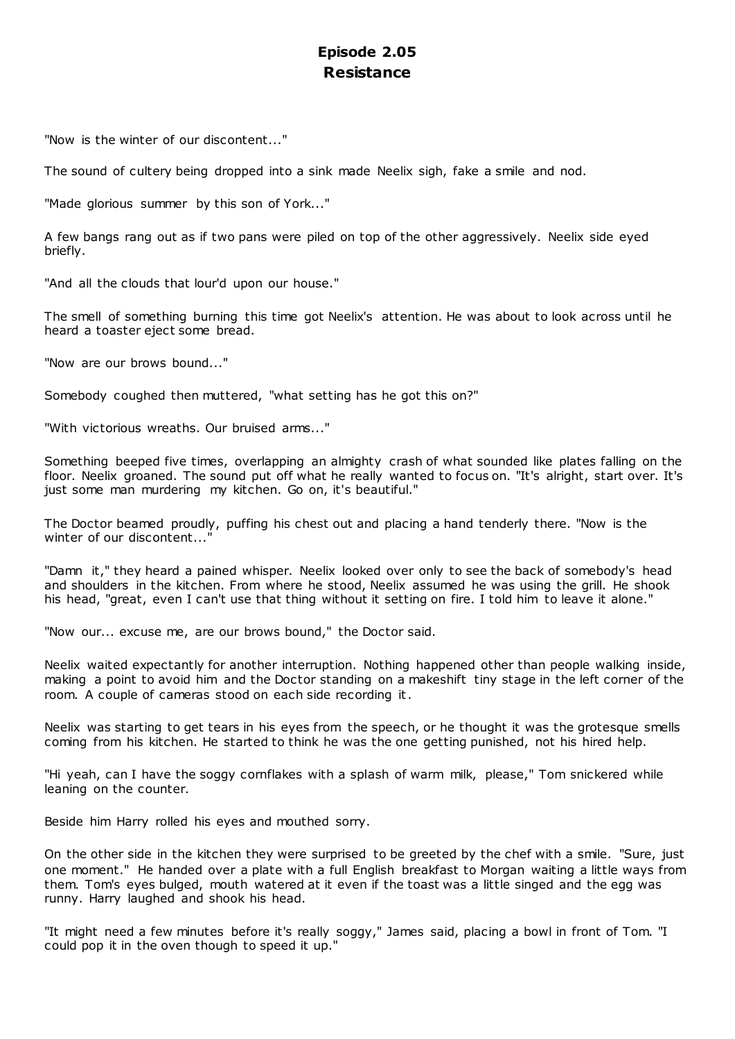# Episode 2.05
# Resistance

"Now is the winter of our discontent..."

The sound of cultery being dropped into a sink made Neelix sigh, fake a smile and nod.

"Made glorious summer by this son of York..."

A few bangs rang out as if two pans were piled on top of the other aggressively. Neelix side eyed briefly.

"And all the clouds that lour'd upon our house."

The smell of something burning this time got Neelix's attention. He was about to look across until he heard a toaster eject some bread.

"Now are our brows bound..."

Somebody coughed then muttered, "what setting has he got this on?"

"With victorious wreaths. Our bruised arms..."

Something beeped five times, overlapping an almighty crash of what sounded like plates falling on the floor. Neelix groaned. The sound put off what he really wanted to focus on. "It's alright, start over. It's just some man murdering my kitchen. Go on, it's beautiful."

The Doctor beamed proudly, puffing his chest out and placing a hand tenderly there. "Now is the winter of our discontent..."

"Damn it," they heard a pained whisper. Neelix looked over only to see the back of somebody's head and shoulders in the kitchen. From where he stood, Neelix assumed he was using the grill. He shook his head, "great, even I can't use that thing without it setting on fire. I told him to leave it alone."

"Now our... excuse me, are our brows bound," the Doctor said.

Neelix waited expectantly for another interruption. Nothing happened other than people walking inside, making a point to avoid him and the Doctor standing on a makeshift tiny stage in the left corner of the room. A couple of cameras stood on each side recording it.

Neelix was starting to get tears in his eyes from the speech, or he thought it was the grotesque smells coming from his kitchen. He started to think he was the one getting punished, not his hired help.

"Hi yeah, can I have the soggy cornflakes with a splash of warm milk, please," Tom snickered while leaning on the counter.

Beside him Harry rolled his eyes and mouthed sorry.

On the other side in the kitchen they were surprised to be greeted by the chef with a smile. "Sure, just one moment." He handed over a plate with a full English breakfast to Morgan waiting a little ways from them. Tom's eyes bulged, mouth watered at it even if the toast was a little singed and the egg was runny. Harry laughed and shook his head.

"It might need a few minutes before it's really soggy," James said, placing a bowl in front of Tom. "I could pop it in the oven though to speed it up."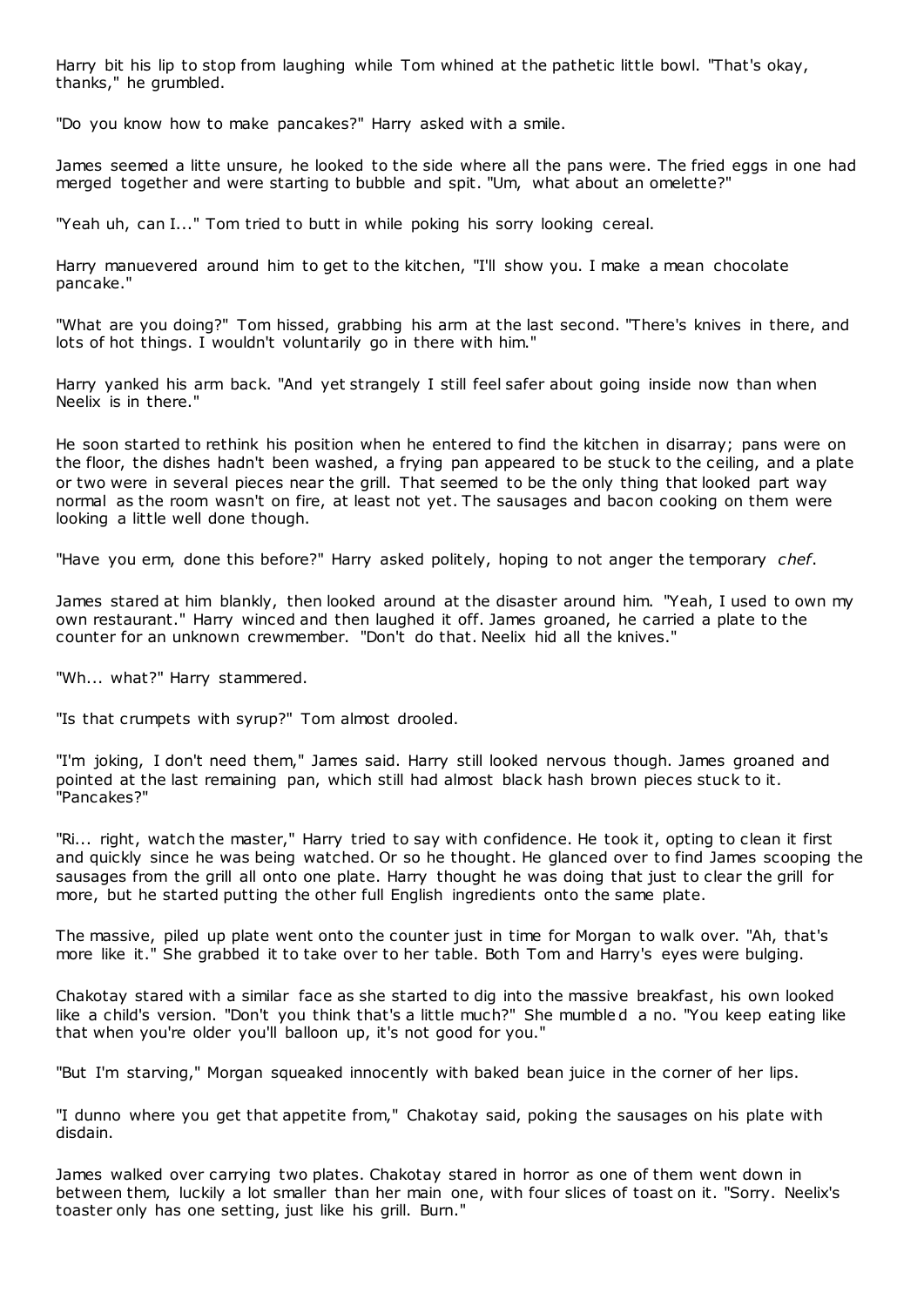Harry bit his lip to stop from laughing while Tom whined at the pathetic little bowl. "That's okay, thanks," he grumbled.

"Do you know how to make pancakes?" Harry asked with a smile.

James seemed a litte unsure, he looked to the side where all the pans were. The fried eggs in one had merged together and were starting to bubble and spit. "Um, what about an omelette?"

"Yeah uh, can I..." Tom tried to butt in while poking his sorry looking cereal.

Harry manuevered around him to get to the kitchen, "I'll show you. I make a mean chocolate pancake."

"What are you doing?" Tom hissed, grabbing his arm at the last second. "There's knives in there, and lots of hot things. I wouldn't voluntarily go in there with him."

Harry yanked his arm back. "And yet strangely I still feel safer about going inside now than when Neelix is in there."

He soon started to rethink his position when he entered to find the kitchen in disarray; pans were on the floor, the dishes hadn't been washed, a frying pan appeared to be stuck to the ceiling, and a plate or two were in several pieces near the grill. That seemed to be the only thing that looked part way normal as the room wasn't on fire, at least not yet. The sausages and bacon cooking on them were looking a little well done though.

"Have you erm, done this before?" Harry asked politely, hoping to not anger the temporary *chef*.

James stared at him blankly, then looked around at the disaster around him. "Yeah, I used to own my own restaurant." Harry winced and then laughed it off. James groaned, he carried a plate to the counter for an unknown crewmember. "Don't do that. Neelix hid all the knives."

"Wh... what?" Harry stammered.

"Is that crumpets with syrup?" Tom almost drooled.

"I'm joking, I don't need them," James said. Harry still looked nervous though. James groaned and pointed at the last remaining pan, which still had almost black hash brown pieces stuck to it. "Pancakes?"

"Ri... right, watch the master," Harry tried to say with confidence. He took it, opting to clean it first and quickly since he was being watched. Or so he thought. He glanced over to find James scooping the sausages from the grill all onto one plate. Harry thought he was doing that just to clear the grill for more, but he started putting the other full English ingredients onto the same plate.

The massive, piled up plate went onto the counter just in time for Morgan to walk over. "Ah, that's more like it." She grabbed it to take over to her table. Both Tom and Harry's eyes were bulging.

Chakotay stared with a similar face as she started to dig into the massive breakfast, his own looked like a child's version. "Don't you think that's a little much?" She mumbled a no. "You keep eating like that when you're older you'll balloon up, it's not good for you."

"But I'm starving," Morgan squeaked innocently with baked bean juice in the corner of her lips.

"I dunno where you get that appetite from," Chakotay said, poking the sausages on his plate with disdain.

James walked over carrying two plates. Chakotay stared in horror as one of them went down in between them, luckily a lot smaller than her main one, with four slices of toast on it. "Sorry. Neelix's toaster only has one setting, just like his grill. Burn."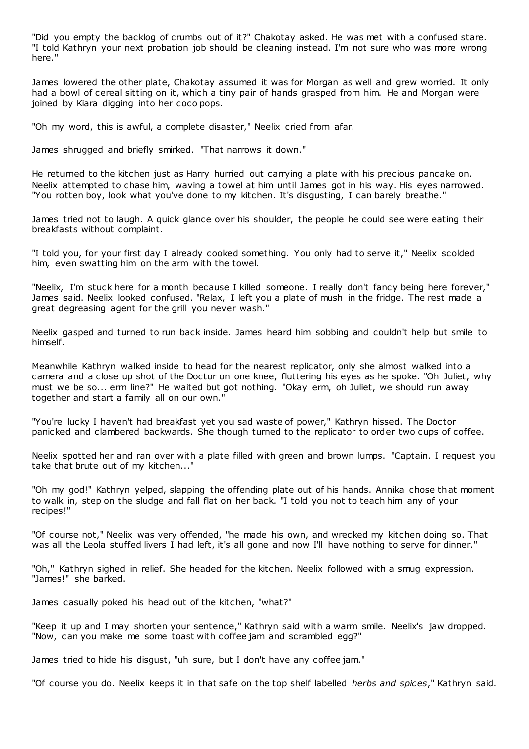"Did you empty the backlog of crumbs out of it?" Chakotay asked. He was met with a confused stare. "I told Kathryn your next probation job should be cleaning instead. I'm not sure who was more wrong here."

James lowered the other plate, Chakotay assumed it was for Morgan as well and grew worried. It only had a bowl of cereal sitting on it, which a tiny pair of hands grasped from him. He and Morgan were joined by Kiara digging into her coco pops.

"Oh my word, this is awful, a complete disaster," Neelix cried from afar.

James shrugged and briefly smirked. "That narrows it down."

He returned to the kitchen just as Harry hurried out carrying a plate with his precious pancake on. Neelix attempted to chase him, waving a towel at him until James got in his way. His eyes narrowed. "You rotten boy, look what you've done to my kitchen. It's disgusting, I can barely breathe."

James tried not to laugh. A quick glance over his shoulder, the people he could see were eating their breakfasts without complaint.

"I told you, for your first day I already cooked something. You only had to serve it," Neelix scolded him, even swatting him on the arm with the towel.

"Neelix, I'm stuck here for a month because I killed someone. I really don't fancy being here forever," James said. Neelix looked confused. "Relax, I left you a plate of mush in the fridge. The rest made a great degreasing agent for the grill you never wash."

Neelix gasped and turned to run back inside. James heard him sobbing and couldn't help but smile to himself.

Meanwhile Kathryn walked inside to head for the nearest replicator, only she almost walked into a camera and a close up shot of the Doctor on one knee, fluttering his eyes as he spoke. "Oh Juliet, why must we be so... erm line?" He waited but got nothing. "Okay erm, oh Juliet, we should run away together and start a family all on our own."

"You're lucky I haven't had breakfast yet you sad waste of power," Kathryn hissed. The Doctor panicked and clambered backwards. She though turned to the replicator to order two cups of coffee.

Neelix spotted her and ran over with a plate filled with green and brown lumps. "Captain. I request you take that brute out of my kitchen..."

"Oh my god!" Kathryn yelped, slapping the offending plate out of his hands. Annika chose that moment to walk in, step on the sludge and fall flat on her back. "I told you not to teach him any of your recipes!"

"Of course not," Neelix was very offended, "he made his own, and wrecked my kitchen doing so. That was all the Leola stuffed livers I had left, it's all gone and now I'll have nothing to serve for dinner."

"Oh," Kathryn sighed in relief. She headed for the kitchen. Neelix followed with a smug expression. "James!" she barked.

James casually poked his head out of the kitchen, "what?"

"Keep it up and I may shorten your sentence," Kathryn said with a warm smile. Neelix's jaw dropped. "Now, can you make me some toast with coffee jam and scrambled egg?"

James tried to hide his disgust, "uh sure, but I don't have any coffee jam."

"Of course you do. Neelix keeps it in that safe on the top shelf labelled *herbs and spices*," Kathryn said.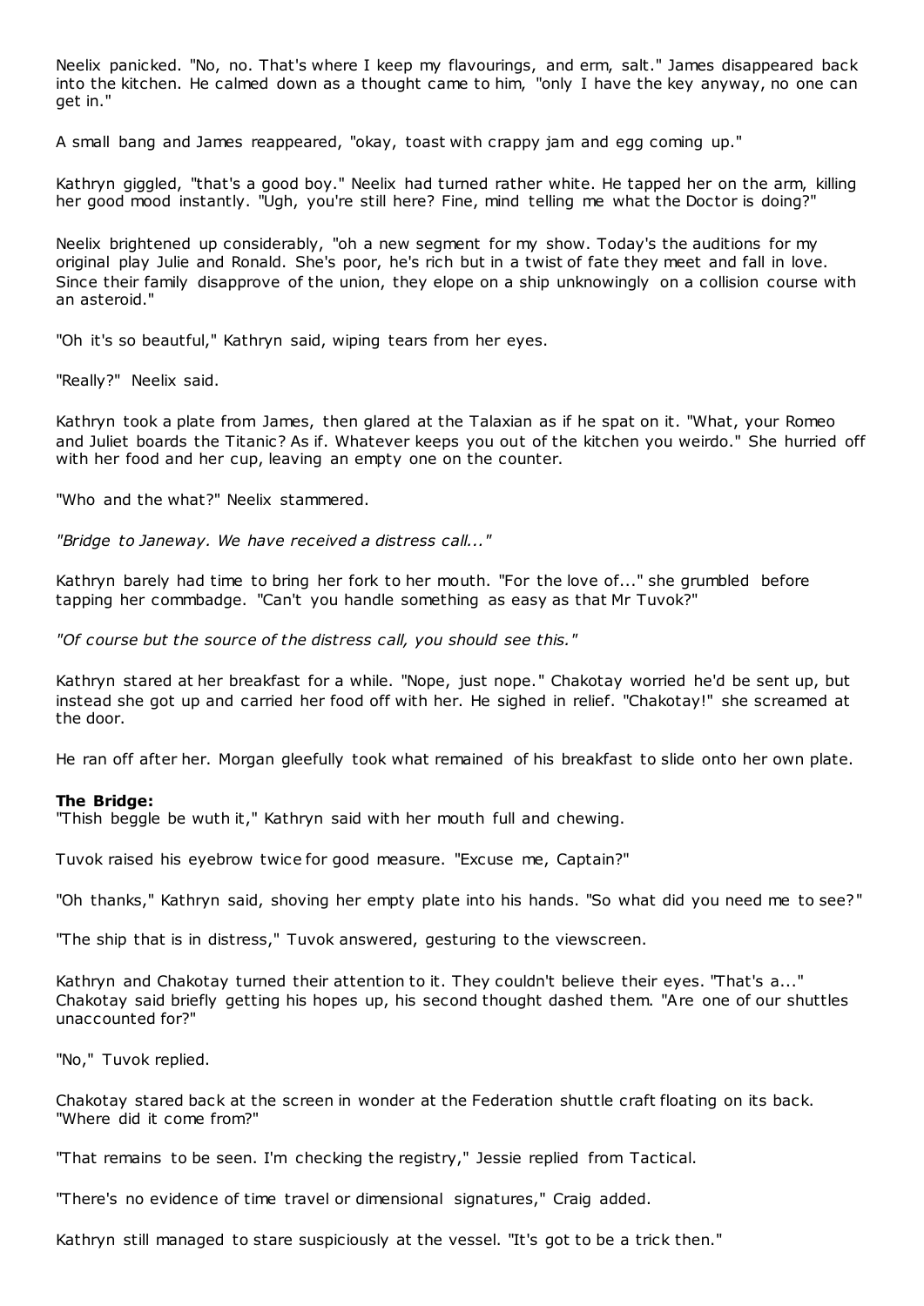Neelix panicked. "No, no. That's where I keep my flavourings, and erm, salt." James disappeared back into the kitchen. He calmed down as a thought came to him, "only I have the key anyway, no one can get in."

A small bang and James reappeared, "okay, toast with crappy jam and egg coming up."

Kathryn giggled, "that's a good boy." Neelix had turned rather white. He tapped her on the arm, killing her good mood instantly. "Ugh, you're still here? Fine, mind telling me what the Doctor is doing?"

Neelix brightened up considerably, "oh a new segment for my show. Today's the auditions for my original play Julie and Ronald. She's poor, he's rich but in a twist of fate they meet and fall in love. Since their family disapprove of the union, they elope on a ship unknowingly on a collision course with an asteroid."

"Oh it's so beautiful," Kathryn said, wiping tears from her eyes.

"Really?" Neelix said.

Kathryn took a plate from James, then glared at the Talaxian as if he spat on it. "What, your Romeo and Juliet boards the Titanic? As if. Whatever keeps you out of the kitchen you weirdo." She hurried off with her food and her cup, leaving an empty one on the counter.

"Who and the what?" Neelix stammered.

*"Bridge to Janeway. We have received a distress call..."*

Kathryn barely had time to bring her fork to her mouth. "For the love of..." she grumbled before tapping her commbadge. "Can't you handle something as easy as that Mr Tuvok?"

*"Of course but the source of the distress call, you should see this."*

Kathryn stared at her breakfast for a while. "Nope, just nope." Chakotay worried he'd be sent up, but instead she got up and carried her food off with her. He sighed in relief. "Chakotay!" she screamed at the door.

He ran off after her. Morgan gleefully took what remained of his breakfast to slide onto her own plate.

**The Bridge:**
"Thish beggle be wuth it," Kathryn said with her mouth full and chewing.

Tuvok raised his eyebrow twice for good measure. "Excuse me, Captain?"

"Oh thanks," Kathryn said, shoving her empty plate into his hands. "So what did you need me to see?"

"The ship that is in distress," Tuvok answered, gesturing to the viewscreen.

Kathryn and Chakotay turned their attention to it. They couldn't believe their eyes. "That's a..." Chakotay said briefly getting his hopes up, his second thought dashed them. "Are one of our shuttles unaccounted for?"

"No," Tuvok replied.

Chakotay stared back at the screen in wonder at the Federation shuttle craft floating on its back. "Where did it come from?"

"That remains to be seen. I'm checking the registry," Jessie replied from Tactical.

"There's no evidence of time travel or dimensional signatures," Craig added.

Kathryn still managed to stare suspiciously at the vessel. "It's got to be a trick then."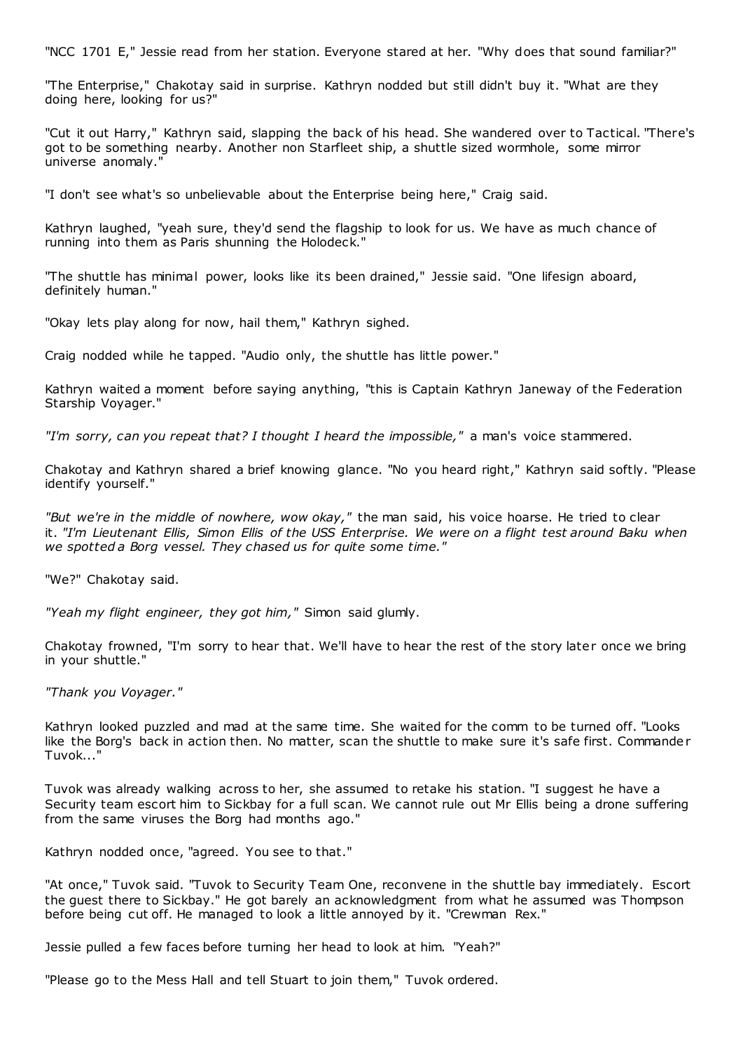"NCC 1701 E," Jessie read from her station. Everyone stared at her. "Why does that sound familiar?"

"The Enterprise," Chakotay said in surprise. Kathryn nodded but still didn't buy it. "What are they doing here, looking for us?"

"Cut it out Harry," Kathryn said, slapping the back of his head. She wandered over to Tactical. "There's got to be something nearby. Another non Starfleet ship, a shuttle sized wormhole, some mirror universe anomaly."

"I don't see what's so unbelievable about the Enterprise being here," Craig said.

Kathryn laughed, "yeah sure, they'd send the flagship to look for us. We have as much chance of running into them as Paris shunning the Holodeck."

"The shuttle has minimal power, looks like its been drained," Jessie said. "One lifesign aboard, definitely human."

"Okay lets play along for now, hail them," Kathryn sighed.

Craig nodded while he tapped. "Audio only, the shuttle has little power."

Kathryn waited a moment before saying anything, "this is Captain Kathryn Janeway of the Federation Starship Voyager."

*"I'm sorry, can you repeat that? I thought I heard the impossible,"* a man's voice stammered.

Chakotay and Kathryn shared a brief knowing glance. "No you heard right," Kathryn said softly. "Please identify yourself."

*"But we're in the middle of nowhere, wow okay,"* the man said, his voice hoarse. He tried to clear it. *"I'm Lieutenant Ellis, Simon Ellis of the USS Enterprise. We were on a flight test around Baku when we spotted a Borg vessel. They chased us for quite some time."*

"We?" Chakotay said.

*"Yeah my flight engineer, they got him,"* Simon said glumly.

Chakotay frowned, "I'm sorry to hear that. We'll have to hear the rest of the story later once we bring in your shuttle."

*"Thank you Voyager."*

Kathryn looked puzzled and mad at the same time. She waited for the comm to be turned off. "Looks like the Borg's back in action then. No matter, scan the shuttle to make sure it's safe first. Commander Tuvok..."

Tuvok was already walking across to her, she assumed to retake his station. "I suggest he have a Security team escort him to Sickbay for a full scan. We cannot rule out Mr Ellis being a drone suffering from the same viruses the Borg had months ago."

Kathryn nodded once, "agreed. You see to that."

"At once," Tuvok said. "Tuvok to Security Team One, reconvene in the shuttle bay immediately. Escort the guest there to Sickbay." He got barely an acknowledgment from what he assumed was Thompson before being cut off. He managed to look a little annoyed by it. "Crewman Rex."

Jessie pulled a few faces before turning her head to look at him. "Yeah?"

"Please go to the Mess Hall and tell Stuart to join them," Tuvok ordered.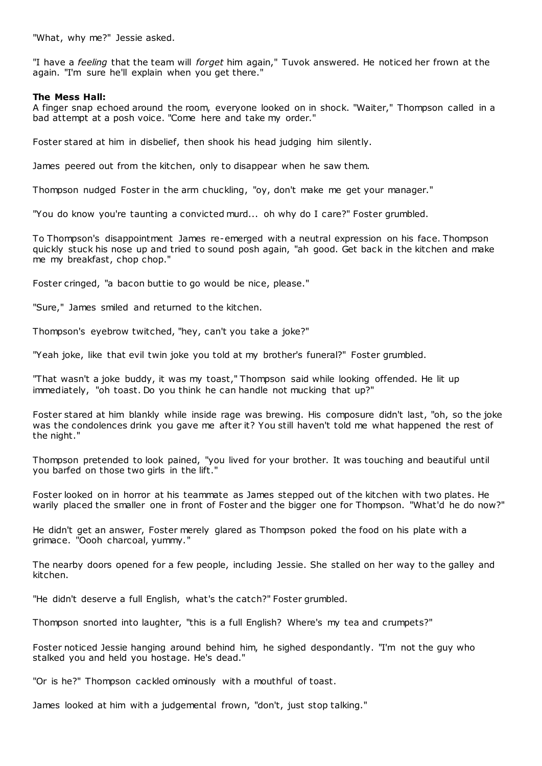"What, why me?" Jessie asked.

"I have a *feeling* that the team will *forget* him again," Tuvok answered. He noticed her frown at the again. "I'm sure he'll explain when you get there."

**The Mess Hall:**
A finger snap echoed around the room, everyone looked on in shock. "Waiter," Thompson called in a bad attempt at a posh voice. "Come here and take my order."

Foster stared at him in disbelief, then shook his head judging him silently.

James peered out from the kitchen, only to disappear when he saw them.

Thompson nudged Foster in the arm chuckling, "oy, don't make me get your manager."

"You do know you're taunting a convicted murd... oh why do I care?" Foster grumbled.

To Thompson's disappointment James re-emerged with a neutral expression on his face. Thompson quickly stuck his nose up and tried to sound posh again, "ah good. Get back in the kitchen and make me my breakfast, chop chop."

Foster cringed, "a bacon buttie to go would be nice, please."

"Sure," James smiled and returned to the kitchen.

Thompson's eyebrow twitched, "hey, can't you take a joke?"

"Yeah joke, like that evil twin joke you told at my brother's funeral?" Foster grumbled.

"That wasn't a joke buddy, it was my toast," Thompson said while looking offended. He lit up immediately, "oh toast. Do you think he can handle not mucking that up?"

Foster stared at him blankly while inside rage was brewing. His composure didn't last, "oh, so the joke was the condolences drink you gave me after it? You still haven't told me what happened the rest of the night."

Thompson pretended to look pained, "you lived for your brother. It was touching and beautiful until you barfed on those two girls in the lift."

Foster looked on in horror at his teammate as James stepped out of the kitchen with two plates. He warily placed the smaller one in front of Foster and the bigger one for Thompson. "What'd he do now?"

He didn't get an answer, Foster merely glared as Thompson poked the food on his plate with a grimace. "Oooh charcoal, yummy."

The nearby doors opened for a few people, including Jessie. She stalled on her way to the galley and kitchen.

"He didn't deserve a full English, what's the catch?" Foster grumbled.

Thompson snorted into laughter, "this is a full English? Where's my tea and crumpets?"

Foster noticed Jessie hanging around behind him, he sighed despondantly. "I'm not the guy who stalked you and held you hostage. He's dead."

"Or is he?" Thompson cackled ominously with a mouthful of toast.

James looked at him with a judgemental frown, "don't, just stop talking."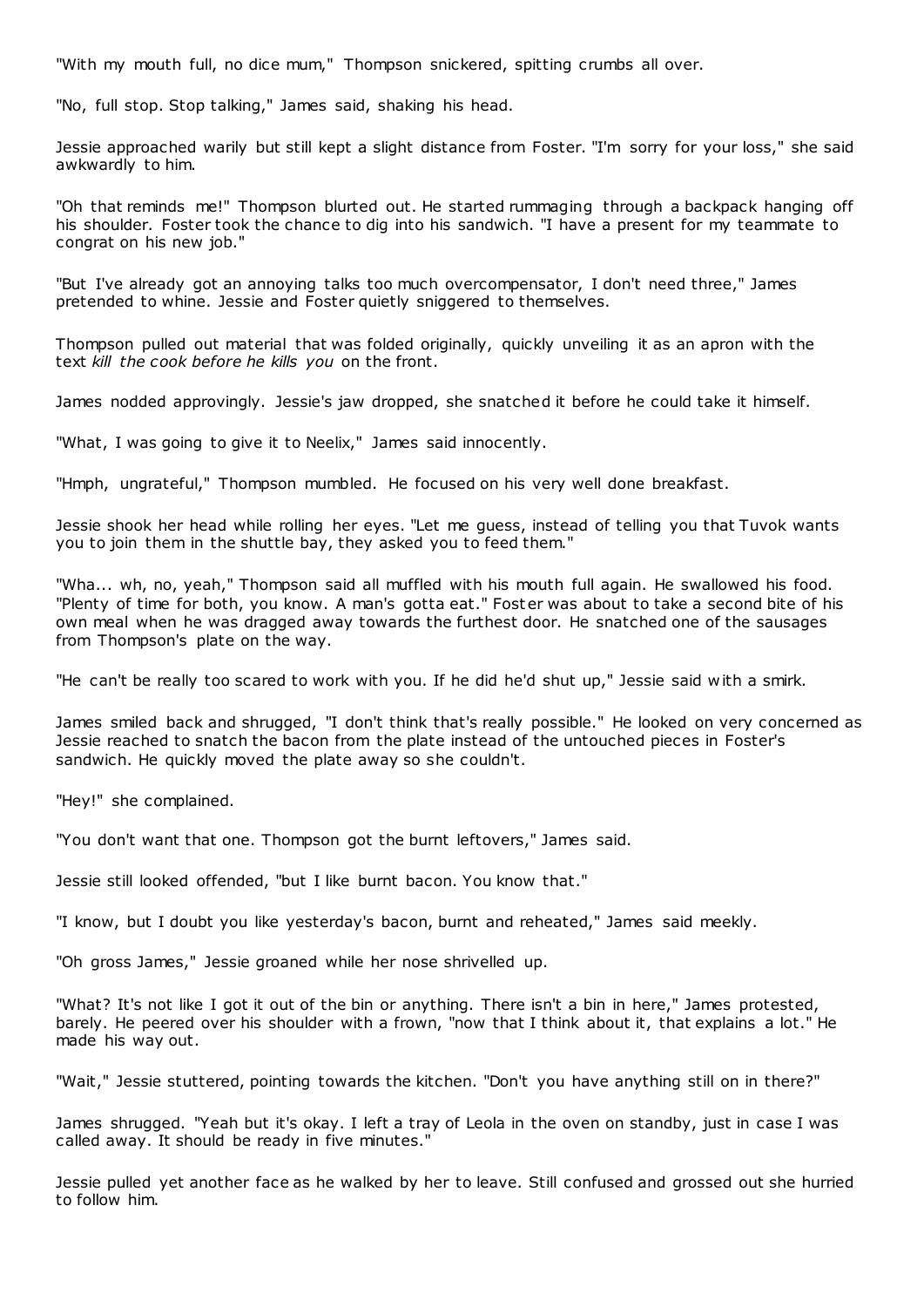"With my mouth full, no dice mum," Thompson snickered, spitting crumbs all over.

"No, full stop. Stop talking," James said, shaking his head.

Jessie approached warily but still kept a slight distance from Foster. "I'm sorry for your loss," she said awkwardly to him.

"Oh that reminds me!" Thompson blurted out. He started rummaging through a backpack hanging off his shoulder. Foster took the chance to dig into his sandwich. "I have a present for my teammate to congrat on his new job."

"But I've already got an annoying talks too much overcompensator, I don't need three," James pretended to whine. Jessie and Foster quietly sniggered to themselves.

Thompson pulled out material that was folded originally, quickly unveiling it as an apron with the text *kill the cook before he kills you* on the front.

James nodded approvingly. Jessie's jaw dropped, she snatched it before he could take it himself.

"What, I was going to give it to Neelix," James said innocently.

"Hmph, ungrateful," Thompson mumbled. He focused on his very well done breakfast.

Jessie shook her head while rolling her eyes. "Let me guess, instead of telling you that Tuvok wants you to join them in the shuttle bay, they asked you to feed them."

"Wha... wh, no, yeah," Thompson said all muffled with his mouth full again. He swallowed his food. "Plenty of time for both, you know. A man's gotta eat." Foster was about to take a second bite of his own meal when he was dragged away towards the furthest door. He snatched one of the sausages from Thompson's plate on the way.

"He can't be really too scared to work with you. If he did he'd shut up," Jessie said with a smirk.

James smiled back and shrugged, "I don't think that's really possible." He looked on very concerned as Jessie reached to snatch the bacon from the plate instead of the untouched pieces in Foster's sandwich. He quickly moved the plate away so she couldn't.

"Hey!" she complained.

"You don't want that one. Thompson got the burnt leftovers," James said.

Jessie still looked offended, "but I like burnt bacon. You know that."

"I know, but I doubt you like yesterday's bacon, burnt and reheated," James said meekly.

"Oh gross James," Jessie groaned while her nose shrivelled up.

"What? It's not like I got it out of the bin or anything. There isn't a bin in here," James protested, barely. He peered over his shoulder with a frown, "now that I think about it, that explains a lot." He made his way out.

"Wait," Jessie stuttered, pointing towards the kitchen. "Don't you have anything still on in there?"

James shrugged. "Yeah but it's okay. I left a tray of Leola in the oven on standby, just in case I was called away. It should be ready in five minutes."

Jessie pulled yet another face as he walked by her to leave. Still confused and grossed out she hurried to follow him.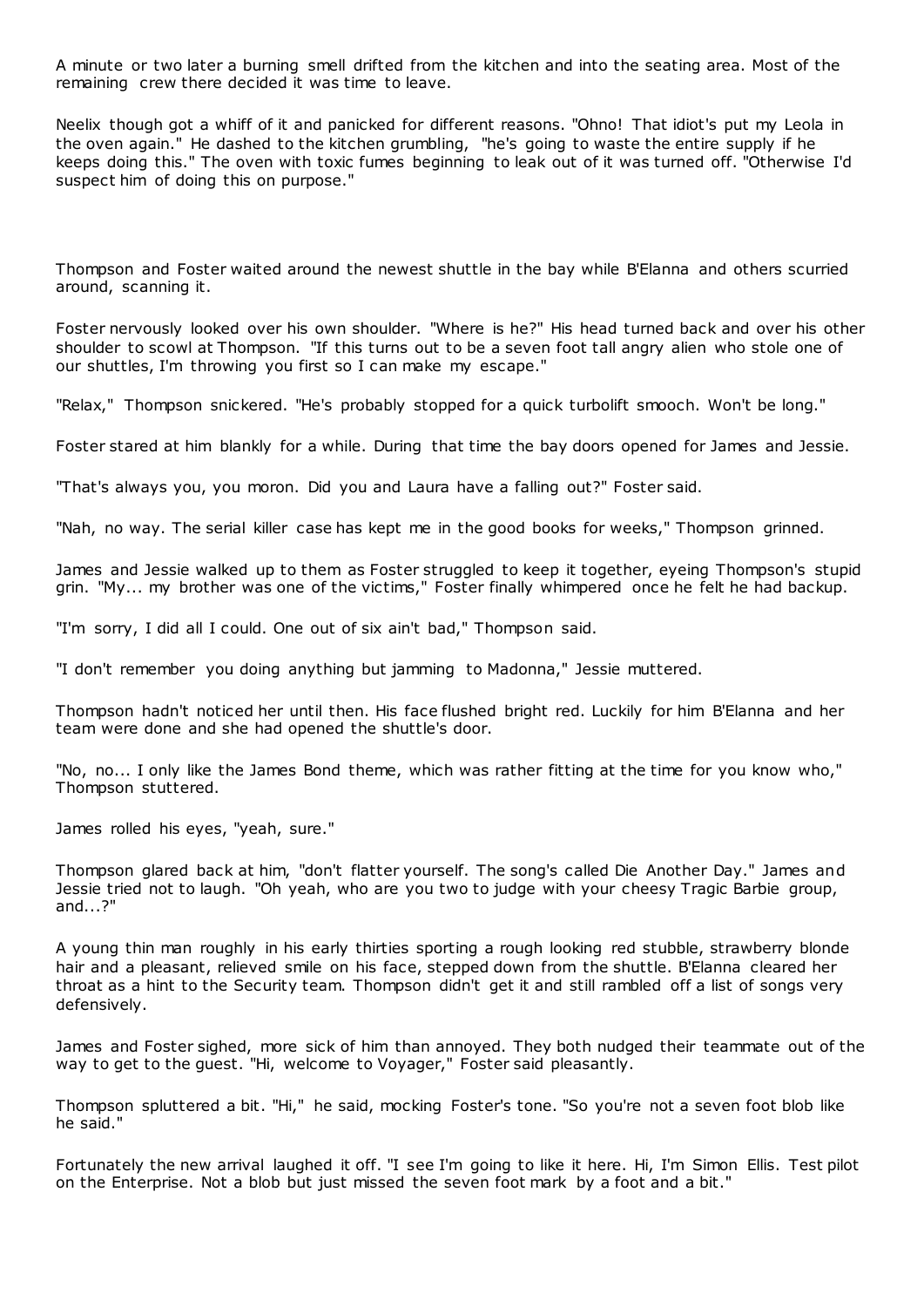A minute or two later a burning smell drifted from the kitchen and into the seating area. Most of the remaining crew there decided it was time to leave.

Neelix though got a whiff of it and panicked for different reasons. "Ohno! That idiot's put my Leola in the oven again." He dashed to the kitchen grumbling, "he's going to waste the entire supply if he keeps doing this." The oven with toxic fumes beginning to leak out of it was turned off. "Otherwise I'd suspect him of doing this on purpose."

Thompson and Foster waited around the newest shuttle in the bay while B'Elanna and others scurried around, scanning it.

Foster nervously looked over his own shoulder. "Where is he?" His head turned back and over his other shoulder to scowl at Thompson. "If this turns out to be a seven foot tall angry alien who stole one of our shuttles, I'm throwing you first so I can make my escape."

"Relax," Thompson snickered. "He's probably stopped for a quick turbolift smooch. Won't be long."

Foster stared at him blankly for a while. During that time the bay doors opened for James and Jessie.

"That's always you, you moron. Did you and Laura have a falling out?" Foster said.

"Nah, no way. The serial killer case has kept me in the good books for weeks," Thompson grinned.

James and Jessie walked up to them as Foster struggled to keep it together, eyeing Thompson's stupid grin. "My... my brother was one of the victims," Foster finally whimpered once he felt he had backup.

"I'm sorry, I did all I could. One out of six ain't bad," Thompson said.

"I don't remember you doing anything but jamming to Madonna," Jessie muttered.

Thompson hadn't noticed her until then. His face flushed bright red. Luckily for him B'Elanna and her team were done and she had opened the shuttle's door.

"No, no... I only like the James Bond theme, which was rather fitting at the time for you know who," Thompson stuttered.

James rolled his eyes, "yeah, sure."

Thompson glared back at him, "don't flatter yourself. The song's called Die Another Day." James and Jessie tried not to laugh. "Oh yeah, who are you two to judge with your cheesy Tragic Barbie group, and...?"

A young thin man roughly in his early thirties sporting a rough looking red stubble, strawberry blonde hair and a pleasant, relieved smile on his face, stepped down from the shuttle. B'Elanna cleared her throat as a hint to the Security team. Thompson didn't get it and still rambled off a list of songs very defensively.

James and Foster sighed, more sick of him than annoyed. They both nudged their teammate out of the way to get to the guest. "Hi, welcome to Voyager," Foster said pleasantly.

Thompson spluttered a bit. "Hi," he said, mocking Foster's tone. "So you're not a seven foot blob like he said."

Fortunately the new arrival laughed it off. "I see I'm going to like it here. Hi, I'm Simon Ellis. Test pilot on the Enterprise. Not a blob but just missed the seven foot mark by a foot and a bit."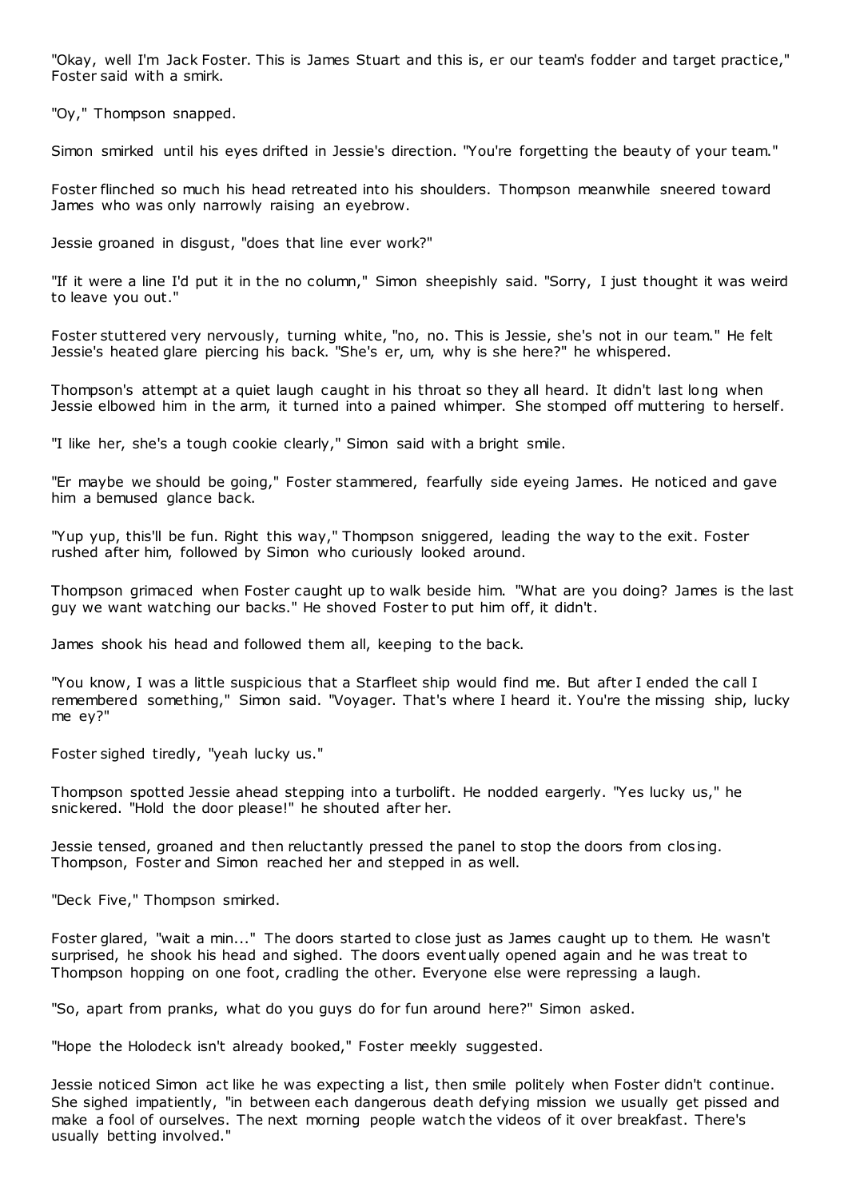"Okay, well I'm Jack Foster. This is James Stuart and this is, er our team's fodder and target practice," Foster said with a smirk.

"Oy," Thompson snapped.

Simon smirked until his eyes drifted in Jessie's direction. "You're forgetting the beauty of your team."

Foster flinched so much his head retreated into his shoulders. Thompson meanwhile sneered toward James who was only narrowly raising an eyebrow.

Jessie groaned in disgust, "does that line ever work?"

"If it were a line I'd put it in the no column," Simon sheepishly said. "Sorry, I just thought it was weird to leave you out."

Foster stuttered very nervously, turning white, "no, no. This is Jessie, she's not in our team." He felt Jessie's heated glare piercing his back. "She's er, um, why is she here?" he whispered.

Thompson's attempt at a quiet laugh caught in his throat so they all heard. It didn't last long when Jessie elbowed him in the arm, it turned into a pained whimper. She stomped off muttering to herself.

"I like her, she's a tough cookie clearly," Simon said with a bright smile.

"Er maybe we should be going," Foster stammered, fearfully side eyeing James. He noticed and gave him a bemused glance back.

"Yup yup, this'll be fun. Right this way," Thompson sniggered, leading the way to the exit. Foster rushed after him, followed by Simon who curiously looked around.

Thompson grimaced when Foster caught up to walk beside him. "What are you doing? James is the last guy we want watching our backs." He shoved Foster to put him off, it didn't.

James shook his head and followed them all, keeping to the back.

"You know, I was a little suspicious that a Starfleet ship would find me. But after I ended the call I remembered something," Simon said. "Voyager. That's where I heard it. You're the missing ship, lucky me ey?"

Foster sighed tiredly, "yeah lucky us."

Thompson spotted Jessie ahead stepping into a turbolift. He nodded eargerly. "Yes lucky us," he snickered. "Hold the door please!" he shouted after her.

Jessie tensed, groaned and then reluctantly pressed the panel to stop the doors from closing. Thompson, Foster and Simon reached her and stepped in as well.

"Deck Five," Thompson smirked.

Foster glared, "wait a min..." The doors started to close just as James caught up to them. He wasn't surprised, he shook his head and sighed. The doors eventually opened again and he was treat to Thompson hopping on one foot, cradling the other. Everyone else were repressing a laugh.

"So, apart from pranks, what do you guys do for fun around here?" Simon asked.

"Hope the Holodeck isn't already booked," Foster meekly suggested.

Jessie noticed Simon act like he was expecting a list, then smile politely when Foster didn't continue. She sighed impatiently, "in between each dangerous death defying mission we usually get pissed and make a fool of ourselves. The next morning people watch the videos of it over breakfast. There's usually betting involved."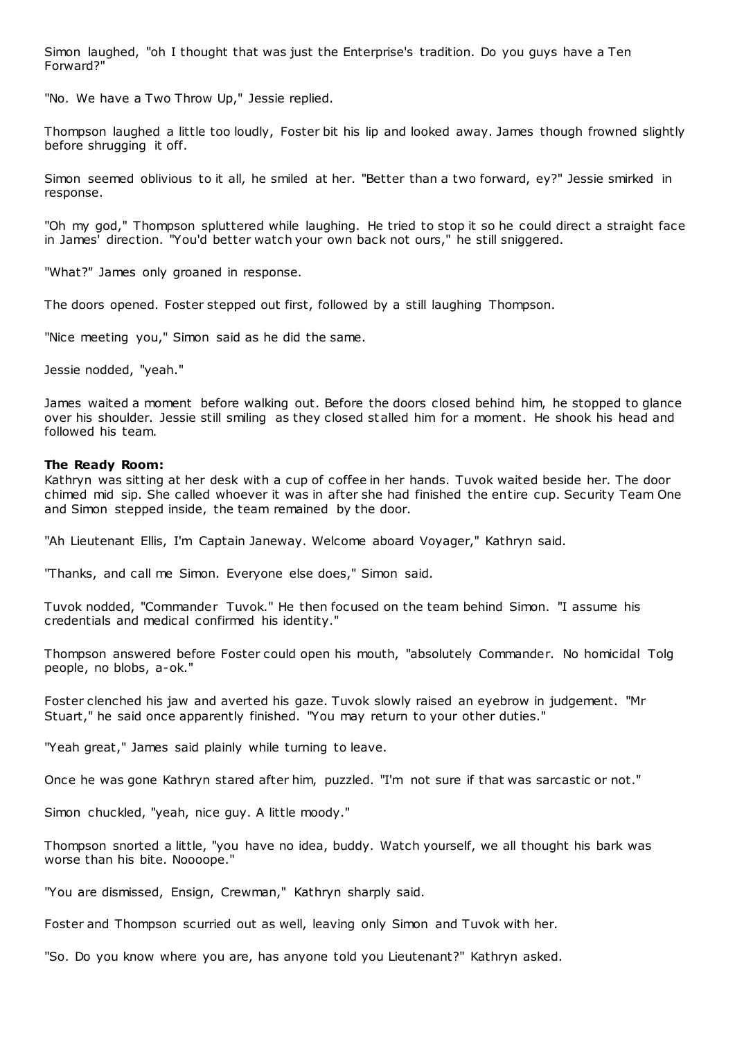Simon laughed, "oh I thought that was just the Enterprise's tradition. Do you guys have a Ten Forward?"

"No. We have a Two Throw Up," Jessie replied.

Thompson laughed a little too loudly, Foster bit his lip and looked away. James though frowned slightly before shrugging it off.

Simon seemed oblivious to it all, he smiled at her. "Better than a two forward, ey?" Jessie smirked in response.

"Oh my god," Thompson spluttered while laughing. He tried to stop it so he could direct a straight face in James' direction. "You'd better watch your own back not ours," he still sniggered.

"What?" James only groaned in response.

The doors opened. Foster stepped out first, followed by a still laughing Thompson.

"Nice meeting you," Simon said as he did the same.

Jessie nodded, "yeah."

James waited a moment before walking out. Before the doors closed behind him, he stopped to glance over his shoulder. Jessie still smiling as they closed stalled him for a moment. He shook his head and followed his team.

**The Ready Room:**
Kathryn was sitting at her desk with a cup of coffee in her hands. Tuvok waited beside her. The door chimed mid sip. She called whoever it was in after she had finished the entire cup. Security Team One and Simon stepped inside, the team remained by the door.

"Ah Lieutenant Ellis, I'm Captain Janeway. Welcome aboard Voyager," Kathryn said.

"Thanks, and call me Simon. Everyone else does," Simon said.

Tuvok nodded, "Commander Tuvok." He then focused on the team behind Simon. "I assume his credentials and medical confirmed his identity."

Thompson answered before Foster could open his mouth, "absolutely Commander. No homicidal Tolg people, no blobs, a-ok."

Foster clenched his jaw and averted his gaze. Tuvok slowly raised an eyebrow in judgement. "Mr Stuart," he said once apparently finished. "You may return to your other duties."

"Yeah great," James said plainly while turning to leave.

Once he was gone Kathryn stared after him, puzzled. "I'm not sure if that was sarcastic or not."

Simon chuckled, "yeah, nice guy. A little moody."

Thompson snorted a little, "you have no idea, buddy. Watch yourself, we all thought his bark was worse than his bite. Noooope."

"You are dismissed, Ensign, Crewman," Kathryn sharply said.

Foster and Thompson scurried out as well, leaving only Simon and Tuvok with her.

"So. Do you know where you are, has anyone told you Lieutenant?" Kathryn asked.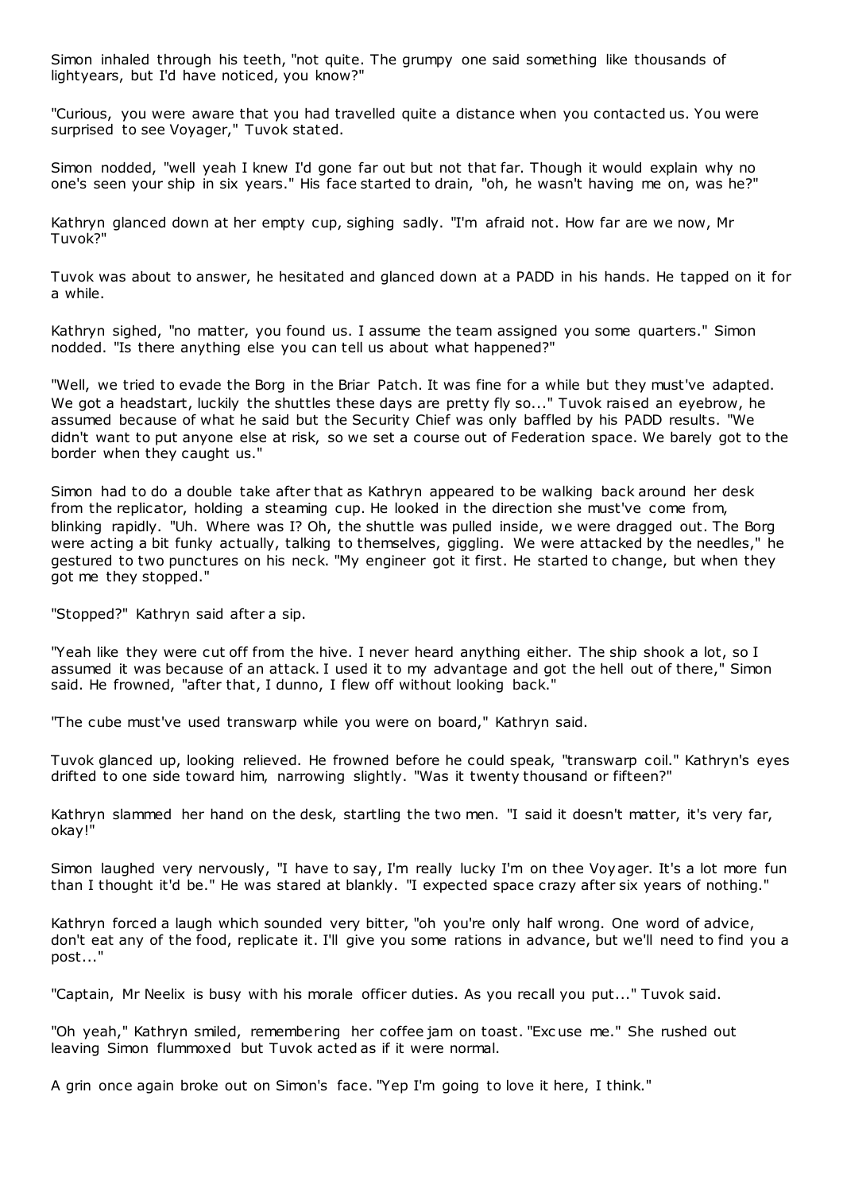Simon inhaled through his teeth, "not quite. The grumpy one said something like thousands of lightyears, but I'd have noticed, you know?"

"Curious, you were aware that you had travelled quite a distance when you contacted us. You were surprised to see Voyager," Tuvok stated.

Simon nodded, "well yeah I knew I'd gone far out but not that far. Though it would explain why no one's seen your ship in six years." His face started to drain, "oh, he wasn't having me on, was he?"

Kathryn glanced down at her empty cup, sighing sadly. "I'm afraid not. How far are we now, Mr Tuvok?"

Tuvok was about to answer, he hesitated and glanced down at a PADD in his hands. He tapped on it for a while.

Kathryn sighed, "no matter, you found us. I assume the team assigned you some quarters." Simon nodded. "Is there anything else you can tell us about what happened?"

"Well, we tried to evade the Borg in the Briar Patch. It was fine for a while but they must've adapted. We got a headstart, luckily the shuttles these days are pretty fly so..." Tuvok raised an eyebrow, he assumed because of what he said but the Security Chief was only baffled by his PADD results. "We didn't want to put anyone else at risk, so we set a course out of Federation space. We barely got to the border when they caught us."

Simon had to do a double take after that as Kathryn appeared to be walking back around her desk from the replicator, holding a steaming cup. He looked in the direction she must've come from, blinking rapidly. "Uh. Where was I? Oh, the shuttle was pulled inside, we were dragged out. The Borg were acting a bit funky actually, talking to themselves, giggling. We were attacked by the needles," he gestured to two punctures on his neck. "My engineer got it first. He started to change, but when they got me they stopped."

"Stopped?" Kathryn said after a sip.

"Yeah like they were cut off from the hive. I never heard anything either. The ship shook a lot, so I assumed it was because of an attack. I used it to my advantage and got the hell out of there," Simon said. He frowned, "after that, I dunno, I flew off without looking back."

"The cube must've used transwarp while you were on board," Kathryn said.

Tuvok glanced up, looking relieved. He frowned before he could speak, "transwarp coil." Kathryn's eyes drifted to one side toward him, narrowing slightly. "Was it twenty thousand or fifteen?"

Kathryn slammed her hand on the desk, startling the two men. "I said it doesn't matter, it's very far, okay!"

Simon laughed very nervously, "I have to say, I'm really lucky I'm on thee Voyager. It's a lot more fun than I thought it'd be." He was stared at blankly. "I expected space crazy after six years of nothing."

Kathryn forced a laugh which sounded very bitter, "oh you're only half wrong. One word of advice, don't eat any of the food, replicate it. I'll give you some rations in advance, but we'll need to find you a post..."

"Captain, Mr Neelix is busy with his morale officer duties. As you recall you put..." Tuvok said.

"Oh yeah," Kathryn smiled, remembering her coffee jam on toast. "Excuse me." She rushed out leaving Simon flummoxed but Tuvok acted as if it were normal.

A grin once again broke out on Simon's face. "Yep I'm going to love it here, I think."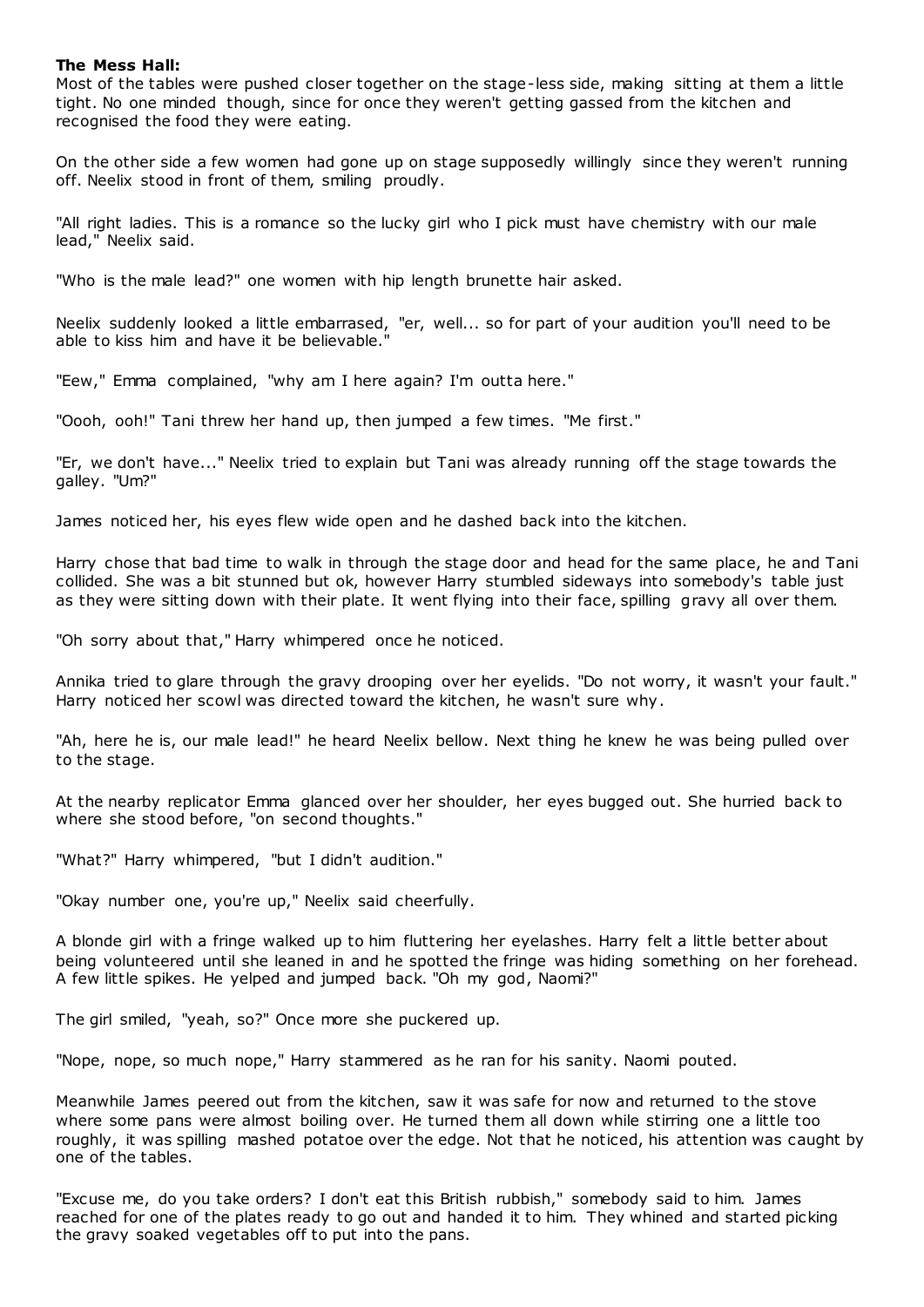**The Mess Hall:**

Most of the tables were pushed closer together on the stage-less side, making sitting at them a little tight. No one minded though, since for once they weren't getting gassed from the kitchen and recognised the food they were eating.

On the other side a few women had gone up on stage supposedly willingly since they weren't running off. Neelix stood in front of them, smiling proudly.

"All right ladies. This is a romance so the lucky girl who I pick must have chemistry with our male lead," Neelix said.

"Who is the male lead?" one women with hip length brunette hair asked.

Neelix suddenly looked a little embarrased, "er, well... so for part of your audition you'll need to be able to kiss him and have it be believable."

"Eew," Emma complained, "why am I here again? I'm outta here."

"Oooh, ooh!" Tani threw her hand up, then jumped a few times. "Me first."

"Er, we don't have..." Neelix tried to explain but Tani was already running off the stage towards the galley. "Um?"

James noticed her, his eyes flew wide open and he dashed back into the kitchen.

Harry chose that bad time to walk in through the stage door and head for the same place, he and Tani collided. She was a bit stunned but ok, however Harry stumbled sideways into somebody's table just as they were sitting down with their plate. It went flying into their face, spilling gravy all over them.

"Oh sorry about that," Harry whimpered once he noticed.

Annika tried to glare through the gravy drooping over her eyelids. "Do not worry, it wasn't your fault." Harry noticed her scowl was directed toward the kitchen, he wasn't sure why.

"Ah, here he is, our male lead!" he heard Neelix bellow. Next thing he knew he was being pulled over to the stage.

At the nearby replicator Emma glanced over her shoulder, her eyes bugged out. She hurried back to where she stood before, "on second thoughts."

"What?" Harry whimpered, "but I didn't audition."

"Okay number one, you're up," Neelix said cheerfully.

A blonde girl with a fringe walked up to him fluttering her eyelashes. Harry felt a little better about being volunteered until she leaned in and he spotted the fringe was hiding something on her forehead. A few little spikes. He yelped and jumped back. "Oh my god, Naomi?"

The girl smiled, "yeah, so?" Once more she puckered up.

"Nope, nope, so much nope," Harry stammered as he ran for his sanity. Naomi pouted.

Meanwhile James peered out from the kitchen, saw it was safe for now and returned to the stove where some pans were almost boiling over. He turned them all down while stirring one a little too roughly, it was spilling mashed potatoe over the edge. Not that he noticed, his attention was caught by one of the tables.

"Excuse me, do you take orders? I don't eat this British rubbish," somebody said to him. James reached for one of the plates ready to go out and handed it to him. They whined and started picking the gravy soaked vegetables off to put into the pans.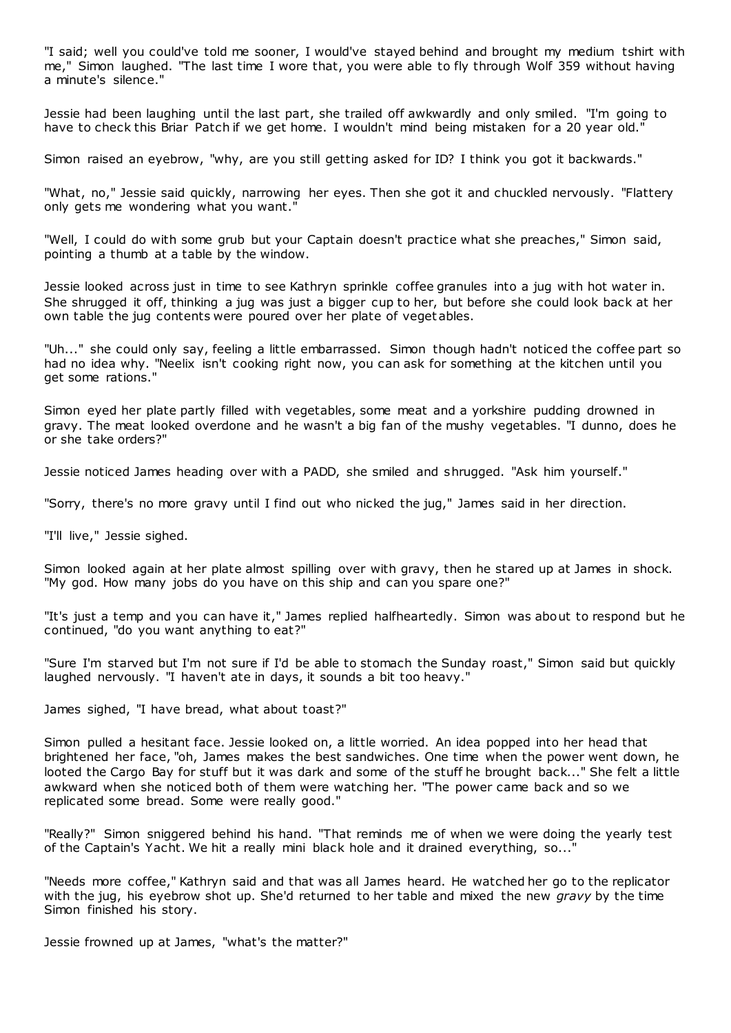"I said; well you could've told me sooner, I would've stayed behind and brought my medium tshirt with me," Simon laughed. "The last time I wore that, you were able to fly through Wolf 359 without having a minute's silence."

Jessie had been laughing until the last part, she trailed off awkwardly and only smiled. "I'm going to have to check this Briar Patch if we get home. I wouldn't mind being mistaken for a 20 year old."

Simon raised an eyebrow, "why, are you still getting asked for ID? I think you got it backwards."

"What, no," Jessie said quickly, narrowing her eyes. Then she got it and chuckled nervously. "Flattery only gets me wondering what you want."

"Well, I could do with some grub but your Captain doesn't practice what she preaches," Simon said, pointing a thumb at a table by the window.

Jessie looked across just in time to see Kathryn sprinkle coffee granules into a jug with hot water in. She shrugged it off, thinking a jug was just a bigger cup to her, but before she could look back at her own table the jug contents were poured over her plate of vegetables.

"Uh..." she could only say, feeling a little embarrassed. Simon though hadn't noticed the coffee part so had no idea why. "Neelix isn't cooking right now, you can ask for something at the kitchen until you get some rations."

Simon eyed her plate partly filled with vegetables, some meat and a yorkshire pudding drowned in gravy. The meat looked overdone and he wasn't a big fan of the mushy vegetables. "I dunno, does he or she take orders?"

Jessie noticed James heading over with a PADD, she smiled and shrugged. "Ask him yourself."

"Sorry, there's no more gravy until I find out who nicked the jug," James said in her direction.

"I'll live," Jessie sighed.

Simon looked again at her plate almost spilling over with gravy, then he stared up at James in shock. "My god. How many jobs do you have on this ship and can you spare one?"

"It's just a temp and you can have it," James replied halfheartedly. Simon was about to respond but he continued, "do you want anything to eat?"

"Sure I'm starved but I'm not sure if I'd be able to stomach the Sunday roast," Simon said but quickly laughed nervously. "I haven't ate in days, it sounds a bit too heavy."

James sighed, "I have bread, what about toast?"

Simon pulled a hesitant face. Jessie looked on, a little worried. An idea popped into her head that brightened her face, "oh, James makes the best sandwiches. One time when the power went down, he looted the Cargo Bay for stuff but it was dark and some of the stuff he brought back..." She felt a little awkward when she noticed both of them were watching her. "The power came back and so we replicated some bread. Some were really good."

"Really?" Simon sniggered behind his hand. "That reminds me of when we were doing the yearly test of the Captain's Yacht. We hit a really mini black hole and it drained everything, so..."

"Needs more coffee," Kathryn said and that was all James heard. He watched her go to the replicator with the jug, his eyebrow shot up. She'd returned to her table and mixed the new *gravy* by the time Simon finished his story.

Jessie frowned up at James, "what's the matter?"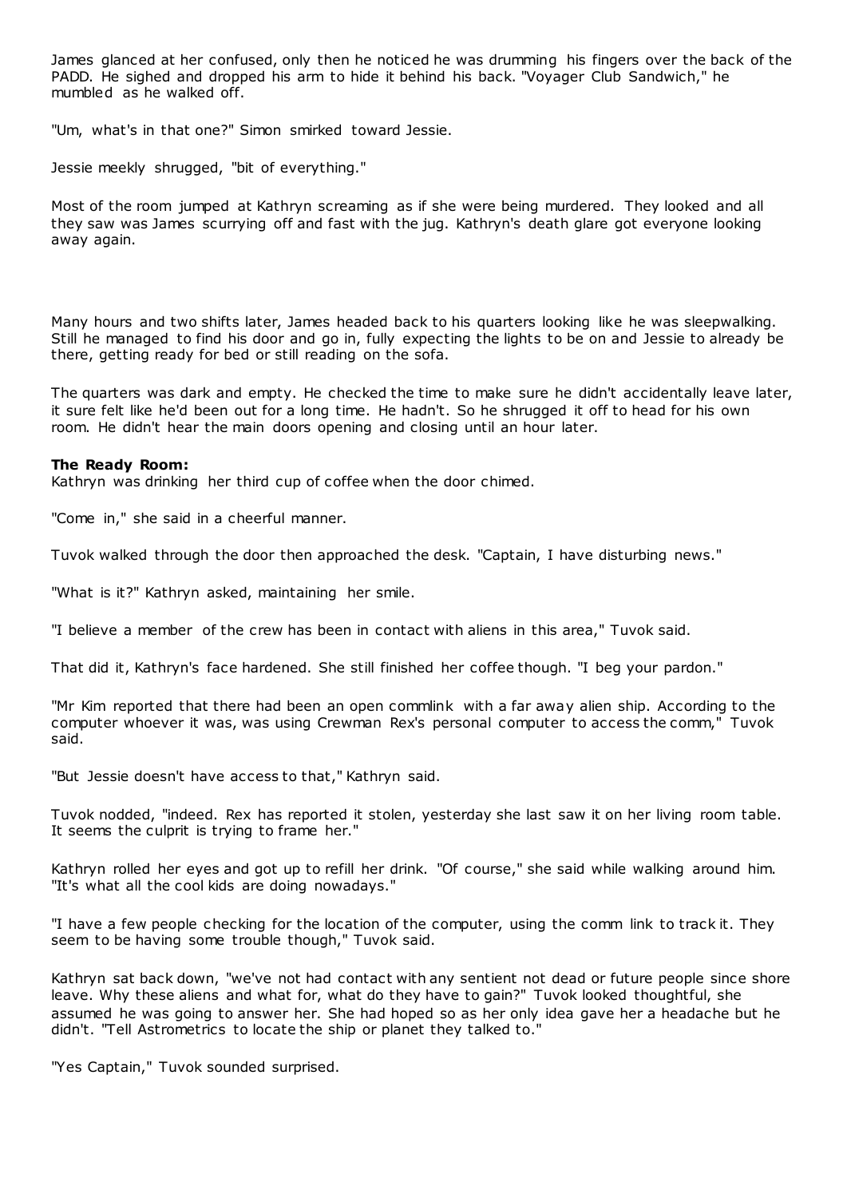James glanced at her confused, only then he noticed he was drumming his fingers over the back of the PADD. He sighed and dropped his arm to hide it behind his back. "Voyager Club Sandwich," he mumbled as he walked off.

"Um, what's in that one?" Simon smirked toward Jessie.

Jessie meekly shrugged, "bit of everything."

Most of the room jumped at Kathryn screaming as if she were being murdered. They looked and all they saw was James scurrying off and fast with the jug. Kathryn's death glare got everyone looking away again.

Many hours and two shifts later, James headed back to his quarters looking like he was sleepwalking. Still he managed to find his door and go in, fully expecting the lights to be on and Jessie to already be there, getting ready for bed or still reading on the sofa.

The quarters was dark and empty. He checked the time to make sure he didn't accidentally leave later, it sure felt like he'd been out for a long time. He hadn't. So he shrugged it off to head for his own room. He didn't hear the main doors opening and closing until an hour later.

**The Ready Room:**
Kathryn was drinking her third cup of coffee when the door chimed.

"Come in," she said in a cheerful manner.

Tuvok walked through the door then approached the desk. "Captain, I have disturbing news."

"What is it?" Kathryn asked, maintaining her smile.

"I believe a member of the crew has been in contact with aliens in this area," Tuvok said.

That did it, Kathryn's face hardened. She still finished her coffee though. "I beg your pardon."

"Mr Kim reported that there had been an open commlink with a far away alien ship. According to the computer whoever it was, was using Crewman Rex's personal computer to access the comm," Tuvok said.

"But Jessie doesn't have access to that," Kathryn said.

Tuvok nodded, "indeed. Rex has reported it stolen, yesterday she last saw it on her living room table. It seems the culprit is trying to frame her."

Kathryn rolled her eyes and got up to refill her drink. "Of course," she said while walking around him. "It's what all the cool kids are doing nowadays."

"I have a few people checking for the location of the computer, using the comm link to track it. They seem to be having some trouble though," Tuvok said.

Kathryn sat back down, "we've not had contact with any sentient not dead or future people since shore leave. Why these aliens and what for, what do they have to gain?" Tuvok looked thoughtful, she assumed he was going to answer her. She had hoped so as her only idea gave her a headache but he didn't. "Tell Astrometrics to locate the ship or planet they talked to."

"Yes Captain," Tuvok sounded surprised.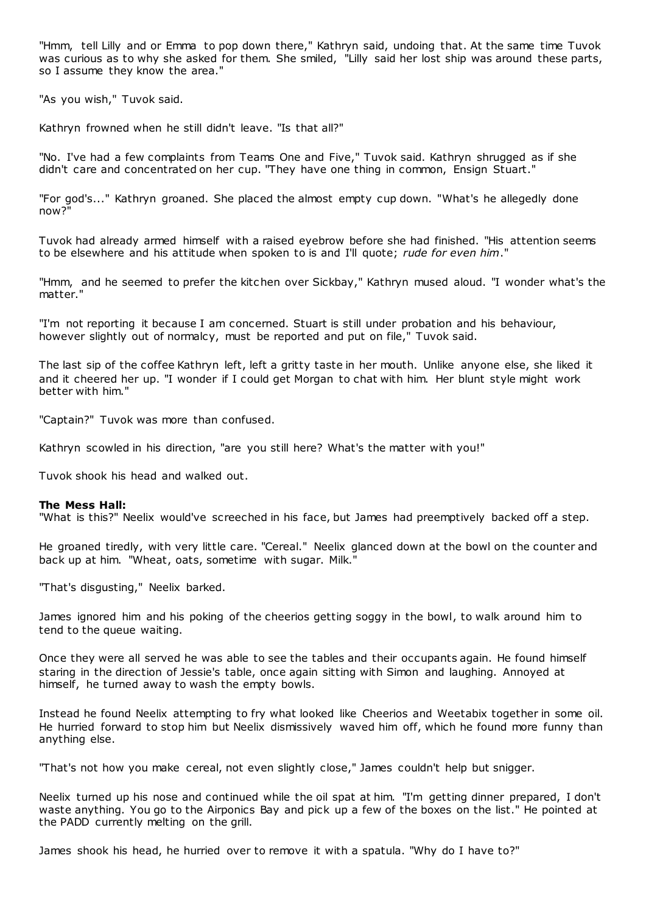"Hmm, tell Lilly and or Emma to pop down there," Kathryn said, undoing that. At the same time Tuvok was curious as to why she asked for them. She smiled, "Lilly said her lost ship was around these parts, so I assume they know the area."

"As you wish," Tuvok said.

Kathryn frowned when he still didn't leave. "Is that all?"

"No. I've had a few complaints from Teams One and Five," Tuvok said. Kathryn shrugged as if she didn't care and concentrated on her cup. "They have one thing in common, Ensign Stuart."

"For god's..." Kathryn groaned. She placed the almost empty cup down. "What's he allegedly done now?"

Tuvok had already armed himself with a raised eyebrow before she had finished. "His attention seems to be elsewhere and his attitude when spoken to is and I'll quote; *rude for even him*."

"Hmm, and he seemed to prefer the kitchen over Sickbay," Kathryn mused aloud. "I wonder what's the matter."

"I'm not reporting it because I am concerned. Stuart is still under probation and his behaviour, however slightly out of normalcy, must be reported and put on file," Tuvok said.

The last sip of the coffee Kathryn left, left a gritty taste in her mouth. Unlike anyone else, she liked it and it cheered her up. "I wonder if I could get Morgan to chat with him. Her blunt style might work better with him."

"Captain?" Tuvok was more than confused.

Kathryn scowled in his direction, "are you still here? What's the matter with you!"

Tuvok shook his head and walked out.

**The Mess Hall:**

"What is this?" Neelix would've screeched in his face, but James had preemptively backed off a step.

He groaned tiredly, with very little care. "Cereal." Neelix glanced down at the bowl on the counter and back up at him. "Wheat, oats, sometime with sugar. Milk."

"That's disgusting," Neelix barked.

James ignored him and his poking of the cheerios getting soggy in the bowl, to walk around him to tend to the queue waiting.

Once they were all served he was able to see the tables and their occupants again. He found himself staring in the direction of Jessie's table, once again sitting with Simon and laughing. Annoyed at himself, he turned away to wash the empty bowls.

Instead he found Neelix attempting to fry what looked like Cheerios and Weetabix together in some oil. He hurried forward to stop him but Neelix dismissively waved him off, which he found more funny than anything else.

"That's not how you make cereal, not even slightly close," James couldn't help but snigger.

Neelix turned up his nose and continued while the oil spat at him. "I'm getting dinner prepared, I don't waste anything. You go to the Airponics Bay and pick up a few of the boxes on the list." He pointed at the PADD currently melting on the grill.

James shook his head, he hurried over to remove it with a spatula. "Why do I have to?"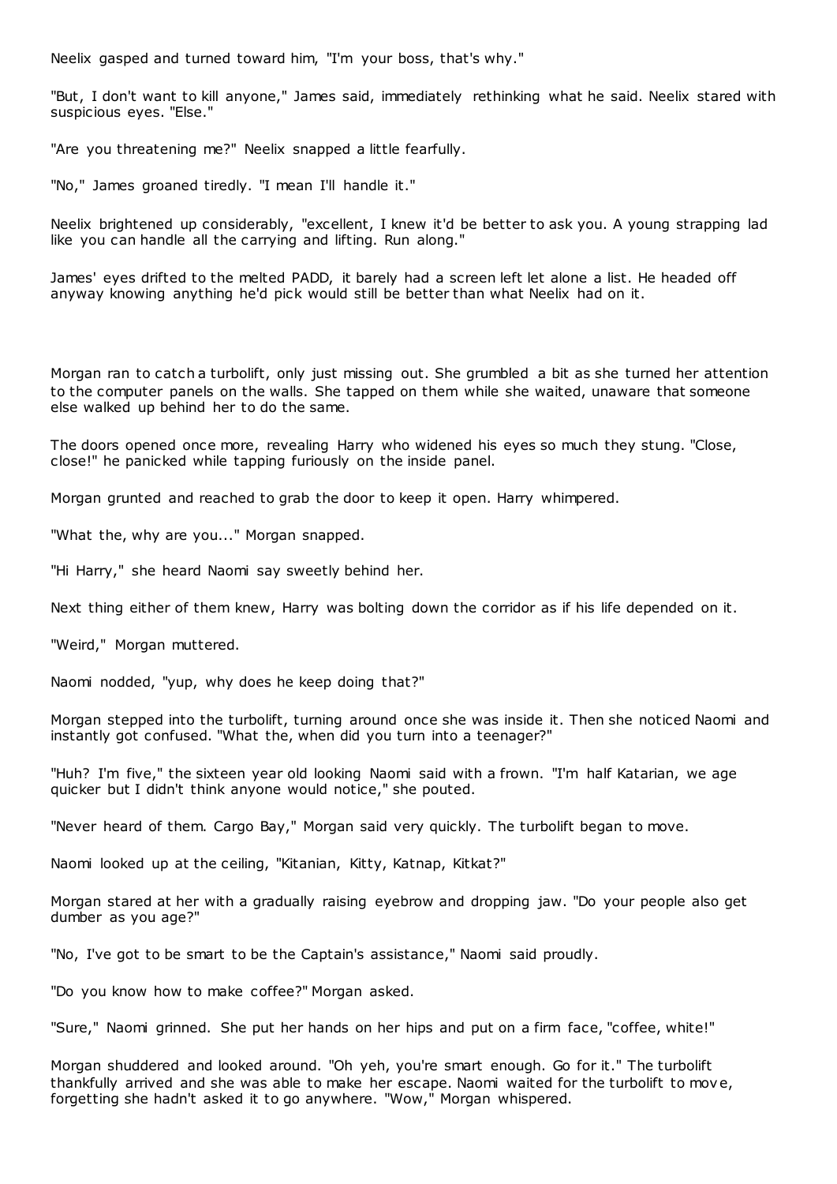Neelix gasped and turned toward him, "I'm your boss, that's why."

"But, I don't want to kill anyone," James said, immediately rethinking what he said. Neelix stared with suspicious eyes. "Else."

"Are you threatening me?" Neelix snapped a little fearfully.

"No," James groaned tiredly. "I mean I'll handle it."

Neelix brightened up considerably, "excellent, I knew it'd be better to ask you. A young strapping lad like you can handle all the carrying and lifting. Run along."

James' eyes drifted to the melted PADD, it barely had a screen left let alone a list. He headed off anyway knowing anything he'd pick would still be better than what Neelix had on it.

Morgan ran to catch a turbolift, only just missing out. She grumbled a bit as she turned her attention to the computer panels on the walls. She tapped on them while she waited, unaware that someone else walked up behind her to do the same.

The doors opened once more, revealing Harry who widened his eyes so much they stung. "Close, close!" he panicked while tapping furiously on the inside panel.

Morgan grunted and reached to grab the door to keep it open. Harry whimpered.

"What the, why are you..." Morgan snapped.

"Hi Harry," she heard Naomi say sweetly behind her.

Next thing either of them knew, Harry was bolting down the corridor as if his life depended on it.

"Weird," Morgan muttered.

Naomi nodded, "yup, why does he keep doing that?"

Morgan stepped into the turbolift, turning around once she was inside it. Then she noticed Naomi and instantly got confused. "What the, when did you turn into a teenager?"

"Huh? I'm five," the sixteen year old looking Naomi said with a frown. "I'm half Katarian, we age quicker but I didn't think anyone would notice," she pouted.

"Never heard of them. Cargo Bay," Morgan said very quickly. The turbolift began to move.

Naomi looked up at the ceiling, "Kitanian, Kitty, Katnap, Kitkat?"

Morgan stared at her with a gradually raising eyebrow and dropping jaw. "Do your people also get dumber as you age?"

"No, I've got to be smart to be the Captain's assistance," Naomi said proudly.

"Do you know how to make coffee?" Morgan asked.

"Sure," Naomi grinned. She put her hands on her hips and put on a firm face, "coffee, white!"

Morgan shuddered and looked around. "Oh yeh, you're smart enough. Go for it." The turbolift thankfully arrived and she was able to make her escape. Naomi waited for the turbolift to move, forgetting she hadn't asked it to go anywhere. "Wow," Morgan whispered.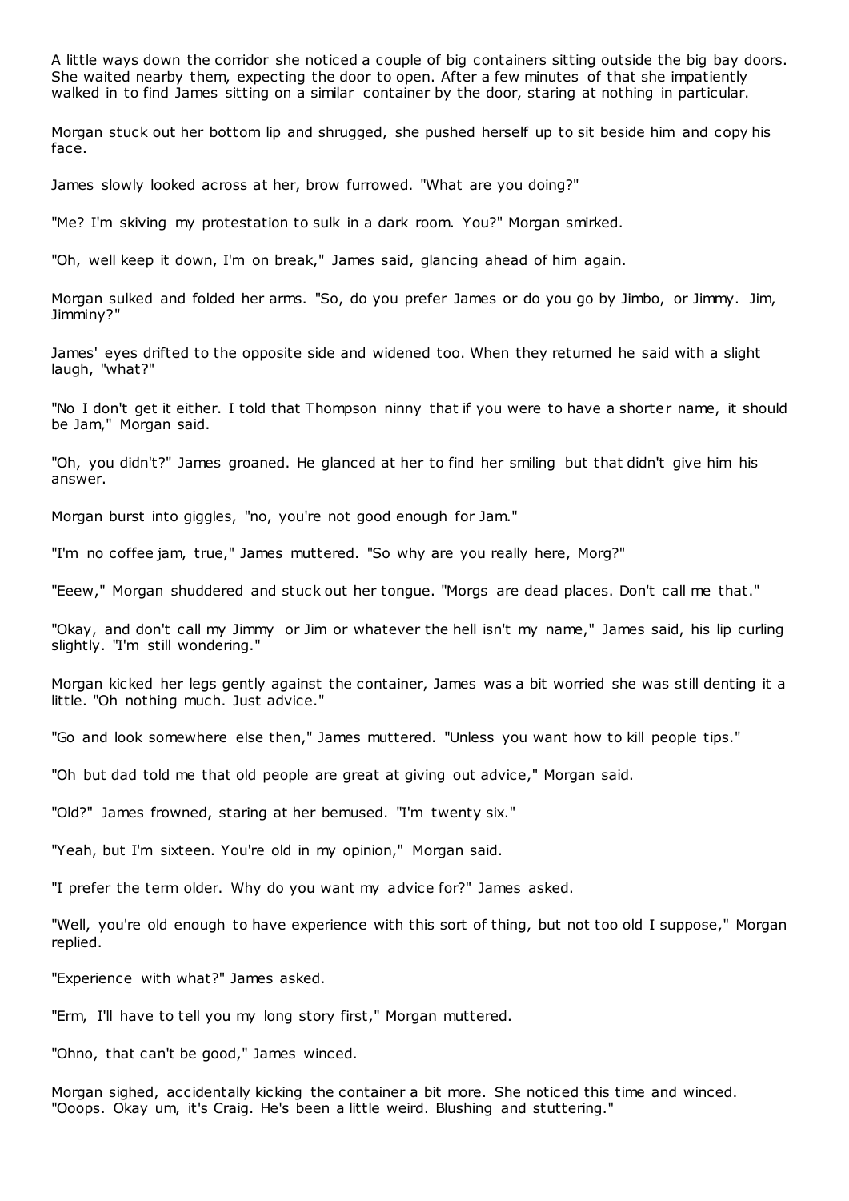A little ways down the corridor she noticed a couple of big containers sitting outside the big bay doors. She waited nearby them, expecting the door to open. After a few minutes of that she impatiently walked in to find James sitting on a similar container by the door, staring at nothing in particular.

Morgan stuck out her bottom lip and shrugged, she pushed herself up to sit beside him and copy his face.

James slowly looked across at her, brow furrowed. "What are you doing?"

"Me? I'm skiving my protestation to sulk in a dark room. You?" Morgan smirked.

"Oh, well keep it down, I'm on break," James said, glancing ahead of him again.

Morgan sulked and folded her arms. "So, do you prefer James or do you go by Jimbo, or Jimmy. Jim, Jimminy?"

James' eyes drifted to the opposite side and widened too. When they returned he said with a slight laugh, "what?"

"No I don't get it either. I told that Thompson ninny that if you were to have a shorter name, it should be Jam," Morgan said.

"Oh, you didn't?" James groaned. He glanced at her to find her smiling but that didn't give him his answer.

Morgan burst into giggles, "no, you're not good enough for Jam."

"I'm no coffee jam, true," James muttered. "So why are you really here, Morg?"

"Eeew," Morgan shuddered and stuck out her tongue. "Morgs are dead places. Don't call me that."

"Okay, and don't call my Jimmy or Jim or whatever the hell isn't my name," James said, his lip curling slightly. "I'm still wondering."

Morgan kicked her legs gently against the container, James was a bit worried she was still denting it a little. "Oh nothing much. Just advice."

"Go and look somewhere else then," James muttered. "Unless you want how to kill people tips."

"Oh but dad told me that old people are great at giving out advice," Morgan said.

"Old?" James frowned, staring at her bemused. "I'm twenty six."

"Yeah, but I'm sixteen. You're old in my opinion," Morgan said.

"I prefer the term older. Why do you want my advice for?" James asked.

"Well, you're old enough to have experience with this sort of thing, but not too old I suppose," Morgan replied.

"Experience with what?" James asked.

"Erm, I'll have to tell you my long story first," Morgan muttered.

"Ohno, that can't be good," James winced.

Morgan sighed, accidentally kicking the container a bit more. She noticed this time and winced. "Ooops. Okay um, it's Craig. He's been a little weird. Blushing and stuttering."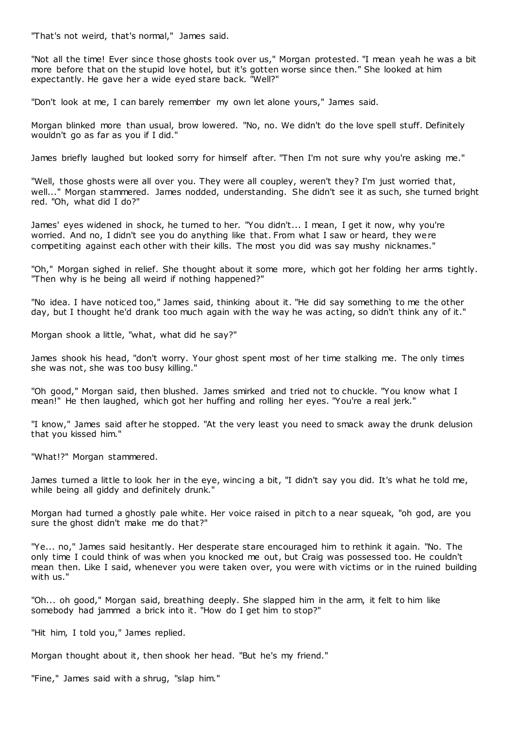"That's not weird, that's normal," James said.

"Not all the time! Ever since those ghosts took over us," Morgan protested. "I mean yeah he was a bit more before that on the stupid love hotel, but it's gotten worse since then." She looked at him expectantly. He gave her a wide eyed stare back. "Well?"

"Don't look at me, I can barely remember my own let alone yours," James said.

Morgan blinked more than usual, brow lowered. "No, no. We didn't do the love spell stuff. Definitely wouldn't go as far as you if I did."

James briefly laughed but looked sorry for himself after. "Then I'm not sure why you're asking me."

"Well, those ghosts were all over you. They were all coupley, weren't they? I'm just worried that, well..." Morgan stammered. James nodded, understanding. She didn't see it as such, she turned bright red. "Oh, what did I do?"

James' eyes widened in shock, he turned to her. "You didn't... I mean, I get it now, why you're worried. And no, I didn't see you do anything like that. From what I saw or heard, they were competiting against each other with their kills. The most you did was say mushy nicknames."

"Oh," Morgan sighed in relief. She thought about it some more, which got her folding her arms tightly. "Then why is he being all weird if nothing happened?"

"No idea. I have noticed too," James said, thinking about it. "He did say something to me the other day, but I thought he'd drank too much again with the way he was acting, so didn't think any of it."

Morgan shook a little, "what, what did he say?"

James shook his head, "don't worry. Your ghost spent most of her time stalking me. The only times she was not, she was too busy killing."

"Oh good," Morgan said, then blushed. James smirked and tried not to chuckle. "You know what I mean!" He then laughed, which got her huffing and rolling her eyes. "You're a real jerk."

"I know," James said after he stopped. "At the very least you need to smack away the drunk delusion that you kissed him."

"What!?" Morgan stammered.

James turned a little to look her in the eye, wincing a bit, "I didn't say you did. It's what he told me, while being all giddy and definitely drunk."

Morgan had turned a ghostly pale white. Her voice raised in pitch to a near squeak, "oh god, are you sure the ghost didn't make me do that?"

"Ye... no," James said hesitantly. Her desperate stare encouraged him to rethink it again. "No. The only time I could think of was when you knocked me out, but Craig was possessed too. He couldn't mean then. Like I said, whenever you were taken over, you were with victims or in the ruined building with us."

"Oh... oh good," Morgan said, breathing deeply. She slapped him in the arm, it felt to him like somebody had jammed a brick into it. "How do I get him to stop?"

"Hit him, I told you," James replied.

Morgan thought about it, then shook her head. "But he's my friend."

"Fine," James said with a shrug, "slap him."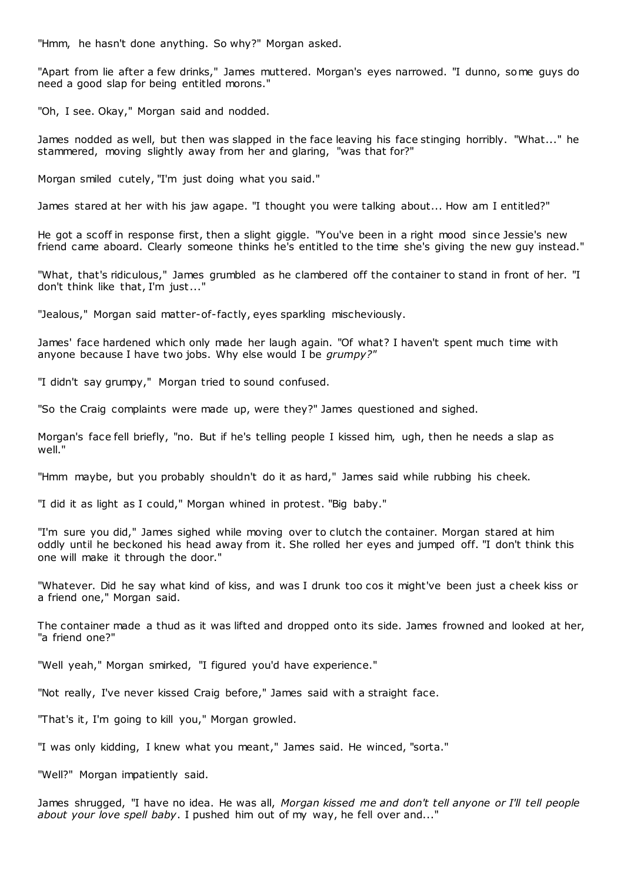"Hmm, he hasn't done anything. So why?" Morgan asked.

"Apart from lie after a few drinks," James muttered. Morgan's eyes narrowed. "I dunno, some guys do need a good slap for being entitled morons."

"Oh, I see. Okay," Morgan said and nodded.

James nodded as well, but then was slapped in the face leaving his face stinging horribly. "What..." he stammered, moving slightly away from her and glaring, "was that for?"

Morgan smiled cutely, "I'm just doing what you said."

James stared at her with his jaw agape. "I thought you were talking about... How am I entitled?"

He got a scoff in response first, then a slight giggle. "You've been in a right mood since Jessie's new friend came aboard. Clearly someone thinks he's entitled to the time she's giving the new guy instead."

"What, that's ridiculous," James grumbled as he clambered off the container to stand in front of her. "I don't think like that, I'm just..."

"Jealous," Morgan said matter-of-factly, eyes sparkling mischeviously.

James' face hardened which only made her laugh again. "Of what? I haven't spent much time with anyone because I have two jobs. Why else would I be *grumpy?*"

"I didn't say grumpy," Morgan tried to sound confused.

"So the Craig complaints were made up, were they?" James questioned and sighed.

Morgan's face fell briefly, "no. But if he's telling people I kissed him, ugh, then he needs a slap as well."

"Hmm maybe, but you probably shouldn't do it as hard," James said while rubbing his cheek.

"I did it as light as I could," Morgan whined in protest. "Big baby."

"I'm sure you did," James sighed while moving over to clutch the container. Morgan stared at him oddly until he beckoned his head away from it. She rolled her eyes and jumped off. "I don't think this one will make it through the door."

"Whatever. Did he say what kind of kiss, and was I drunk too cos it might've been just a cheek kiss or a friend one," Morgan said.

The container made a thud as it was lifted and dropped onto its side. James frowned and looked at her, "a friend one?"

"Well yeah," Morgan smirked, "I figured you'd have experience."

"Not really, I've never kissed Craig before," James said with a straight face.

"That's it, I'm going to kill you," Morgan growled.

"I was only kidding, I knew what you meant," James said. He winced, "sorta."

"Well?" Morgan impatiently said.

James shrugged, "I have no idea. He was all, *Morgan kissed me and don't tell anyone or I'll tell people about your love spell baby*. I pushed him out of my way, he fell over and..."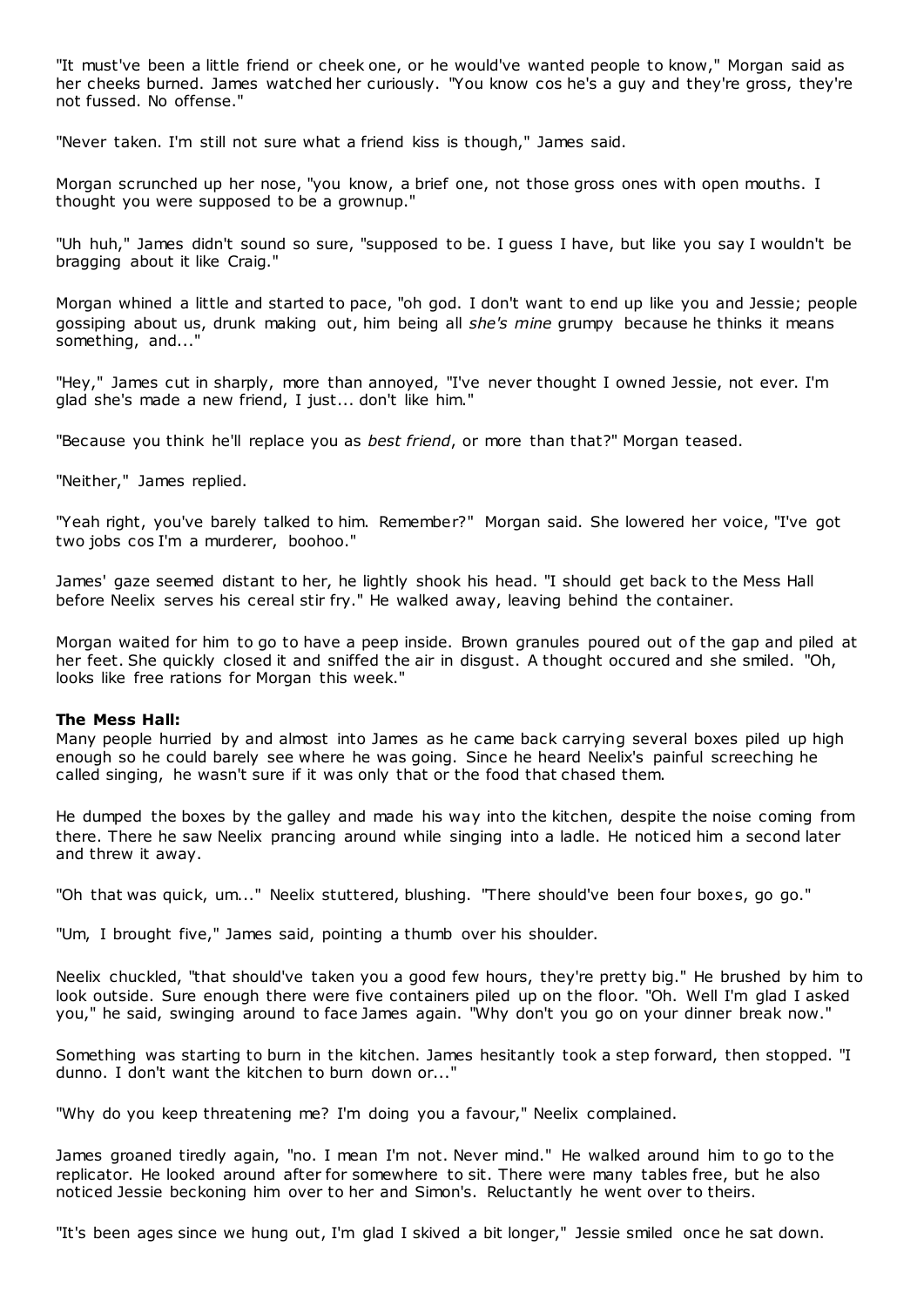"It must've been a little friend or cheek one, or he would've wanted people to know," Morgan said as her cheeks burned. James watched her curiously. "You know cos he's a guy and they're gross, they're not fussed. No offense."

"Never taken. I'm still not sure what a friend kiss is though," James said.

Morgan scrunched up her nose, "you know, a brief one, not those gross ones with open mouths. I thought you were supposed to be a grownup."

"Uh huh," James didn't sound so sure, "supposed to be. I guess I have, but like you say I wouldn't be bragging about it like Craig."

Morgan whined a little and started to pace, "oh god. I don't want to end up like you and Jessie; people gossiping about us, drunk making out, him being all *she's mine* grumpy because he thinks it means something, and..."

"Hey," James cut in sharply, more than annoyed, "I've never thought I owned Jessie, not ever. I'm glad she's made a new friend, I just... don't like him."

"Because you think he'll replace you as *best friend*, or more than that?" Morgan teased.

"Neither," James replied.

"Yeah right, you've barely talked to him. Remember?" Morgan said. She lowered her voice, "I've got two jobs cos I'm a murderer, boohoo."

James' gaze seemed distant to her, he lightly shook his head. "I should get back to the Mess Hall before Neelix serves his cereal stir fry." He walked away, leaving behind the container.

Morgan waited for him to go to have a peep inside. Brown granules poured out of the gap and piled at her feet. She quickly closed it and sniffed the air in disgust. A thought occured and she smiled. "Oh, looks like free rations for Morgan this week."

**The Mess Hall:**
Many people hurried by and almost into James as he came back carrying several boxes piled up high enough so he could barely see where he was going. Since he heard Neelix's painful screeching he called singing, he wasn't sure if it was only that or the food that chased them.

He dumped the boxes by the galley and made his way into the kitchen, despite the noise coming from there. There he saw Neelix prancing around while singing into a ladle. He noticed him a second later and threw it away.

"Oh that was quick, um..." Neelix stuttered, blushing. "There should've been four boxes, go go."

"Um, I brought five," James said, pointing a thumb over his shoulder.

Neelix chuckled, "that should've taken you a good few hours, they're pretty big." He brushed by him to look outside. Sure enough there were five containers piled up on the floor. "Oh. Well I'm glad I asked you," he said, swinging around to face James again. "Why don't you go on your dinner break now."

Something was starting to burn in the kitchen. James hesitantly took a step forward, then stopped. "I dunno. I don't want the kitchen to burn down or..."

"Why do you keep threatening me? I'm doing you a favour," Neelix complained.

James groaned tiredly again, "no. I mean I'm not. Never mind." He walked around him to go to the replicator. He looked around after for somewhere to sit. There were many tables free, but he also noticed Jessie beckoning him over to her and Simon's. Reluctantly he went over to theirs.

"It's been ages since we hung out, I'm glad I skived a bit longer," Jessie smiled once he sat down.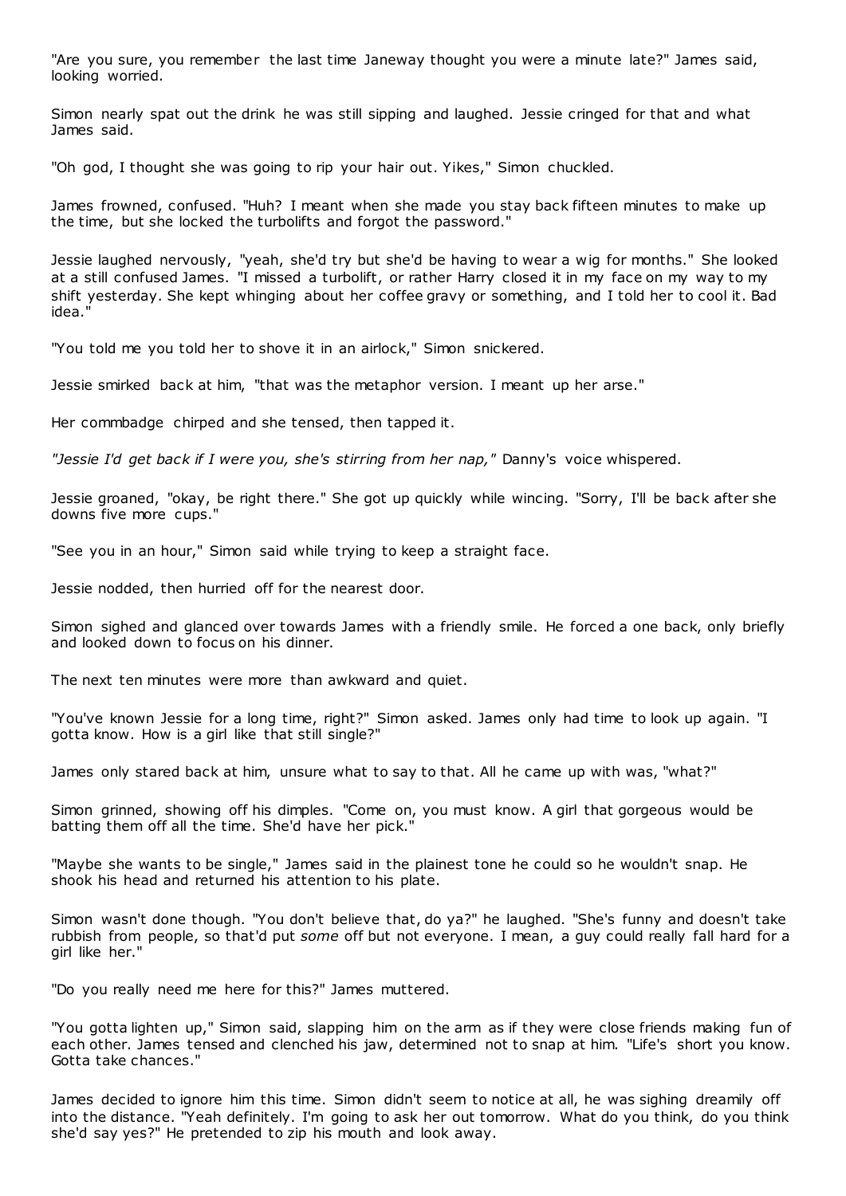"Are you sure, you remember the last time Janeway thought you were a minute late?" James said, looking worried.

Simon nearly spat out the drink he was still sipping and laughed. Jessie cringed for that and what James said.

"Oh god, I thought she was going to rip your hair out. Yikes," Simon chuckled.

James frowned, confused. "Huh? I meant when she made you stay back fifteen minutes to make up the time, but she locked the turbolifts and forgot the password."

Jessie laughed nervously, "yeah, she'd try but she'd be having to wear a wig for months." She looked at a still confused James. "I missed a turbolift, or rather Harry closed it in my face on my way to my shift yesterday. She kept whinging about her coffee gravy or something, and I told her to cool it. Bad idea."

"You told me you told her to shove it in an airlock," Simon snickered.

Jessie smirked back at him, "that was the metaphor version. I meant up her arse."

Her commbadge chirped and she tensed, then tapped it.

*"Jessie I'd get back if I were you, she's stirring from her nap,"* Danny's voice whispered.

Jessie groaned, "okay, be right there." She got up quickly while wincing. "Sorry, I'll be back after she downs five more cups."

"See you in an hour," Simon said while trying to keep a straight face.

Jessie nodded, then hurried off for the nearest door.

Simon sighed and glanced over towards James with a friendly smile. He forced a one back, only briefly and looked down to focus on his dinner.

The next ten minutes were more than awkward and quiet.

"You've known Jessie for a long time, right?" Simon asked. James only had time to look up again. "I gotta know. How is a girl like that still single?"

James only stared back at him, unsure what to say to that. All he came up with was, "what?"

Simon grinned, showing off his dimples. "Come on, you must know. A girl that gorgeous would be batting them off all the time. She'd have her pick."

"Maybe she wants to be single," James said in the plainest tone he could so he wouldn't snap. He shook his head and returned his attention to his plate.

Simon wasn't done though. "You don't believe that, do ya?" he laughed. "She's funny and doesn't take rubbish from people, so that'd put *some* off but not everyone. I mean, a guy could really fall hard for a girl like her."

"Do you really need me here for this?" James muttered.

"You gotta lighten up," Simon said, slapping him on the arm as if they were close friends making fun of each other. James tensed and clenched his jaw, determined not to snap at him. "Life's short you know. Gotta take chances."

James decided to ignore him this time. Simon didn't seem to notice at all, he was sighing dreamily off into the distance. "Yeah definitely. I'm going to ask her out tomorrow. What do you think, do you think she'd say yes?" He pretended to zip his mouth and look away.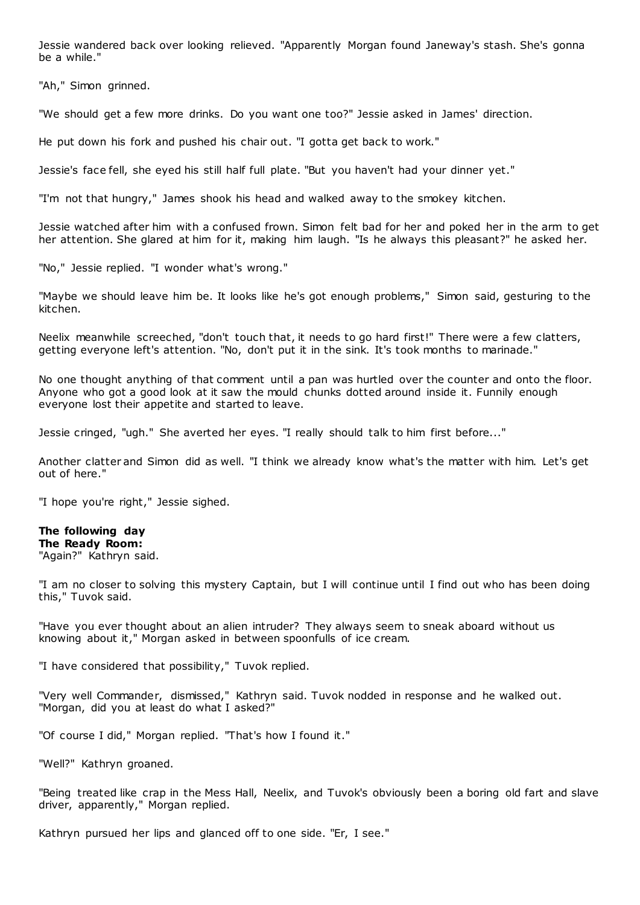Jessie wandered back over looking relieved. "Apparently Morgan found Janeway's stash. She's gonna be a while."

"Ah," Simon grinned.

"We should get a few more drinks. Do you want one too?" Jessie asked in James' direction.

He put down his fork and pushed his chair out. "I gotta get back to work."

Jessie's face fell, she eyed his still half full plate. "But you haven't had your dinner yet."

"I'm not that hungry," James shook his head and walked away to the smokey kitchen.

Jessie watched after him with a confused frown. Simon felt bad for her and poked her in the arm to get her attention. She glared at him for it, making him laugh. "Is he always this pleasant?" he asked her.

"No," Jessie replied. "I wonder what's wrong."

"Maybe we should leave him be. It looks like he's got enough problems," Simon said, gesturing to the kitchen.

Neelix meanwhile screeched, "don't touch that, it needs to go hard first!" There were a few clatters, getting everyone left's attention. "No, don't put it in the sink. It's took months to marinade."

No one thought anything of that comment until a pan was hurtled over the counter and onto the floor. Anyone who got a good look at it saw the mould chunks dotted around inside it. Funnily enough everyone lost their appetite and started to leave.

Jessie cringed, "ugh." She averted her eyes. "I really should talk to him first before..."

Another clatter and Simon did as well. "I think we already know what's the matter with him. Let's get out of here."

"I hope you're right," Jessie sighed.

**The following day**
**The Ready Room:**
"Again?" Kathryn said.

"I am no closer to solving this mystery Captain, but I will continue until I find out who has been doing this," Tuvok said.

"Have you ever thought about an alien intruder? They always seem to sneak aboard without us knowing about it," Morgan asked in between spoonfulls of ice cream.

"I have considered that possibility," Tuvok replied.

"Very well Commander, dismissed," Kathryn said. Tuvok nodded in response and he walked out. "Morgan, did you at least do what I asked?"

"Of course I did," Morgan replied. "That's how I found it."

"Well?" Kathryn groaned.

"Being treated like crap in the Mess Hall, Neelix, and Tuvok's obviously been a boring old fart and slave driver, apparently," Morgan replied.

Kathryn pursued her lips and glanced off to one side. "Er, I see."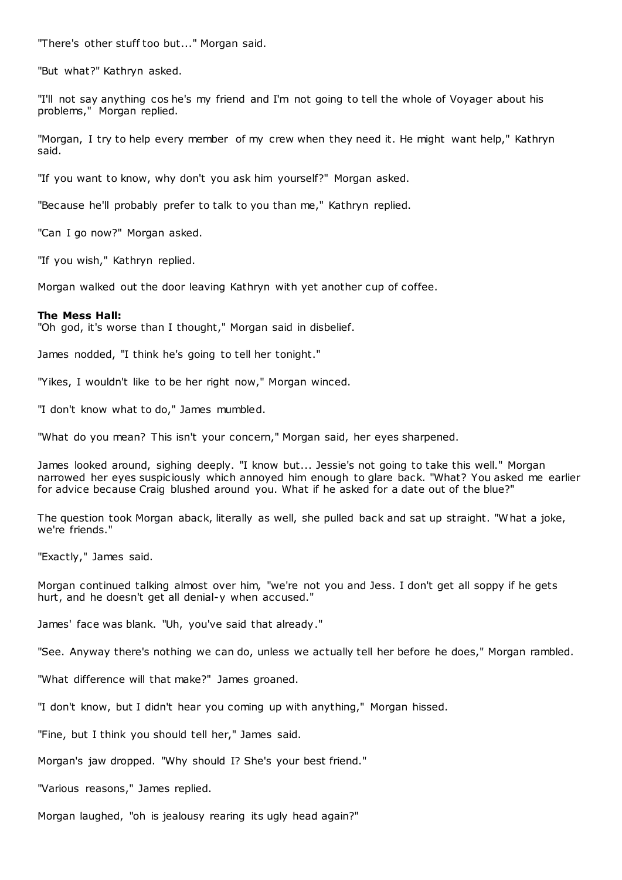"There's other stuff too but..." Morgan said.

"But what?" Kathryn asked.

"I'll not say anything cos he's my friend and I'm not going to tell the whole of Voyager about his problems," Morgan replied.

"Morgan, I try to help every member of my crew when they need it. He might want help," Kathryn said.

"If you want to know, why don't you ask him yourself?" Morgan asked.

"Because he'll probably prefer to talk to you than me," Kathryn replied.

"Can I go now?" Morgan asked.

"If you wish," Kathryn replied.

Morgan walked out the door leaving Kathryn with yet another cup of coffee.

**The Mess Hall:**
"Oh god, it's worse than I thought," Morgan said in disbelief.

James nodded, "I think he's going to tell her tonight."

"Yikes, I wouldn't like to be her right now," Morgan winced.

"I don't know what to do," James mumbled.

"What do you mean? This isn't your concern," Morgan said, her eyes sharpened.

James looked around, sighing deeply. "I know but... Jessie's not going to take this well." Morgan narrowed her eyes suspiciously which annoyed him enough to glare back. "What? You asked me earlier for advice because Craig blushed around you. What if he asked for a date out of the blue?"

The question took Morgan aback, literally as well, she pulled back and sat up straight. "What a joke, we're friends."

"Exactly," James said.

Morgan continued talking almost over him, "we're not you and Jess. I don't get all soppy if he gets hurt, and he doesn't get all denial-y when accused."

James' face was blank. "Uh, you've said that already."

"See. Anyway there's nothing we can do, unless we actually tell her before he does," Morgan rambled.

"What difference will that make?" James groaned.

"I don't know, but I didn't hear you coming up with anything," Morgan hissed.

"Fine, but I think you should tell her," James said.

Morgan's jaw dropped. "Why should I? She's your best friend."

"Various reasons," James replied.

Morgan laughed, "oh is jealousy rearing its ugly head again?"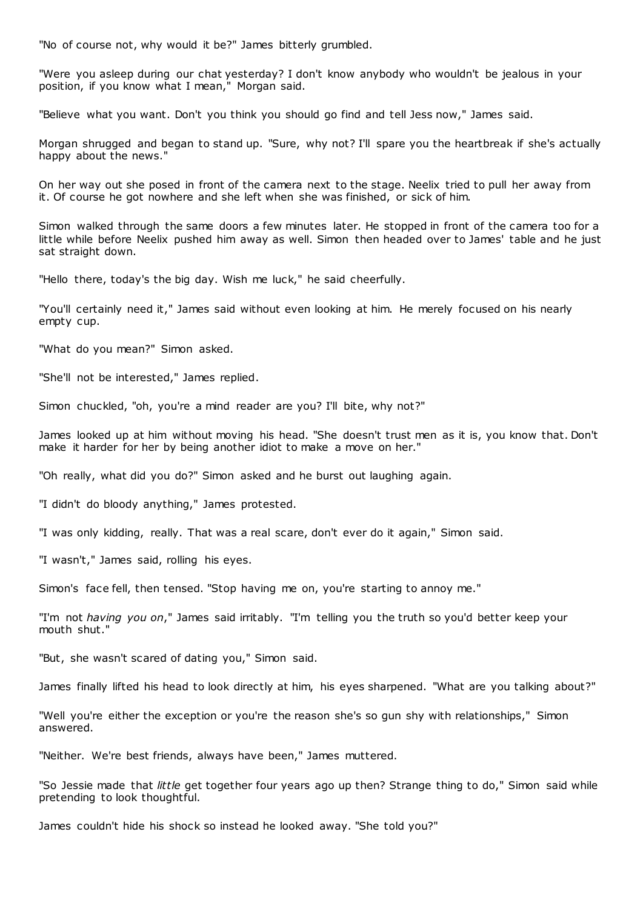"No of course not, why would it be?" James bitterly grumbled.

"Were you asleep during our chat yesterday? I don't know anybody who wouldn't be jealous in your position, if you know what I mean," Morgan said.

"Believe what you want. Don't you think you should go find and tell Jess now," James said.

Morgan shrugged and began to stand up. "Sure, why not? I'll spare you the heartbreak if she's actually happy about the news."

On her way out she posed in front of the camera next to the stage. Neelix tried to pull her away from it. Of course he got nowhere and she left when she was finished, or sick of him.

Simon walked through the same doors a few minutes later. He stopped in front of the camera too for a little while before Neelix pushed him away as well. Simon then headed over to James' table and he just sat straight down.

"Hello there, today's the big day. Wish me luck," he said cheerfully.

"You'll certainly need it," James said without even looking at him. He merely focused on his nearly empty cup.

"What do you mean?" Simon asked.

"She'll not be interested," James replied.

Simon chuckled, "oh, you're a mind reader are you? I'll bite, why not?"

James looked up at him without moving his head. "She doesn't trust men as it is, you know that. Don't make it harder for her by being another idiot to make a move on her."

"Oh really, what did you do?" Simon asked and he burst out laughing again.

"I didn't do bloody anything," James protested.

"I was only kidding, really. That was a real scare, don't ever do it again," Simon said.

"I wasn't," James said, rolling his eyes.

Simon's face fell, then tensed. "Stop having me on, you're starting to annoy me."

"I'm not *having you on*," James said irritably. "I'm telling you the truth so you'd better keep your mouth shut."

"But, she wasn't scared of dating you," Simon said.

James finally lifted his head to look directly at him, his eyes sharpened. "What are you talking about?"

"Well you're either the exception or you're the reason she's so gun shy with relationships," Simon answered.

"Neither. We're best friends, always have been," James muttered.

"So Jessie made that *little* get together four years ago up then? Strange thing to do," Simon said while pretending to look thoughtful.

James couldn't hide his shock so instead he looked away. "She told you?"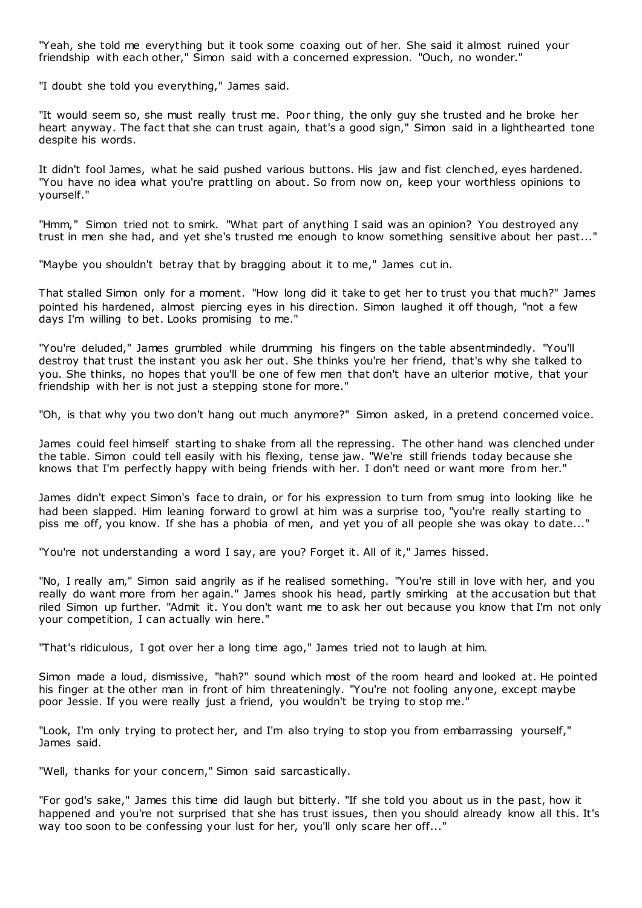"Yeah, she told me everything but it took some coaxing out of her. She said it almost ruined your friendship with each other," Simon said with a concerned expression. "Ouch, no wonder."

"I doubt she told you everything," James said.

"It would seem so, she must really trust me. Poor thing, the only guy she trusted and he broke her heart anyway. The fact that she can trust again, that's a good sign," Simon said in a lighthearted tone despite his words.

It didn't fool James, what he said pushed various buttons. His jaw and fist clenched, eyes hardened. "You have no idea what you're prattling on about. So from now on, keep your worthless opinions to yourself."

"Hmm," Simon tried not to smirk. "What part of anything I said was an opinion? You destroyed any trust in men she had, and yet she's trusted me enough to know something sensitive about her past..."

"Maybe you shouldn't betray that by bragging about it to me," James cut in.

That stalled Simon only for a moment. "How long did it take to get her to trust you that much?" James pointed his hardened, almost piercing eyes in his direction. Simon laughed it off though, "not a few days I'm willing to bet. Looks promising to me."

"You're deluded," James grumbled while drumming his fingers on the table absentmindedly. "You'll destroy that trust the instant you ask her out. She thinks you're her friend, that's why she talked to you. She thinks, no hopes that you'll be one of few men that don't have an ulterior motive, that your friendship with her is not just a stepping stone for more."

"Oh, is that why you two don't hang out much anymore?" Simon asked, in a pretend concerned voice.

James could feel himself starting to shake from all the repressing. The other hand was clenched under the table. Simon could tell easily with his flexing, tense jaw. "We're still friends today because she knows that I'm perfectly happy with being friends with her. I don't need or want more from her."

James didn't expect Simon's face to drain, or for his expression to turn from smug into looking like he had been slapped. Him leaning forward to growl at him was a surprise too, "you're really starting to piss me off, you know. If she has a phobia of men, and yet you of all people she was okay to date..."

"You're not understanding a word I say, are you? Forget it. All of it," James hissed.

"No, I really am," Simon said angrily as if he realised something. "You're still in love with her, and you really do want more from her again." James shook his head, partly smirking at the accusation but that riled Simon up further. "Admit it. You don't want me to ask her out because you know that I'm not only your competition, I can actually win here."

"That's ridiculous, I got over her a long time ago," James tried not to laugh at him.

Simon made a loud, dismissive, "hah?" sound which most of the room heard and looked at. He pointed his finger at the other man in front of him threateningly. "You're not fooling anyone, except maybe poor Jessie. If you were really just a friend, you wouldn't be trying to stop me."

"Look, I'm only trying to protect her, and I'm also trying to stop you from embarrassing yourself," James said.

"Well, thanks for your concern," Simon said sarcastically.

"For god's sake," James this time did laugh but bitterly. "If she told you about us in the past, how it happened and you're not surprised that she has trust issues, then you should already know all this. It's way too soon to be confessing your lust for her, you'll only scare her off..."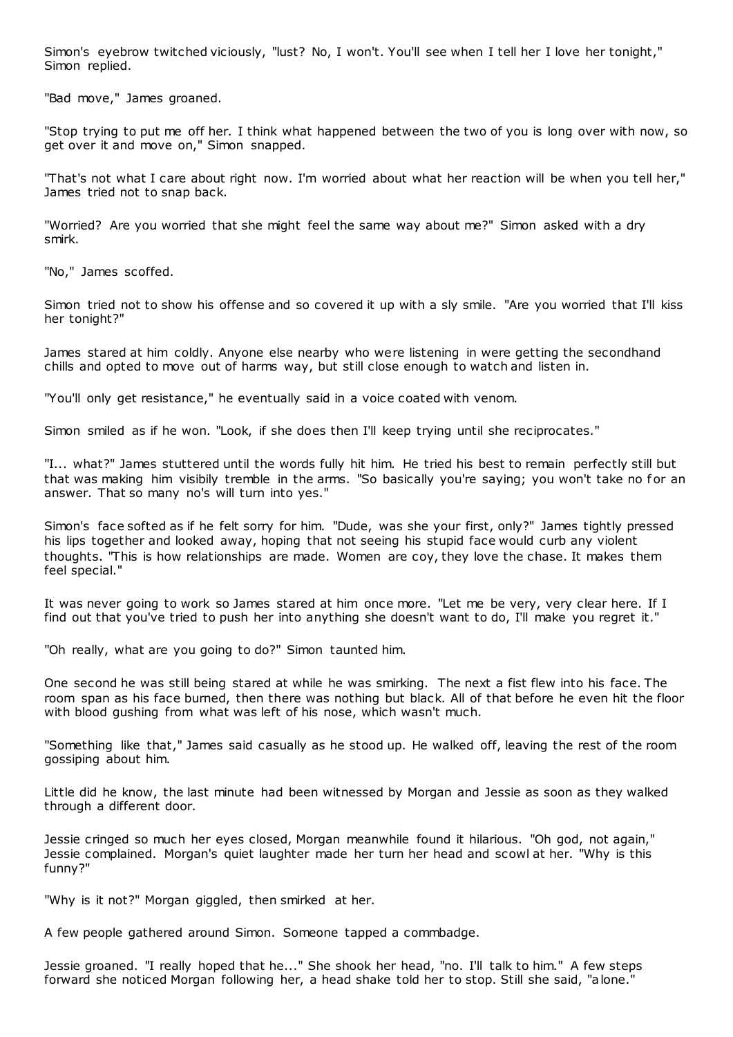Simon's eyebrow twitched viciously, "lust? No, I won't. You'll see when I tell her I love her tonight," Simon replied.

"Bad move," James groaned.

"Stop trying to put me off her. I think what happened between the two of you is long over with now, so get over it and move on," Simon snapped.

"That's not what I care about right now. I'm worried about what her reaction will be when you tell her," James tried not to snap back.

"Worried? Are you worried that she might feel the same way about me?" Simon asked with a dry smirk.

"No," James scoffed.

Simon tried not to show his offense and so covered it up with a sly smile. "Are you worried that I'll kiss her tonight?"

James stared at him coldly. Anyone else nearby who were listening in were getting the secondhand chills and opted to move out of harms way, but still close enough to watch and listen in.

"You'll only get resistance," he eventually said in a voice coated with venom.

Simon smiled as if he won. "Look, if she does then I'll keep trying until she reciprocates."

"I... what?" James stuttered until the words fully hit him. He tried his best to remain perfectly still but that was making him visibily tremble in the arms. "So basically you're saying; you won't take no for an answer. That so many no's will turn into yes."

Simon's face softed as if he felt sorry for him. "Dude, was she your first, only?" James tightly pressed his lips together and looked away, hoping that not seeing his stupid face would curb any violent thoughts. "This is how relationships are made. Women are coy, they love the chase. It makes them feel special."

It was never going to work so James stared at him once more. "Let me be very, very clear here. If I find out that you've tried to push her into anything she doesn't want to do, I'll make you regret it."

"Oh really, what are you going to do?" Simon taunted him.

One second he was still being stared at while he was smirking. The next a fist flew into his face. The room span as his face burned, then there was nothing but black. All of that before he even hit the floor with blood gushing from what was left of his nose, which wasn't much.

"Something like that," James said casually as he stood up. He walked off, leaving the rest of the room gossiping about him.

Little did he know, the last minute had been witnessed by Morgan and Jessie as soon as they walked through a different door.

Jessie cringed so much her eyes closed, Morgan meanwhile found it hilarious. "Oh god, not again," Jessie complained. Morgan's quiet laughter made her turn her head and scowl at her. "Why is this funny?"

"Why is it not?" Morgan giggled, then smirked at her.

A few people gathered around Simon. Someone tapped a commbadge.

Jessie groaned. "I really hoped that he..." She shook her head, "no. I'll talk to him." A few steps forward she noticed Morgan following her, a head shake told her to stop. Still she said, "alone."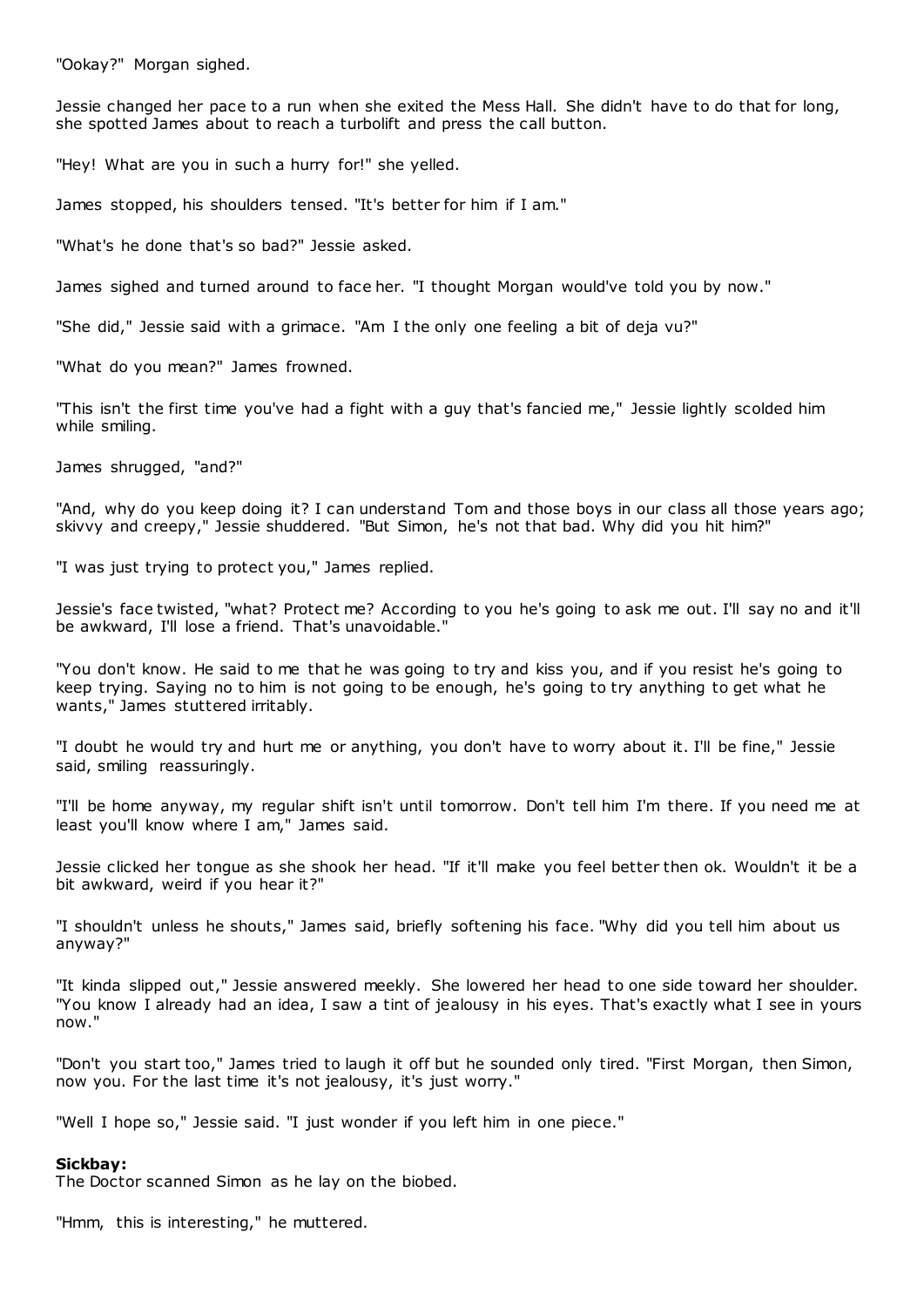"Ookay?" Morgan sighed.

Jessie changed her pace to a run when she exited the Mess Hall. She didn't have to do that for long, she spotted James about to reach a turbolift and press the call button.

"Hey! What are you in such a hurry for!" she yelled.

James stopped, his shoulders tensed. "It's better for him if I am."

"What's he done that's so bad?" Jessie asked.

James sighed and turned around to face her. "I thought Morgan would've told you by now."

"She did," Jessie said with a grimace. "Am I the only one feeling a bit of deja vu?"

"What do you mean?" James frowned.

"This isn't the first time you've had a fight with a guy that's fancied me," Jessie lightly scolded him while smiling.

James shrugged, "and?"

"And, why do you keep doing it? I can understand Tom and those boys in our class all those years ago; skivvy and creepy," Jessie shuddered. "But Simon, he's not that bad. Why did you hit him?"

"I was just trying to protect you," James replied.

Jessie's face twisted, "what? Protect me? According to you he's going to ask me out. I'll say no and it'll be awkward, I'll lose a friend. That's unavoidable."

"You don't know. He said to me that he was going to try and kiss you, and if you resist he's going to keep trying. Saying no to him is not going to be enough, he's going to try anything to get what he wants," James stuttered irritably.

"I doubt he would try and hurt me or anything, you don't have to worry about it. I'll be fine," Jessie said, smiling reassuringly.

"I'll be home anyway, my regular shift isn't until tomorrow. Don't tell him I'm there. If you need me at least you'll know where I am," James said.

Jessie clicked her tongue as she shook her head. "If it'll make you feel better then ok. Wouldn't it be a bit awkward, weird if you hear it?"

"I shouldn't unless he shouts," James said, briefly softening his face. "Why did you tell him about us anyway?"

"It kinda slipped out," Jessie answered meekly. She lowered her head to one side toward her shoulder. "You know I already had an idea, I saw a tint of jealousy in his eyes. That's exactly what I see in yours now."

"Don't you start too," James tried to laugh it off but he sounded only tired. "First Morgan, then Simon, now you. For the last time it's not jealousy, it's just worry."

"Well I hope so," Jessie said. "I just wonder if you left him in one piece."

**Sickbay:**
The Doctor scanned Simon as he lay on the biobed.

"Hmm, this is interesting," he muttered.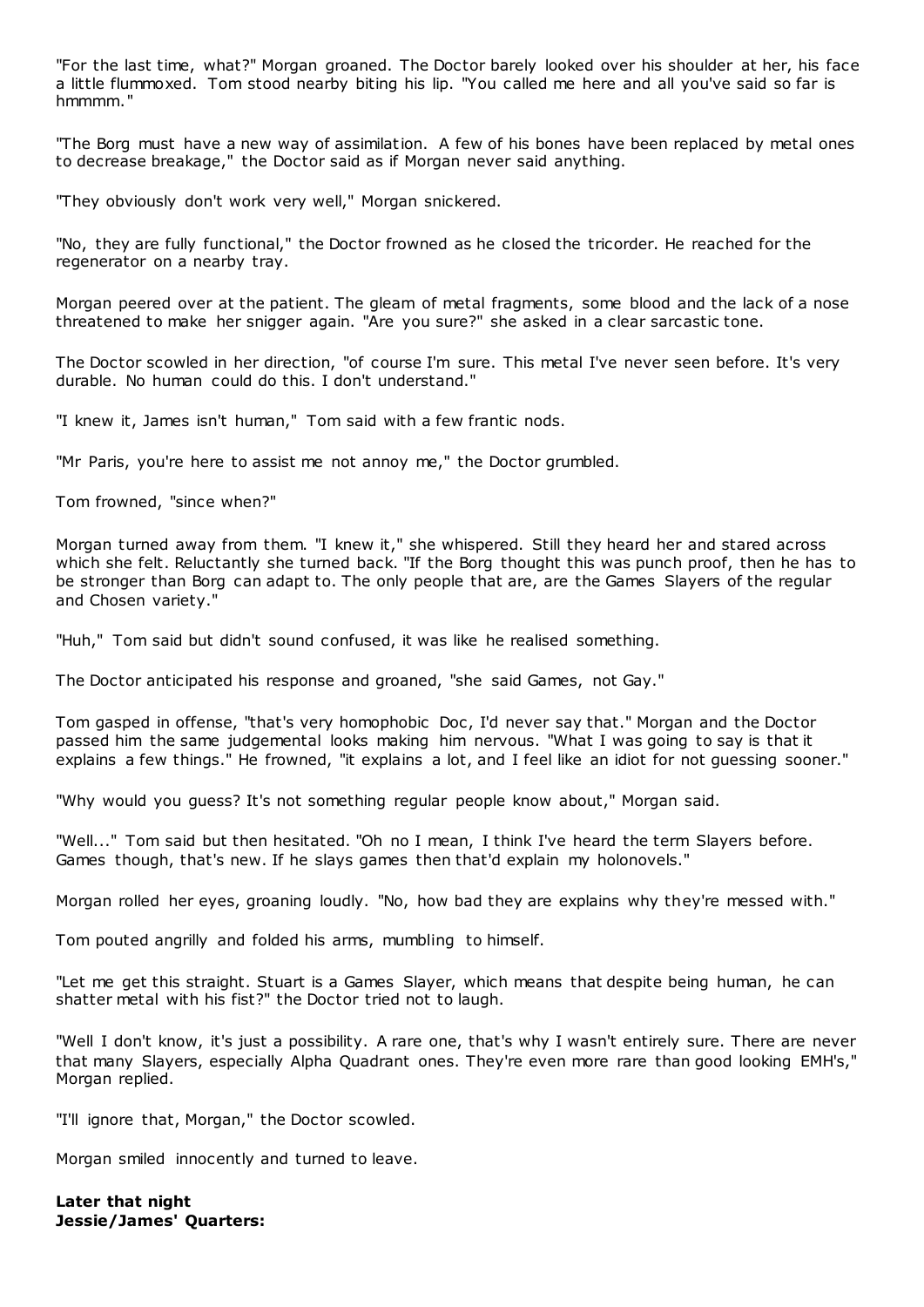"For the last time, what?" Morgan groaned. The Doctor barely looked over his shoulder at her, his face a little flummoxed. Tom stood nearby biting his lip. "You called me here and all you've said so far is hmmmm."

"The Borg must have a new way of assimilation. A few of his bones have been replaced by metal ones to decrease breakage," the Doctor said as if Morgan never said anything.

"They obviously don't work very well," Morgan snickered.

"No, they are fully functional," the Doctor frowned as he closed the tricorder. He reached for the regenerator on a nearby tray.

Morgan peered over at the patient. The gleam of metal fragments, some blood and the lack of a nose threatened to make her snigger again. "Are you sure?" she asked in a clear sarcastic tone.

The Doctor scowled in her direction, "of course I'm sure. This metal I've never seen before. It's very durable. No human could do this. I don't understand."

"I knew it, James isn't human," Tom said with a few frantic nods.

"Mr Paris, you're here to assist me not annoy me," the Doctor grumbled.

Tom frowned, "since when?"

Morgan turned away from them. "I knew it," she whispered. Still they heard her and stared across which she felt. Reluctantly she turned back. "If the Borg thought this was punch proof, then he has to be stronger than Borg can adapt to. The only people that are, are the Games Slayers of the regular and Chosen variety."

"Huh," Tom said but didn't sound confused, it was like he realised something.

The Doctor anticipated his response and groaned, "she said Games, not Gay."

Tom gasped in offense, "that's very homophobic Doc, I'd never say that." Morgan and the Doctor passed him the same judgemental looks making him nervous. "What I was going to say is that it explains a few things." He frowned, "it explains a lot, and I feel like an idiot for not guessing sooner."

"Why would you guess? It's not something regular people know about," Morgan said.

"Well..." Tom said but then hesitated. "Oh no I mean, I think I've heard the term Slayers before. Games though, that's new. If he slays games then that'd explain my holonovels."

Morgan rolled her eyes, groaning loudly. "No, how bad they are explains why they're messed with."

Tom pouted angrilly and folded his arms, mumbling to himself.

"Let me get this straight. Stuart is a Games Slayer, which means that despite being human, he can shatter metal with his fist?" the Doctor tried not to laugh.

"Well I don't know, it's just a possibility. A rare one, that's why I wasn't entirely sure. There are never that many Slayers, especially Alpha Quadrant ones. They're even more rare than good looking EMH's," Morgan replied.

"I'll ignore that, Morgan," the Doctor scowled.

Morgan smiled innocently and turned to leave.

**Later that night**
**Jessie/James' Quarters:**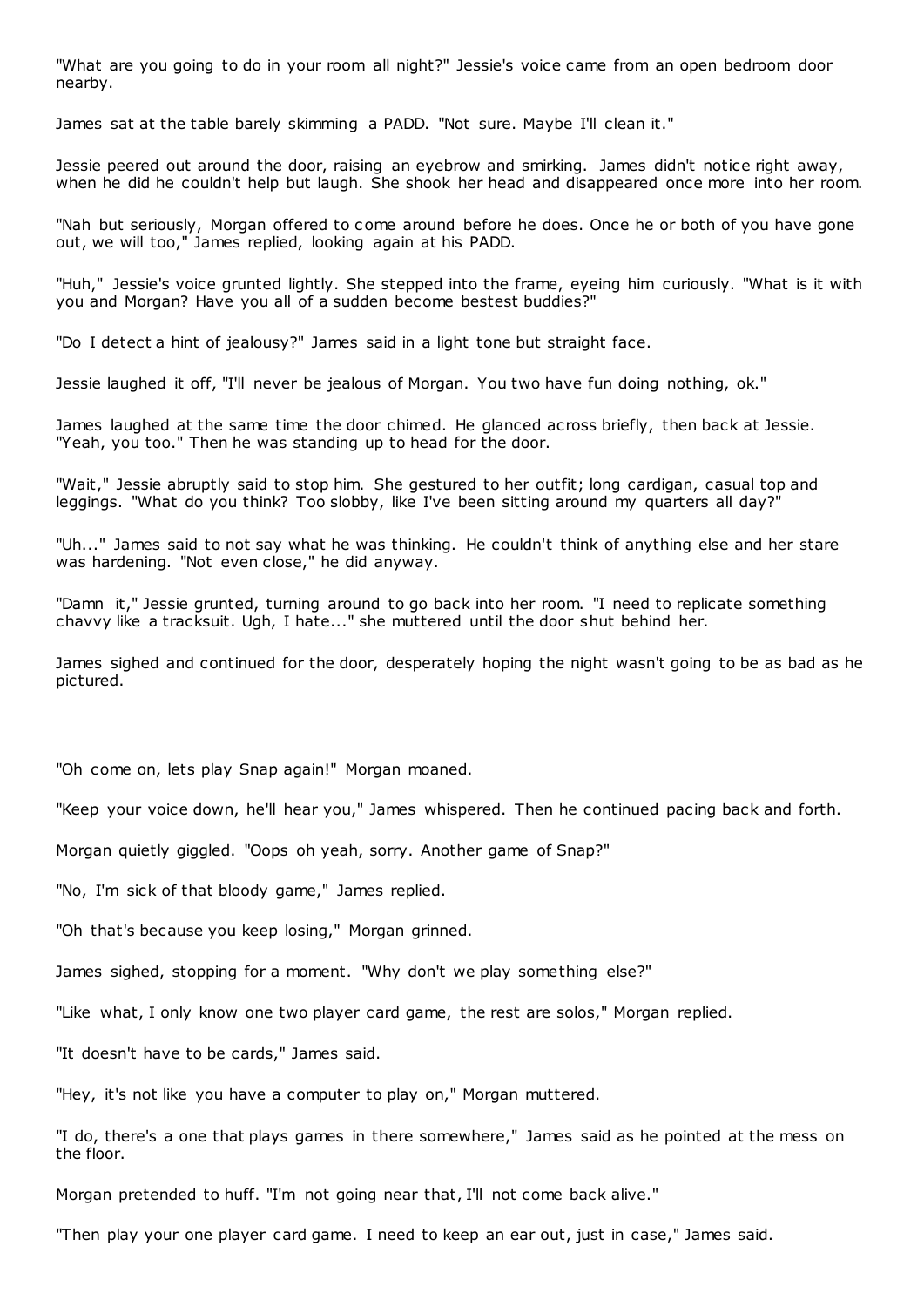"What are you going to do in your room all night?" Jessie's voice came from an open bedroom door nearby.

James sat at the table barely skimming a PADD. "Not sure. Maybe I'll clean it."

Jessie peered out around the door, raising an eyebrow and smirking. James didn't notice right away, when he did he couldn't help but laugh. She shook her head and disappeared once more into her room.

"Nah but seriously, Morgan offered to come around before he does. Once he or both of you have gone out, we will too," James replied, looking again at his PADD.

"Huh," Jessie's voice grunted lightly. She stepped into the frame, eyeing him curiously. "What is it with you and Morgan? Have you all of a sudden become bestest buddies?"

"Do I detect a hint of jealousy?" James said in a light tone but straight face.

Jessie laughed it off, "I'll never be jealous of Morgan. You two have fun doing nothing, ok."

James laughed at the same time the door chimed. He glanced across briefly, then back at Jessie. "Yeah, you too." Then he was standing up to head for the door.

"Wait," Jessie abruptly said to stop him. She gestured to her outfit; long cardigan, casual top and leggings. "What do you think? Too slobby, like I've been sitting around my quarters all day?"

"Uh..." James said to not say what he was thinking. He couldn't think of anything else and her stare was hardening. "Not even close," he did anyway.

"Damn it," Jessie grunted, turning around to go back into her room. "I need to replicate something chavvy like a tracksuit. Ugh, I hate..." she muttered until the door shut behind her.

James sighed and continued for the door, desperately hoping the night wasn't going to be as bad as he pictured.

"Oh come on, lets play Snap again!" Morgan moaned.

"Keep your voice down, he'll hear you," James whispered. Then he continued pacing back and forth.

Morgan quietly giggled. "Oops oh yeah, sorry. Another game of Snap?"

"No, I'm sick of that bloody game," James replied.

"Oh that's because you keep losing," Morgan grinned.

James sighed, stopping for a moment. "Why don't we play something else?"

"Like what, I only know one two player card game, the rest are solos," Morgan replied.

"It doesn't have to be cards," James said.

"Hey, it's not like you have a computer to play on," Morgan muttered.

"I do, there's a one that plays games in there somewhere," James said as he pointed at the mess on the floor.

Morgan pretended to huff. "I'm not going near that, I'll not come back alive."

"Then play your one player card game. I need to keep an ear out, just in case," James said.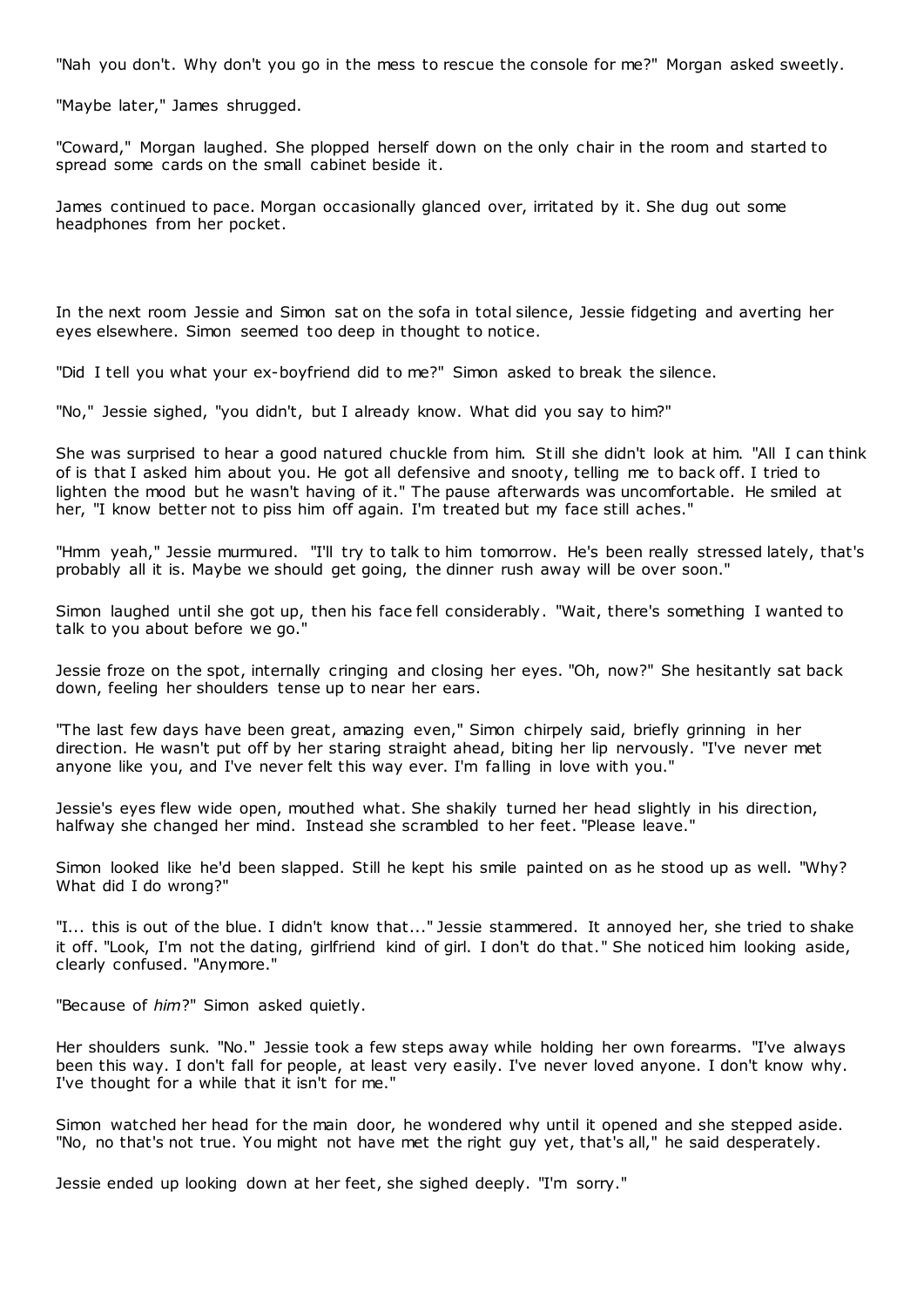"Nah you don't. Why don't you go in the mess to rescue the console for me?" Morgan asked sweetly.

"Maybe later," James shrugged.

"Coward," Morgan laughed. She plopped herself down on the only chair in the room and started to spread some cards on the small cabinet beside it.

James continued to pace. Morgan occasionally glanced over, irritated by it. She dug out some headphones from her pocket.

In the next room Jessie and Simon sat on the sofa in total silence, Jessie fidgeting and averting her eyes elsewhere. Simon seemed too deep in thought to notice.

"Did I tell you what your ex-boyfriend did to me?" Simon asked to break the silence.

"No," Jessie sighed, "you didn't, but I already know. What did you say to him?"

She was surprised to hear a good natured chuckle from him. Still she didn't look at him. "All I can think of is that I asked him about you. He got all defensive and snooty, telling me to back off. I tried to lighten the mood but he wasn't having of it." The pause afterwards was uncomfortable. He smiled at her, "I know better not to piss him off again. I'm treated but my face still aches."

"Hmm yeah," Jessie murmured. "I'll try to talk to him tomorrow. He's been really stressed lately, that's probably all it is. Maybe we should get going, the dinner rush away will be over soon."

Simon laughed until she got up, then his face fell considerably. "Wait, there's something I wanted to talk to you about before we go."

Jessie froze on the spot, internally cringing and closing her eyes. "Oh, now?" She hesitantly sat back down, feeling her shoulders tense up to near her ears.

"The last few days have been great, amazing even," Simon chirpely said, briefly grinning in her direction. He wasn't put off by her staring straight ahead, biting her lip nervously. "I've never met anyone like you, and I've never felt this way ever. I'm falling in love with you."

Jessie's eyes flew wide open, mouthed what. She shakily turned her head slightly in his direction, halfway she changed her mind. Instead she scrambled to her feet. "Please leave."

Simon looked like he'd been slapped. Still he kept his smile painted on as he stood up as well. "Why? What did I do wrong?"

"I... this is out of the blue. I didn't know that..." Jessie stammered. It annoyed her, she tried to shake it off. "Look, I'm not the dating, girlfriend kind of girl. I don't do that." She noticed him looking aside, clearly confused. "Anymore."

"Because of *him*?" Simon asked quietly.

Her shoulders sunk. "No." Jessie took a few steps away while holding her own forearms. "I've always been this way. I don't fall for people, at least very easily. I've never loved anyone. I don't know why. I've thought for a while that it isn't for me."

Simon watched her head for the main door, he wondered why until it opened and she stepped aside. "No, no that's not true. You might not have met the right guy yet, that's all," he said desperately.

Jessie ended up looking down at her feet, she sighed deeply. "I'm sorry."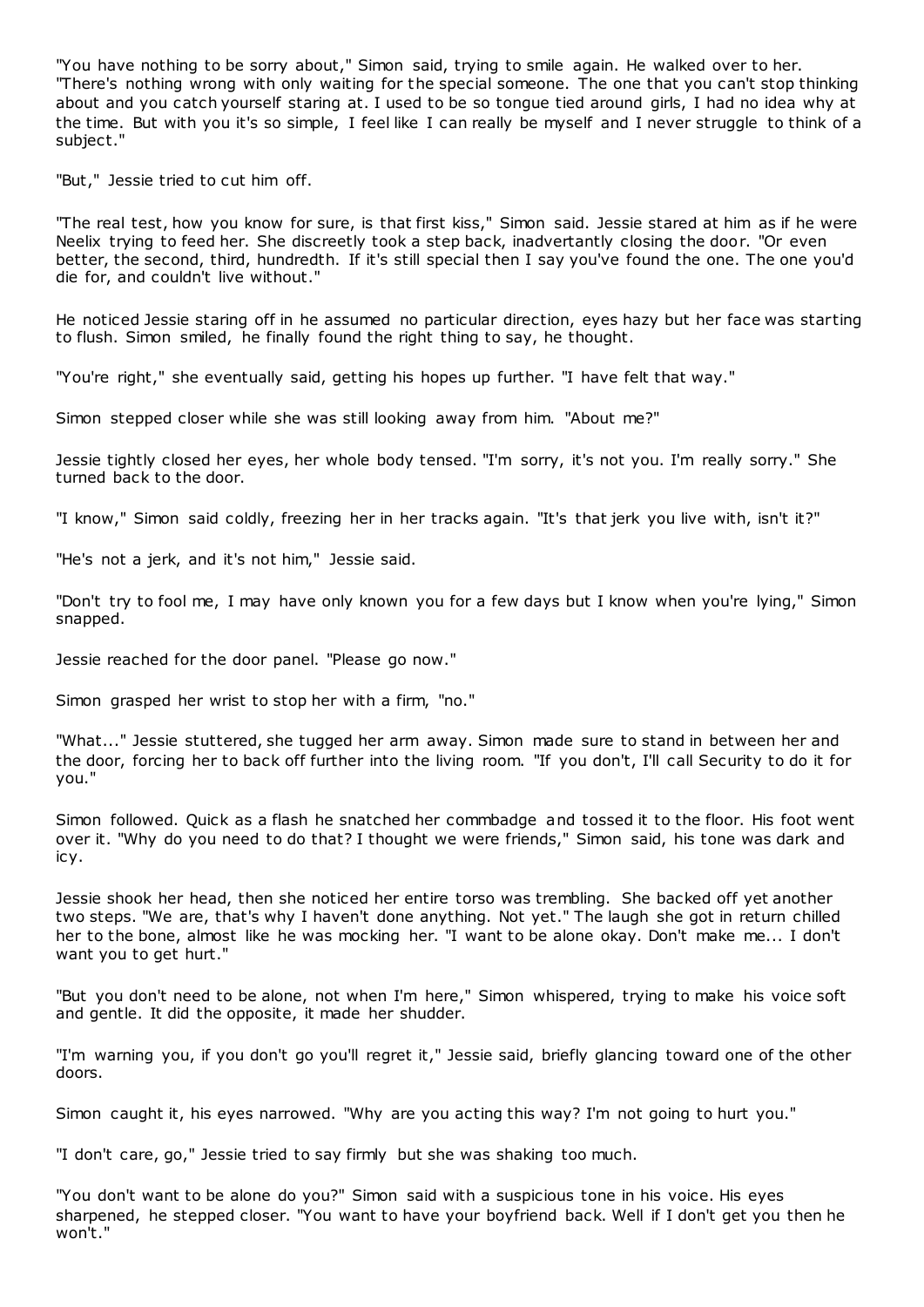"You have nothing to be sorry about," Simon said, trying to smile again. He walked over to her. "There's nothing wrong with only waiting for the special someone. The one that you can't stop thinking about and you catch yourself staring at. I used to be so tongue tied around girls, I had no idea why at the time. But with you it's so simple, I feel like I can really be myself and I never struggle to think of a subject."

"But," Jessie tried to cut him off.

"The real test, how you know for sure, is that first kiss," Simon said. Jessie stared at him as if he were Neelix trying to feed her. She discreetly took a step back, inadvertantly closing the door. "Or even better, the second, third, hundredth. If it's still special then I say you've found the one. The one you'd die for, and couldn't live without."

He noticed Jessie staring off in he assumed no particular direction, eyes hazy but her face was starting to flush. Simon smiled, he finally found the right thing to say, he thought.

"You're right," she eventually said, getting his hopes up further. "I have felt that way."

Simon stepped closer while she was still looking away from him. "About me?"

Jessie tightly closed her eyes, her whole body tensed. "I'm sorry, it's not you. I'm really sorry." She turned back to the door.

"I know," Simon said coldly, freezing her in her tracks again. "It's that jerk you live with, isn't it?"

"He's not a jerk, and it's not him," Jessie said.

"Don't try to fool me, I may have only known you for a few days but I know when you're lying," Simon snapped.

Jessie reached for the door panel. "Please go now."

Simon grasped her wrist to stop her with a firm, "no."

"What..." Jessie stuttered, she tugged her arm away. Simon made sure to stand in between her and the door, forcing her to back off further into the living room. "If you don't, I'll call Security to do it for you."

Simon followed. Quick as a flash he snatched her commbadge and tossed it to the floor. His foot went over it. "Why do you need to do that? I thought we were friends," Simon said, his tone was dark and icy.

Jessie shook her head, then she noticed her entire torso was trembling. She backed off yet another two steps. "We are, that's why I haven't done anything. Not yet." The laugh she got in return chilled her to the bone, almost like he was mocking her. "I want to be alone okay. Don't make me... I don't want you to get hurt."

"But you don't need to be alone, not when I'm here," Simon whispered, trying to make his voice soft and gentle. It did the opposite, it made her shudder.

"I'm warning you, if you don't go you'll regret it," Jessie said, briefly glancing toward one of the other doors.

Simon caught it, his eyes narrowed. "Why are you acting this way? I'm not going to hurt you."

"I don't care, go," Jessie tried to say firmly but she was shaking too much.

"You don't want to be alone do you?" Simon said with a suspicious tone in his voice. His eyes sharpened, he stepped closer. "You want to have your boyfriend back. Well if I don't get you then he won't."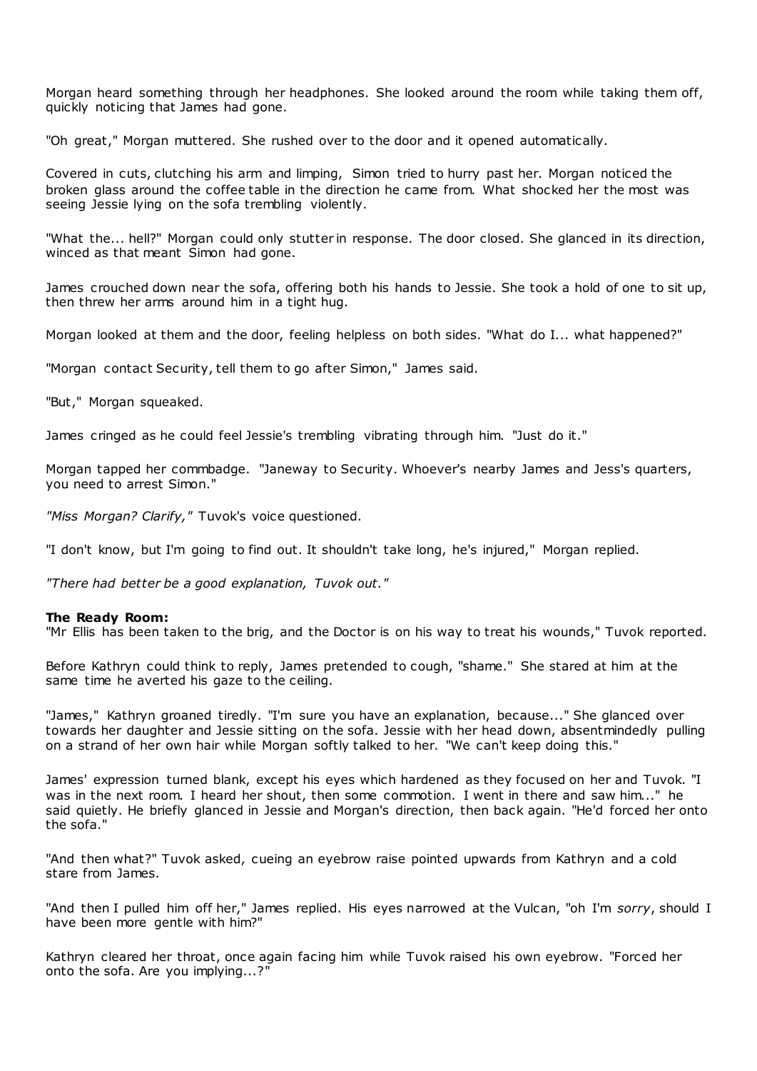Morgan heard something through her headphones. She looked around the room while taking them off, quickly noticing that James had gone.

"Oh great," Morgan muttered. She rushed over to the door and it opened automatically.

Covered in cuts, clutching his arm and limping, Simon tried to hurry past her. Morgan noticed the broken glass around the coffee table in the direction he came from. What shocked her the most was seeing Jessie lying on the sofa trembling violently.

"What the... hell?" Morgan could only stutter in response. The door closed. She glanced in its direction, winced as that meant Simon had gone.

James crouched down near the sofa, offering both his hands to Jessie. She took a hold of one to sit up, then threw her arms around him in a tight hug.

Morgan looked at them and the door, feeling helpless on both sides. "What do I... what happened?"

"Morgan contact Security, tell them to go after Simon," James said.

"But," Morgan squeaked.

James cringed as he could feel Jessie's trembling vibrating through him. "Just do it."

Morgan tapped her commbadge. "Janeway to Security. Whoever's nearby James and Jess's quarters, you need to arrest Simon."

*"Miss Morgan? Clarify,"* Tuvok's voice questioned.

"I don't know, but I'm going to find out. It shouldn't take long, he's injured," Morgan replied.

*"There had better be a good explanation, Tuvok out."*

**The Ready Room:**
"Mr Ellis has been taken to the brig, and the Doctor is on his way to treat his wounds," Tuvok reported.

Before Kathryn could think to reply, James pretended to cough, "shame." She stared at him at the same time he averted his gaze to the ceiling.

"James," Kathryn groaned tiredly. "I'm sure you have an explanation, because..." She glanced over towards her daughter and Jessie sitting on the sofa. Jessie with her head down, absentmindedly pulling on a strand of her own hair while Morgan softly talked to her. "We can't keep doing this."

James' expression turned blank, except his eyes which hardened as they focused on her and Tuvok. "I was in the next room. I heard her shout, then some commotion. I went in there and saw him..." he said quietly. He briefly glanced in Jessie and Morgan's direction, then back again. "He'd forced her onto the sofa."

"And then what?" Tuvok asked, cueing an eyebrow raise pointed upwards from Kathryn and a cold stare from James.

"And then I pulled him off her," James replied. His eyes narrowed at the Vulcan, "oh I'm *sorry*, should I have been more gentle with him?"

Kathryn cleared her throat, once again facing him while Tuvok raised his own eyebrow. "Forced her onto the sofa. Are you implying...?"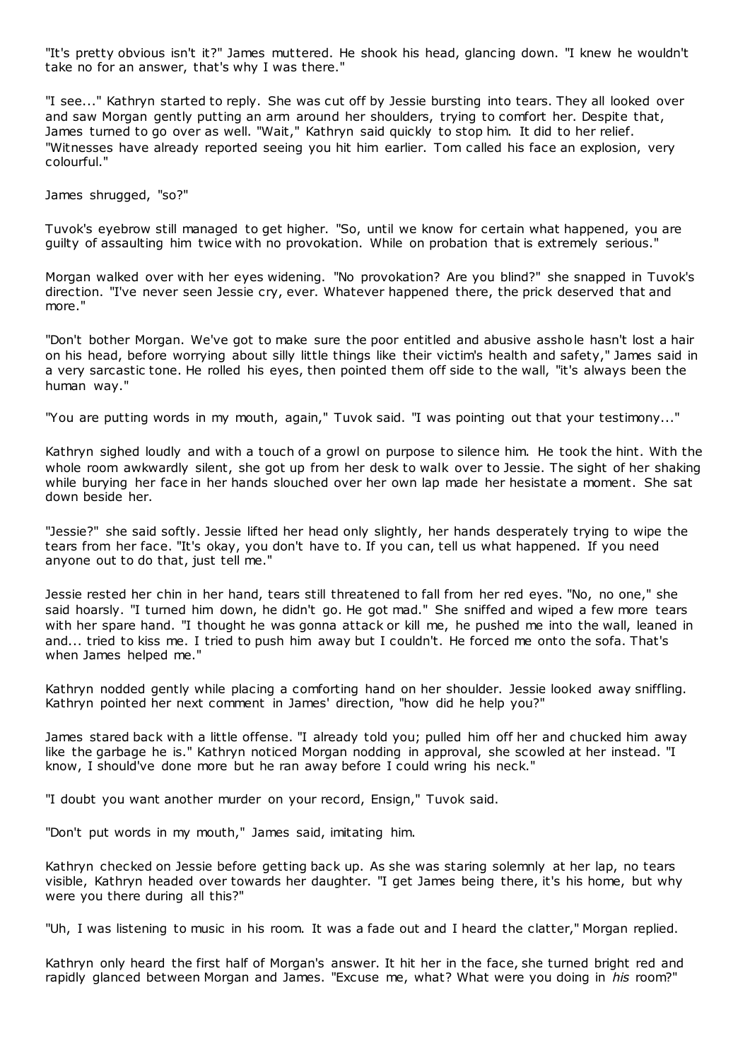"It's pretty obvious isn't it?" James muttered. He shook his head, glancing down. "I knew he wouldn't take no for an answer, that's why I was there."

"I see..." Kathryn started to reply. She was cut off by Jessie bursting into tears. They all looked over and saw Morgan gently putting an arm around her shoulders, trying to comfort her. Despite that, James turned to go over as well. "Wait," Kathryn said quickly to stop him. It did to her relief. "Witnesses have already reported seeing you hit him earlier. Tom called his face an explosion, very colourful."

James shrugged, "so?"

Tuvok's eyebrow still managed to get higher. "So, until we know for certain what happened, you are guilty of assaulting him twice with no provokation. While on probation that is extremely serious."

Morgan walked over with her eyes widening. "No provokation? Are you blind?" she snapped in Tuvok's direction. "I've never seen Jessie cry, ever. Whatever happened there, the prick deserved that and more."

"Don't bother Morgan. We've got to make sure the poor entitled and abusive asshole hasn't lost a hair on his head, before worrying about silly little things like their victim's health and safety," James said in a very sarcastic tone. He rolled his eyes, then pointed them off side to the wall, "it's always been the human way."

"You are putting words in my mouth, again," Tuvok said. "I was pointing out that your testimony..."

Kathryn sighed loudly and with a touch of a growl on purpose to silence him. He took the hint. With the whole room awkwardly silent, she got up from her desk to walk over to Jessie. The sight of her shaking while burying her face in her hands slouched over her own lap made her hesitate a moment. She sat down beside her.

"Jessie?" she said softly. Jessie lifted her head only slightly, her hands desperately trying to wipe the tears from her face. "It's okay, you don't have to. If you can, tell us what happened. If you need anyone out to do that, just tell me."

Jessie rested her chin in her hand, tears still threatened to fall from her red eyes. "No, no one," she said hoarsly. "I turned him down, he didn't go. He got mad." She sniffed and wiped a few more tears with her spare hand. "I thought he was gonna attack or kill me, he pushed me into the wall, leaned in and... tried to kiss me. I tried to push him away but I couldn't. He forced me onto the sofa. That's when James helped me."

Kathryn nodded gently while placing a comforting hand on her shoulder. Jessie looked away sniffling. Kathryn pointed her next comment in James' direction, "how did he help you?"

James stared back with a little offense. "I already told you; pulled him off her and chucked him away like the garbage he is." Kathryn noticed Morgan nodding in approval, she scowled at her instead. "I know, I should've done more but he ran away before I could wring his neck."

"I doubt you want another murder on your record, Ensign," Tuvok said.

"Don't put words in my mouth," James said, imitating him.

Kathryn checked on Jessie before getting back up. As she was staring solemnly at her lap, no tears visible, Kathryn headed over towards her daughter. "I get James being there, it's his home, but why were you there during all this?"

"Uh, I was listening to music in his room. It was a fade out and I heard the clatter," Morgan replied.

Kathryn only heard the first half of Morgan's answer. It hit her in the face, she turned bright red and rapidly glanced between Morgan and James. "Excuse me, what? What were you doing in *his* room?"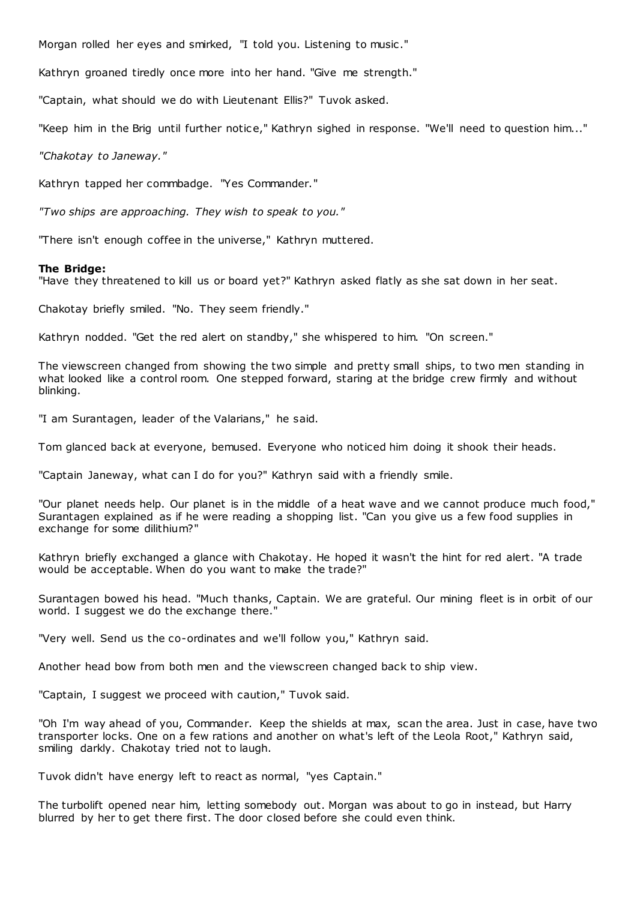Morgan rolled her eyes and smirked, "I told you. Listening to music."

Kathryn groaned tiredly once more into her hand. "Give me strength."

"Captain, what should we do with Lieutenant Ellis?" Tuvok asked.

"Keep him in the Brig until further notice," Kathryn sighed in response. "We'll need to question him..."

*"Chakotay to Janeway."*

Kathryn tapped her commbadge. "Yes Commander."

*"Two ships are approaching. They wish to speak to you."*

"There isn't enough coffee in the universe," Kathryn muttered.

**The Bridge:**
"Have they threatened to kill us or board yet?" Kathryn asked flatly as she sat down in her seat.

Chakotay briefly smiled. "No. They seem friendly."

Kathryn nodded. "Get the red alert on standby," she whispered to him. "On screen."

The viewscreen changed from showing the two simple and pretty small ships, to two men standing in what looked like a control room. One stepped forward, staring at the bridge crew firmly and without blinking.

"I am Surantagen, leader of the Valarians," he said.

Tom glanced back at everyone, bemused. Everyone who noticed him doing it shook their heads.

"Captain Janeway, what can I do for you?" Kathryn said with a friendly smile.

"Our planet needs help. Our planet is in the middle of a heat wave and we cannot produce much food," Surantagen explained as if he were reading a shopping list. "Can you give us a few food supplies in exchange for some dilithium?"

Kathryn briefly exchanged a glance with Chakotay. He hoped it wasn't the hint for red alert. "A trade would be acceptable. When do you want to make the trade?"

Surantagen bowed his head. "Much thanks, Captain. We are grateful. Our mining fleet is in orbit of our world. I suggest we do the exchange there."

"Very well. Send us the co-ordinates and we'll follow you," Kathryn said.

Another head bow from both men and the viewscreen changed back to ship view.

"Captain, I suggest we proceed with caution," Tuvok said.

"Oh I'm way ahead of you, Commander. Keep the shields at max, scan the area. Just in case, have two transporter locks. One on a few rations and another on what's left of the Leola Root," Kathryn said, smiling darkly. Chakotay tried not to laugh.

Tuvok didn't have energy left to react as normal, "yes Captain."

The turbolift opened near him, letting somebody out. Morgan was about to go in instead, but Harry blurred by her to get there first. The door closed before she could even think.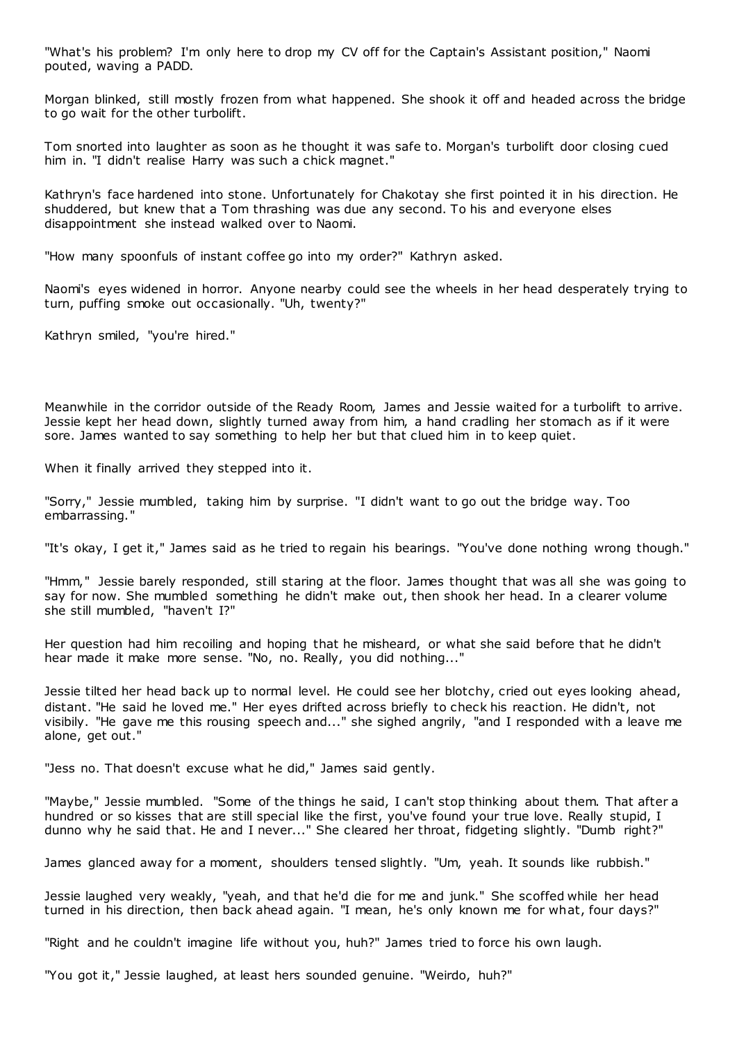"What's his problem? I'm only here to drop my CV off for the Captain's Assistant position," Naomi pouted, waving a PADD.

Morgan blinked, still mostly frozen from what happened. She shook it off and headed across the bridge to go wait for the other turbolift.

Tom snorted into laughter as soon as he thought it was safe to. Morgan's turbolift door closing cued him in. "I didn't realise Harry was such a chick magnet."

Kathryn's face hardened into stone. Unfortunately for Chakotay she first pointed it in his direction. He shuddered, but knew that a Tom thrashing was due any second. To his and everyone elses disappointment she instead walked over to Naomi.

"How many spoonfuls of instant coffee go into my order?" Kathryn asked.

Naomi's eyes widened in horror. Anyone nearby could see the wheels in her head desperately trying to turn, puffing smoke out occasionally. "Uh, twenty?"

Kathryn smiled, "you're hired."

Meanwhile in the corridor outside of the Ready Room, James and Jessie waited for a turbolift to arrive. Jessie kept her head down, slightly turned away from him, a hand cradling her stomach as if it were sore. James wanted to say something to help her but that clued him in to keep quiet.

When it finally arrived they stepped into it.

"Sorry," Jessie mumbled, taking him by surprise. "I didn't want to go out the bridge way. Too embarrassing."

"It's okay, I get it," James said as he tried to regain his bearings. "You've done nothing wrong though."

"Hmm," Jessie barely responded, still staring at the floor. James thought that was all she was going to say for now. She mumbled something he didn't make out, then shook her head. In a clearer volume she still mumbled, "haven't I?"

Her question had him recoiling and hoping that he misheard, or what she said before that he didn't hear made it make more sense. "No, no. Really, you did nothing..."

Jessie tilted her head back up to normal level. He could see her blotchy, cried out eyes looking ahead, distant. "He said he loved me." Her eyes drifted across briefly to check his reaction. He didn't, not visibily. "He gave me this rousing speech and..." she sighed angrily, "and I responded with a leave me alone, get out."

"Jess no. That doesn't excuse what he did," James said gently.

"Maybe," Jessie mumbled. "Some of the things he said, I can't stop thinking about them. That after a hundred or so kisses that are still special like the first, you've found your true love. Really stupid, I dunno why he said that. He and I never..." She cleared her throat, fidgeting slightly. "Dumb right?"

James glanced away for a moment, shoulders tensed slightly. "Um, yeah. It sounds like rubbish."

Jessie laughed very weakly, "yeah, and that he'd die for me and junk." She scoffed while her head turned in his direction, then back ahead again. "I mean, he's only known me for what, four days?"

"Right and he couldn't imagine life without you, huh?" James tried to force his own laugh.

"You got it," Jessie laughed, at least hers sounded genuine. "Weirdo, huh?"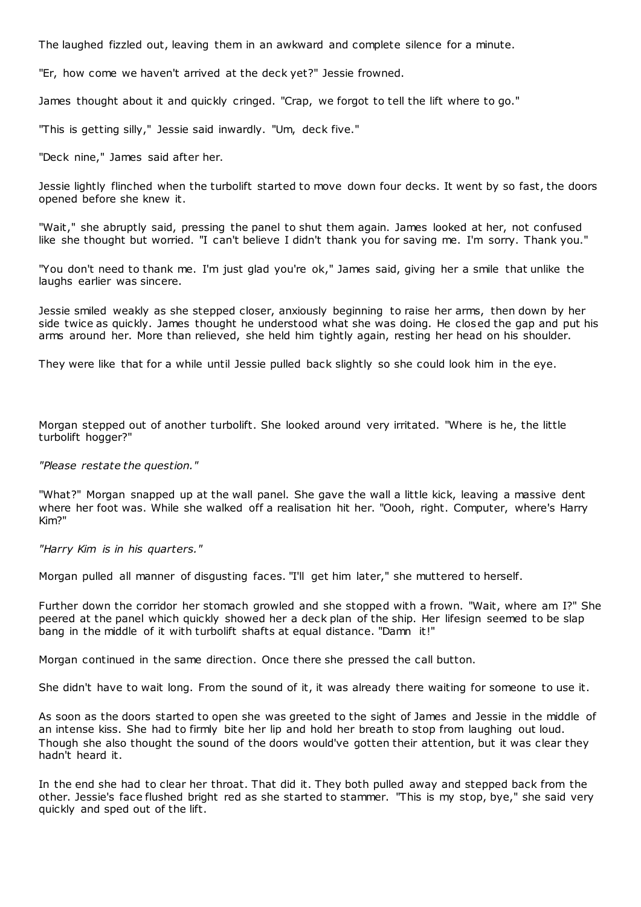The laughed fizzled out, leaving them in an awkward and complete silence for a minute.

"Er, how come we haven't arrived at the deck yet?" Jessie frowned.

James thought about it and quickly cringed. "Crap, we forgot to tell the lift where to go."

"This is getting silly," Jessie said inwardly. "Um, deck five."

"Deck nine," James said after her.

Jessie lightly flinched when the turbolift started to move down four decks. It went by so fast, the doors opened before she knew it.

"Wait," she abruptly said, pressing the panel to shut them again. James looked at her, not confused like she thought but worried. "I can't believe I didn't thank you for saving me. I'm sorry. Thank you."

"You don't need to thank me. I'm just glad you're ok," James said, giving her a smile that unlike the laughs earlier was sincere.

Jessie smiled weakly as she stepped closer, anxiously beginning to raise her arms, then down by her side twice as quickly. James thought he understood what she was doing. He closed the gap and put his arms around her. More than relieved, she held him tightly again, resting her head on his shoulder.

They were like that for a while until Jessie pulled back slightly so she could look him in the eye.

Morgan stepped out of another turbolift. She looked around very irritated. "Where is he, the little turbolift hogger?"

*"Please restate the question."*

"What?" Morgan snapped up at the wall panel. She gave the wall a little kick, leaving a massive dent where her foot was. While she walked off a realisation hit her. "Oooh, right. Computer, where's Harry Kim?"

*"Harry Kim is in his quarters."*

Morgan pulled all manner of disgusting faces. "I'll get him later," she muttered to herself.

Further down the corridor her stomach growled and she stopped with a frown. "Wait, where am I?" She peered at the panel which quickly showed her a deck plan of the ship. Her lifesign seemed to be slap bang in the middle of it with turbolift shafts at equal distance. "Damn it!"

Morgan continued in the same direction. Once there she pressed the call button.

She didn't have to wait long. From the sound of it, it was already there waiting for someone to use it.

As soon as the doors started to open she was greeted to the sight of James and Jessie in the middle of an intense kiss. She had to firmly bite her lip and hold her breath to stop from laughing out loud. Though she also thought the sound of the doors would've gotten their attention, but it was clear they hadn't heard it.

In the end she had to clear her throat. That did it. They both pulled away and stepped back from the other. Jessie's face flushed bright red as she started to stammer. "This is my stop, bye," she said very quickly and sped out of the lift.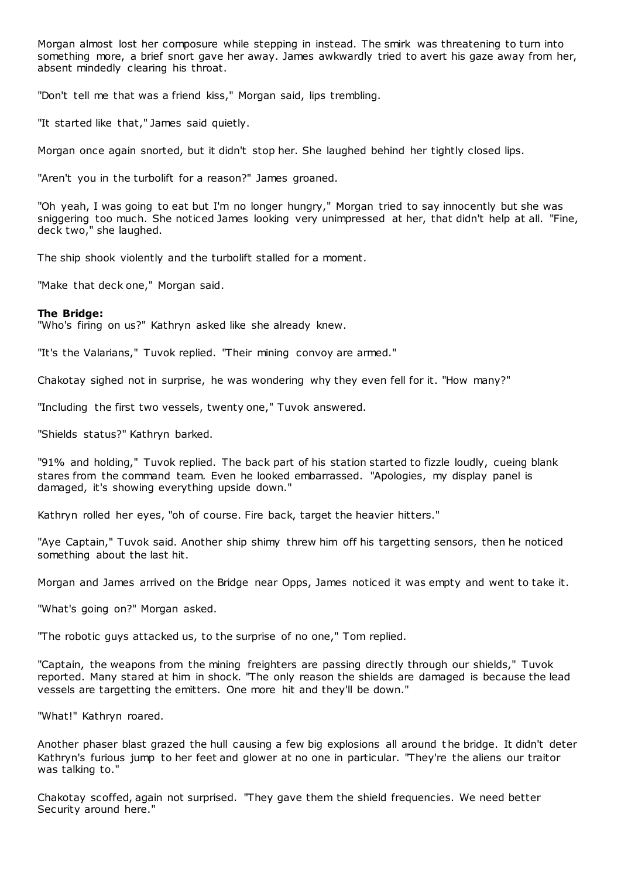Morgan almost lost her composure while stepping in instead. The smirk was threatening to turn into something more, a brief snort gave her away. James awkwardly tried to avert his gaze away from her, absent mindedly clearing his throat.

"Don't tell me that was a friend kiss," Morgan said, lips trembling.

"It started like that," James said quietly.

Morgan once again snorted, but it didn't stop her. She laughed behind her tightly closed lips.

"Aren't you in the turbolift for a reason?" James groaned.

"Oh yeah, I was going to eat but I'm no longer hungry," Morgan tried to say innocently but she was sniggering too much. She noticed James looking very unimpressed at her, that didn't help at all. "Fine, deck two," she laughed.

The ship shook violently and the turbolift stalled for a moment.

"Make that deck one," Morgan said.

**The Bridge:**

"Who's firing on us?" Kathryn asked like she already knew.

"It's the Valarians," Tuvok replied. "Their mining convoy are armed."

Chakotay sighed not in surprise, he was wondering why they even fell for it. "How many?"

"Including the first two vessels, twenty one," Tuvok answered.

"Shields status?" Kathryn barked.

"91% and holding," Tuvok replied. The back part of his station started to fizzle loudly, cueing blank stares from the command team. Even he looked embarrassed. "Apologies, my display panel is damaged, it's showing everything upside down."

Kathryn rolled her eyes, "oh of course. Fire back, target the heavier hitters."

"Aye Captain," Tuvok said. Another ship shimy threw him off his targetting sensors, then he noticed something about the last hit.

Morgan and James arrived on the Bridge near Opps, James noticed it was empty and went to take it.

"What's going on?" Morgan asked.

"The robotic guys attacked us, to the surprise of no one," Tom replied.

"Captain, the weapons from the mining freighters are passing directly through our shields," Tuvok reported. Many stared at him in shock. "The only reason the shields are damaged is because the lead vessels are targetting the emitters. One more hit and they'll be down."

"What!" Kathryn roared.

Another phaser blast grazed the hull causing a few big explosions all around the bridge. It didn't deter Kathryn's furious jump to her feet and glower at no one in particular. "They're the aliens our traitor was talking to."

Chakotay scoffed, again not surprised. "They gave them the shield frequencies. We need better Security around here."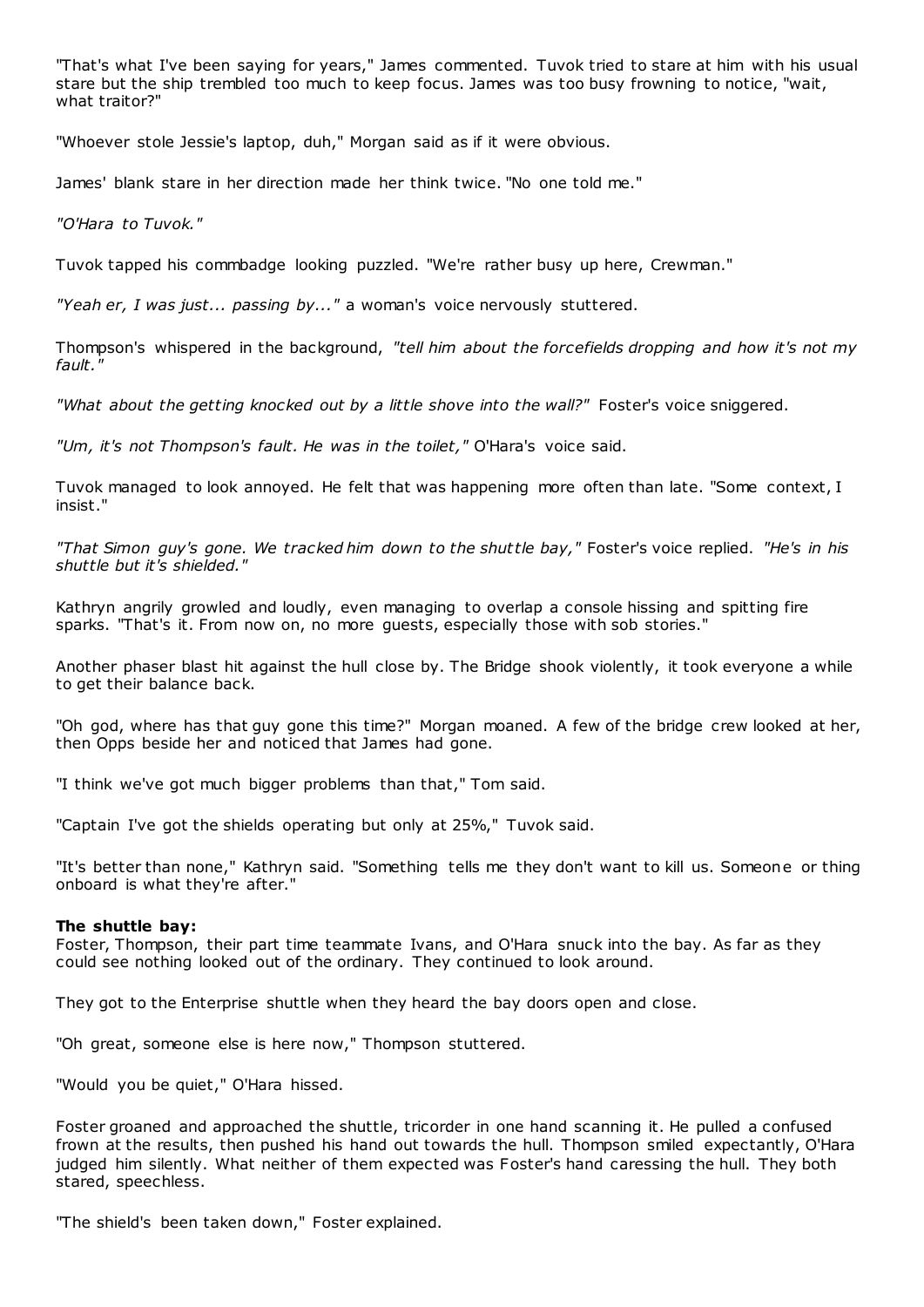"That's what I've been saying for years," James commented. Tuvok tried to stare at him with his usual stare but the ship trembled too much to keep focus. James was too busy frowning to notice, "wait, what traitor?"

"Whoever stole Jessie's laptop, duh," Morgan said as if it were obvious.

James' blank stare in her direction made her think twice. "No one told me."

*"O'Hara to Tuvok."*

Tuvok tapped his commbadge looking puzzled. "We're rather busy up here, Crewman."

*"Yeah er, I was just... passing by..."* a woman's voice nervously stuttered.

Thompson's whispered in the background, *"tell him about the forcefields dropping and how it's not my fault."*

*"What about the getting knocked out by a little shove into the wall?"* Foster's voice sniggered.

*"Um, it's not Thompson's fault. He was in the toilet,"* O'Hara's voice said.

Tuvok managed to look annoyed. He felt that was happening more often than late. "Some context, I insist."

*"That Simon guy's gone. We tracked him down to the shuttle bay,"* Foster's voice replied. *"He's in his shuttle but it's shielded."*

Kathryn angrily growled and loudly, even managing to overlap a console hissing and spitting fire sparks. "That's it. From now on, no more guests, especially those with sob stories."

Another phaser blast hit against the hull close by. The Bridge shook violently, it took everyone a while to get their balance back.

"Oh god, where has that guy gone this time?" Morgan moaned. A few of the bridge crew looked at her, then Opps beside her and noticed that James had gone.

"I think we've got much bigger problems than that," Tom said.

"Captain I've got the shields operating but only at 25%," Tuvok said.

"It's better than none," Kathryn said. "Something tells me they don't want to kill us. Someone or thing onboard is what they're after."

**The shuttle bay:**
Foster, Thompson, their part time teammate Ivans, and O'Hara snuck into the bay. As far as they could see nothing looked out of the ordinary. They continued to look around.

They got to the Enterprise shuttle when they heard the bay doors open and close.

"Oh great, someone else is here now," Thompson stuttered.

"Would you be quiet," O'Hara hissed.

Foster groaned and approached the shuttle, tricorder in one hand scanning it. He pulled a confused frown at the results, then pushed his hand out towards the hull. Thompson smiled expectantly, O'Hara judged him silently. What neither of them expected was Foster's hand caressing the hull. They both stared, speechless.

"The shield's been taken down," Foster explained.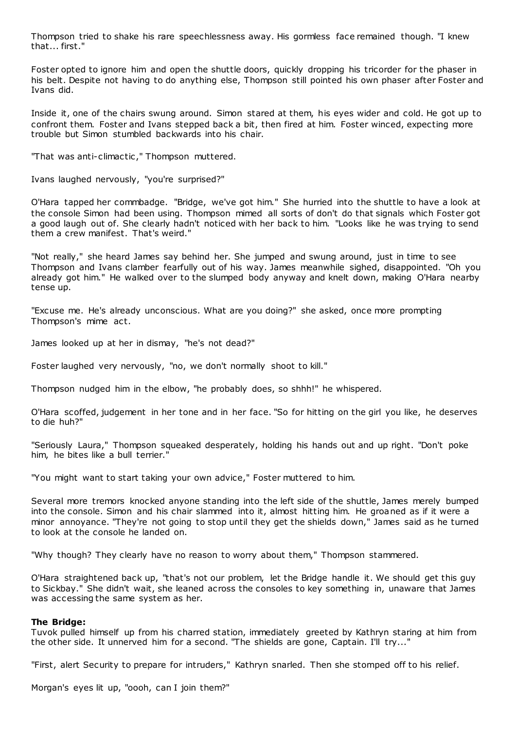Thompson tried to shake his rare speechlessness away. His gormless face remained though. "I knew that... first."

Foster opted to ignore him and open the shuttle doors, quickly dropping his tricorder for the phaser in his belt. Despite not having to do anything else, Thompson still pointed his own phaser after Foster and Ivans did.

Inside it, one of the chairs swung around. Simon stared at them, his eyes wider and cold. He got up to confront them. Foster and Ivans stepped back a bit, then fired at him. Foster winced, expecting more trouble but Simon stumbled backwards into his chair.

"That was anti-climactic," Thompson muttered.

Ivans laughed nervously, "you're surprised?"

O'Hara tapped her commbadge. "Bridge, we've got him." She hurried into the shuttle to have a look at the console Simon had been using. Thompson mimed all sorts of don't do that signals which Foster got a good laugh out of. She clearly hadn't noticed with her back to him. "Looks like he was trying to send them a crew manifest. That's weird."

"Not really," she heard James say behind her. She jumped and swung around, just in time to see Thompson and Ivans clamber fearfully out of his way. James meanwhile sighed, disappointed. "Oh you already got him." He walked over to the slumped body anyway and knelt down, making O'Hara nearby tense up.

"Excuse me. He's already unconscious. What are you doing?" she asked, once more prompting Thompson's mime act.

James looked up at her in dismay, "he's not dead?"

Foster laughed very nervously, "no, we don't normally shoot to kill."

Thompson nudged him in the elbow, "he probably does, so shhh!" he whispered.

O'Hara scoffed, judgement in her tone and in her face. "So for hitting on the girl you like, he deserves to die huh?"

"Seriously Laura," Thompson squeaked desperately, holding his hands out and up right. "Don't poke him, he bites like a bull terrier."

"You might want to start taking your own advice," Foster muttered to him.

Several more tremors knocked anyone standing into the left side of the shuttle, James merely bumped into the console. Simon and his chair slammed into it, almost hitting him. He groaned as if it were a minor annoyance. "They're not going to stop until they get the shields down," James said as he turned to look at the console he landed on.

"Why though? They clearly have no reason to worry about them," Thompson stammered.

O'Hara straightened back up, "that's not our problem, let the Bridge handle it. We should get this guy to Sickbay." She didn't wait, she leaned across the consoles to key something in, unaware that James was accessing the same system as her.

**The Bridge:**
Tuvok pulled himself up from his charred station, immediately greeted by Kathryn staring at him from the other side. It unnerved him for a second. "The shields are gone, Captain. I'll try..."

"First, alert Security to prepare for intruders," Kathryn snarled. Then she stomped off to his relief.

Morgan's eyes lit up, "oooh, can I join them?"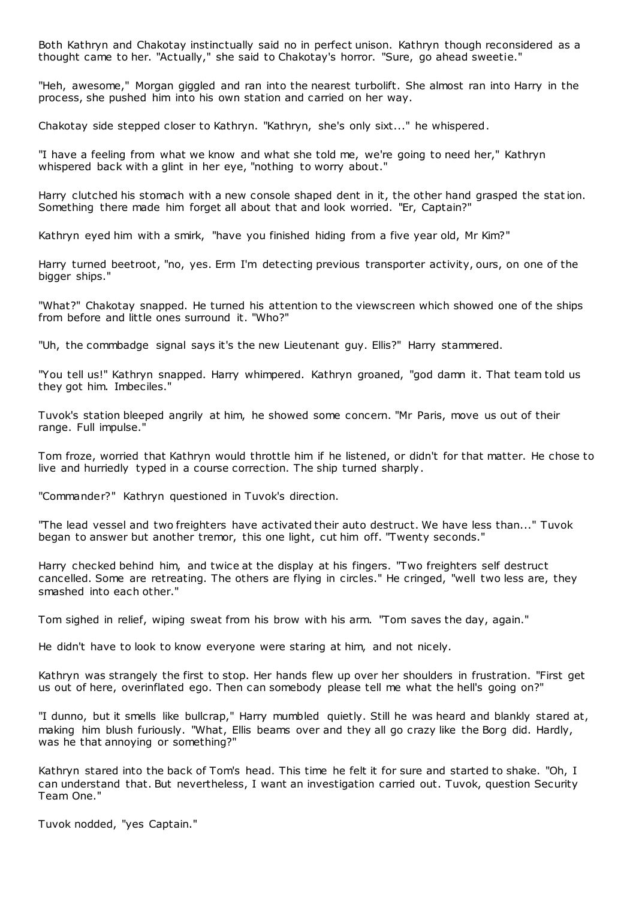Both Kathryn and Chakotay instinctually said no in perfect unison. Kathryn though reconsidered as a thought came to her. "Actually," she said to Chakotay's horror. "Sure, go ahead sweetie."

"Heh, awesome," Morgan giggled and ran into the nearest turbolift. She almost ran into Harry in the process, she pushed him into his own station and carried on her way.

Chakotay side stepped closer to Kathryn. "Kathryn, she's only sixt..." he whispered.

"I have a feeling from what we know and what she told me, we're going to need her," Kathryn whispered back with a glint in her eye, "nothing to worry about."

Harry clutched his stomach with a new console shaped dent in it, the other hand grasped the station. Something there made him forget all about that and look worried. "Er, Captain?"

Kathryn eyed him with a smirk, "have you finished hiding from a five year old, Mr Kim?"

Harry turned beetroot, "no, yes. Erm I'm detecting previous transporter activity, ours, on one of the bigger ships."

"What?" Chakotay snapped. He turned his attention to the viewscreen which showed one of the ships from before and little ones surround it. "Who?"

"Uh, the commbadge signal says it's the new Lieutenant guy. Ellis?" Harry stammered.

"You tell us!" Kathryn snapped. Harry whimpered. Kathryn groaned, "god damn it. That team told us they got him. Imbeciles."

Tuvok's station bleeped angrily at him, he showed some concern. "Mr Paris, move us out of their range. Full impulse."

Tom froze, worried that Kathryn would throttle him if he listened, or didn't for that matter. He chose to live and hurriedly typed in a course correction. The ship turned sharply.

"Commander?" Kathryn questioned in Tuvok's direction.

"The lead vessel and two freighters have activated their auto destruct. We have less than..." Tuvok began to answer but another tremor, this one light, cut him off. "Twenty seconds."

Harry checked behind him, and twice at the display at his fingers. "Two freighters self destruct cancelled. Some are retreating. The others are flying in circles." He cringed, "well two less are, they smashed into each other."

Tom sighed in relief, wiping sweat from his brow with his arm. "Tom saves the day, again."

He didn't have to look to know everyone were staring at him, and not nicely.

Kathryn was strangely the first to stop. Her hands flew up over her shoulders in frustration. "First get us out of here, overinflated ego. Then can somebody please tell me what the hell's going on?"

"I dunno, but it smells like bullcrap," Harry mumbled quietly. Still he was heard and blankly stared at, making him blush furiously. "What, Ellis beams over and they all go crazy like the Borg did. Hardly, was he that annoying or something?"

Kathryn stared into the back of Tom's head. This time he felt it for sure and started to shake. "Oh, I can understand that. But nevertheless, I want an investigation carried out. Tuvok, question Security Team One."

Tuvok nodded, "yes Captain."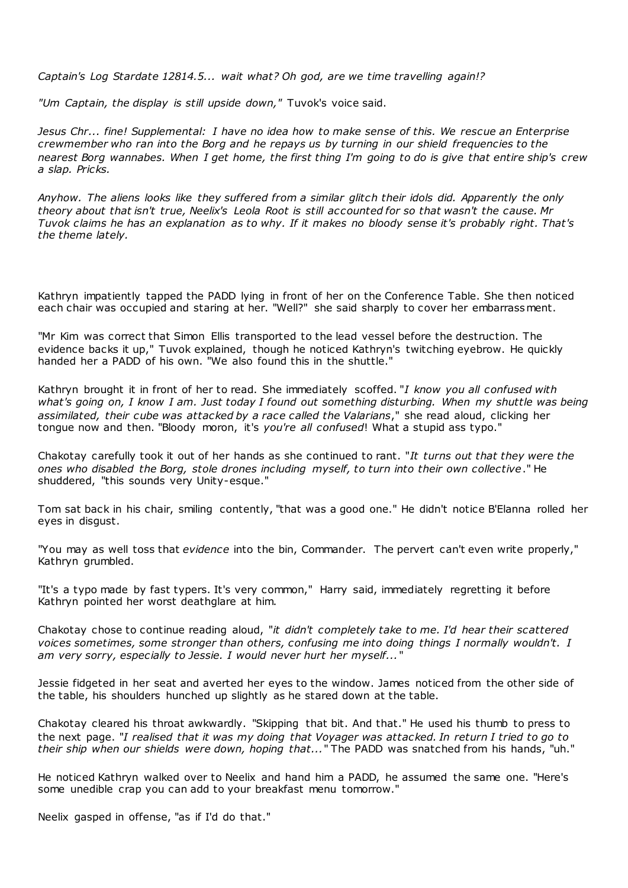*Captain's Log Stardate 12814.5... wait what? Oh god, are we time travelling again!?*

*"Um Captain, the display is still upside down,"* Tuvok's voice said.

*Jesus Chr... fine! Supplemental: I have no idea how to make sense of this. We rescue an Enterprise crewmember who ran into the Borg and he repays us by turning in our shield frequencies to the nearest Borg wannabes. When I get home, the first thing I'm going to do is give that entire ship's crew a slap. Pricks.*

*Anyhow. The aliens looks like they suffered from a similar glitch their idols did. Apparently the only theory about that isn't true, Neelix's Leola Root is still accounted for so that wasn't the cause. Mr Tuvok claims he has an explanation as to why. If it makes no bloody sense it's probably right. That's the theme lately.*

Kathryn impatiently tapped the PADD lying in front of her on the Conference Table. She then noticed each chair was occupied and staring at her. "Well?" she said sharply to cover her embarrassment.

"Mr Kim was correct that Simon Ellis transported to the lead vessel before the destruction. The evidence backs it up," Tuvok explained, though he noticed Kathryn's twitching eyebrow. He quickly handed her a PADD of his own. "We also found this in the shuttle."

Kathryn brought it in front of her to read. She immediately scoffed. "*I know you all confused with what's going on, I know I am. Just today I found out something disturbing. When my shuttle was being assimilated, their cube was attacked by a race called the Valarians*," she read aloud, clicking her tongue now and then. "Bloody moron, it's *you're all confused*! What a stupid ass typo."

Chakotay carefully took it out of her hands as she continued to rant. "*It turns out that they were the ones who disabled the Borg, stole drones including myself, to turn into their own collective*." He shuddered, "this sounds very Unity-esque."

Tom sat back in his chair, smiling contently, "that was a good one." He didn't notice B'Elanna rolled her eyes in disgust.

"You may as well toss that *evidence* into the bin, Commander. The pervert can't even write properly," Kathryn grumbled.

"It's a typo made by fast typers. It's very common," Harry said, immediately regretting it before Kathryn pointed her worst deathglare at him.

Chakotay chose to continue reading aloud, "*it didn't completely take to me. I'd hear their scattered voices sometimes, some stronger than others, confusing me into doing things I normally wouldn't. I am very sorry, especially to Jessie. I would never hurt her myself...*"

Jessie fidgeted in her seat and averted her eyes to the window. James noticed from the other side of the table, his shoulders hunched up slightly as he stared down at the table.

Chakotay cleared his throat awkwardly. "Skipping that bit. And that." He used his thumb to press to the next page. "*I realised that it was my doing that Voyager was attacked. In return I tried to go to their ship when our shields were down, hoping that...*" The PADD was snatched from his hands, "uh."

He noticed Kathryn walked over to Neelix and hand him a PADD, he assumed the same one. "Here's some unedible crap you can add to your breakfast menu tomorrow."

Neelix gasped in offense, "as if I'd do that."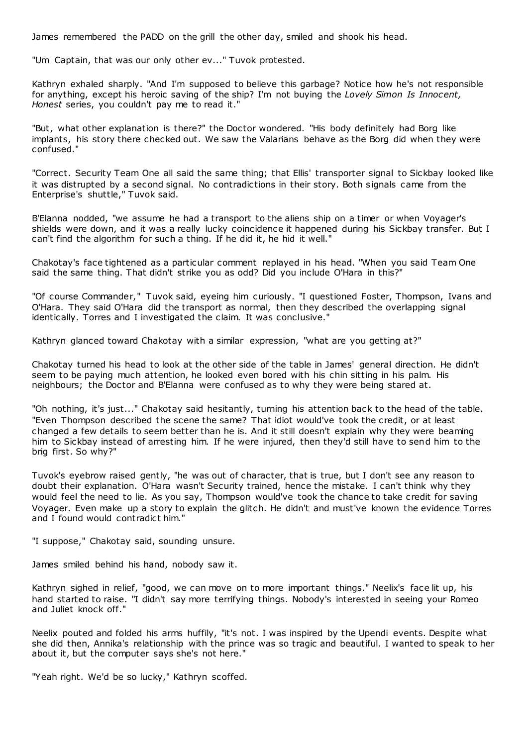James remembered the PADD on the grill the other day, smiled and shook his head.

"Um Captain, that was our only other ev..." Tuvok protested.

Kathryn exhaled sharply. "And I'm supposed to believe this garbage? Notice how he's not responsible for anything, except his heroic saving of the ship? I'm not buying the *Lovely Simon Is Innocent, Honest* series, you couldn't pay me to read it."

"But, what other explanation is there?" the Doctor wondered. "His body definitely had Borg like implants, his story there checked out. We saw the Valarians behave as the Borg did when they were confused."

"Correct. Security Team One all said the same thing; that Ellis' transporter signal to Sickbay looked like it was distrupted by a second signal. No contradictions in their story. Both signals came from the Enterprise's shuttle," Tuvok said.

B'Elanna nodded, "we assume he had a transport to the aliens ship on a timer or when Voyager's shields were down, and it was a really lucky coincidence it happened during his Sickbay transfer. But I can't find the algorithm for such a thing. If he did it, he hid it well."

Chakotay's face tightened as a particular comment replayed in his head. "When you said Team One said the same thing. That didn't strike you as odd? Did you include O'Hara in this?"

"Of course Commander," Tuvok said, eyeing him curiously. "I questioned Foster, Thompson, Ivans and O'Hara. They said O'Hara did the transport as normal, then they described the overlapping signal identically. Torres and I investigated the claim. It was conclusive."

Kathryn glanced toward Chakotay with a similar expression, "what are you getting at?"

Chakotay turned his head to look at the other side of the table in James' general direction. He didn't seem to be paying much attention, he looked even bored with his chin sitting in his palm. His neighbours; the Doctor and B'Elanna were confused as to why they were being stared at.

"Oh nothing, it's just..." Chakotay said hesitantly, turning his attention back to the head of the table. "Even Thompson described the scene the same? That idiot would've took the credit, or at least changed a few details to seem better than he is. And it still doesn't explain why they were beaming him to Sickbay instead of arresting him. If he were injured, then they'd still have to send him to the brig first. So why?"

Tuvok's eyebrow raised gently, "he was out of character, that is true, but I don't see any reason to doubt their explanation. O'Hara wasn't Security trained, hence the mistake. I can't think why they would feel the need to lie. As you say, Thompson would've took the chance to take credit for saving Voyager. Even make up a story to explain the glitch. He didn't and must've known the evidence Torres and I found would contradict him."

"I suppose," Chakotay said, sounding unsure.

James smiled behind his hand, nobody saw it.

Kathryn sighed in relief, "good, we can move on to more important things." Neelix's face lit up, his hand started to raise. "I didn't say more terrifying things. Nobody's interested in seeing your Romeo and Juliet knock off."

Neelix pouted and folded his arms huffily, "it's not. I was inspired by the Upendi events. Despite what she did then, Annika's relationship with the prince was so tragic and beautiful. I wanted to speak to her about it, but the computer says she's not here."

"Yeah right. We'd be so lucky," Kathryn scoffed.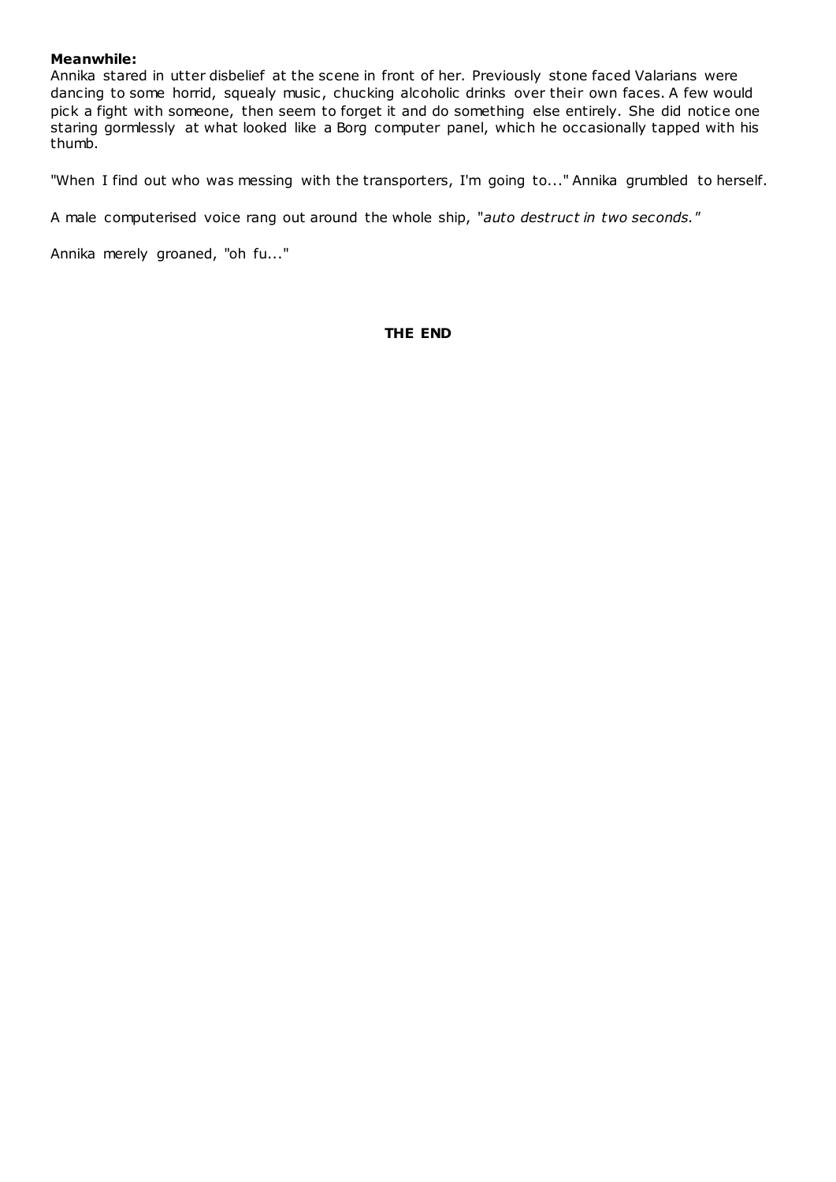**Meanwhile:**

Annika stared in utter disbelief at the scene in front of her. Previously stone faced Valarians were dancing to some horrid, squealy music, chucking alcoholic drinks over their own faces. A few would pick a fight with someone, then seem to forget it and do something else entirely. She did notice one staring gormlessly at what looked like a Borg computer panel, which he occasionally tapped with his thumb.

"When I find out who was messing with the transporters, I'm going to..." Annika grumbled to herself.

A male computerised voice rang out around the whole ship, "*auto destruct in two seconds.*"

Annika merely groaned, "oh fu..."

**THE END**